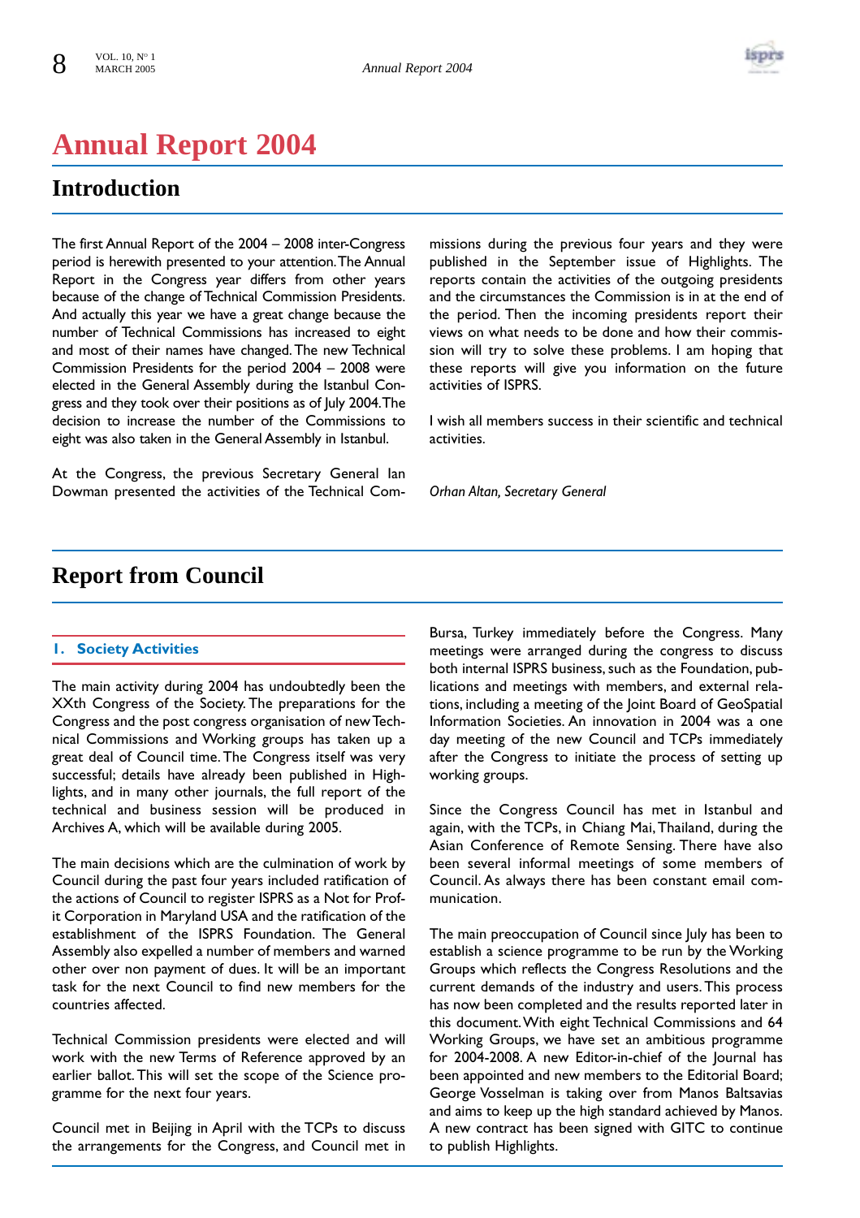# Annual Report 2004

## Introduction

The first Annual Report of the 2004 – 2008 inter-Congress period is herewith presented to your attention. The Annual Report in the Congress year differs from other years because of the change of Technical Commission Presidents. And actually this year we have a great change because the number of Technical Commissions has increased to eight and most of their names have changed. The new Technical Commission Presidents for the period 2004 – 2008 were elected in the General Assembly during the Istanbul Congress and they took over their positions as of July 2004. The decision to increase the number of the Commissions to eight was also taken in the General Assembly in Istanbul.

At the Congress, the previous Secretary General Ian Dowman presented the activities of the Technical Commissions during the previous four years and they were published in the September issue of Highlights. The reports contain the activities of the outgoing presidents and the circumstances the Commission is in at the end of the period. Then the incoming presidents report their views on what needs to be done and how their commission will try to solve these problems. I am hoping that these reports will give you information on the future activities of ISPRS.

I wish all members success in their scientific and technical activities.

*Orhan Altan, Secretary General*

## Report from Council

### 1. Society Activities

The main activity during 2004 has undoubtedly been the XXth Congress of the Society. The preparations for the Congress and the post congress organisation of new Technical Commissions and Working groups has taken up a great deal of Council time. The Congress itself was very successful; details have already been published in Highlights, and in many other journals, the full report of the technical and business session will be produced in Archives A, which will be available during 2005.

The main decisions which are the culmination of work by Council during the past four years included ratification of the actions of Council to register ISPRS as a Not for Profit Corporation in Maryland USA and the ratification of the establishment of the ISPRS Foundation. The General Assembly also expelled a number of members and warned other over non payment of dues. It will be an important task for the next Council to find new members for the countries affected.

Technical Commission presidents were elected and will work with the new Terms of Reference approved by an earlier ballot. This will set the scope of the Science programme for the next four years.

Council met in Beijing in April with the TCPs to discuss the arrangements for the Congress, and Council met in Bursa, Turkey immediately before the Congress. Many meetings were arranged during the congress to discuss both internal ISPRS business, such as the Foundation, publications and meetings with members, and external relations, including a meeting of the Joint Board of GeoSpatial Information Societies. An innovation in 2004 was a one day meeting of the new Council and TCPs immediately after the Congress to initiate the process of setting up working groups.

Since the Congress Council has met in Istanbul and again, with the TCPs, in Chiang Mai, Thailand, during the Asian Conference of Remote Sensing. There have also been several informal meetings of some members of Council. As always there has been constant email communication.

The main preoccupation of Council since July has been to establish a science programme to be run by the Working Groups which reflects the Congress Resolutions and the current demands of the industry and users. This process has now been completed and the results reported later in this document. With eight Technical Commissions and 64 Working Groups, we have set an ambitious programme for 2004-2008. A new Editor-in-chief of the Journal has been appointed and new members to the Editorial Board; George Vosselman is taking over from Manos Baltsavias and aims to keep up the high standard achieved by Manos. A new contract has been signed with GITC to continue to publish Highlights.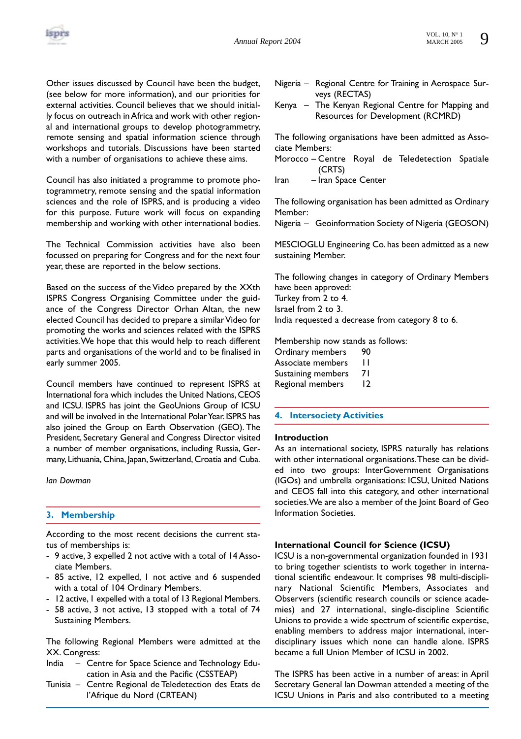Other issues discussed by Council have been the budget, (see below for more information), and our priorities for external activities. Council believes that we should initially focus on outreach in Africa and work with other regional and international groups to develop photogrammetry, remote sensing and spatial information science through workshops and tutorials. Discussions have been started with a number of organisations to achieve these aims.

Council has also initiated a programme to promote photogrammetry, remote sensing and the spatial information sciences and the role of ISPRS, and is producing a video for this purpose. Future work will focus on expanding membership and working with other international bodies.

The Technical Commission activities have also been focussed on preparing for Congress and for the next four year, these are reported in the below sections.

Based on the success of the Video prepared by the XXth ISPRS Congress Organising Committee under the guidance of the Congress Director Orhan Altan, the new elected Council has decided to prepare a similar Video for promoting the works and sciences related with the ISPRS activities. We hope that this would help to reach different parts and organisations of the world and to be finalised in early summer 2005.

Council members have continued to represent ISPRS at International fora which includes the United Nations, CEOS and ICSU. ISPRS has joint the GeoUnions Group of ICSU and will be involved in the International Polar Year. ISPRS has also joined the Group on Earth Observation (GEO). The President, Secretary General and Congress Director visited a number of member organisations, including Russia, Germany, Lithuania, China, Japan, Switzerland, Croatia and Cuba.

*Ian Dowman*

## 3. Membership

According to the most recent decisions the current status of memberships is:

- 9 active, 3 expelled 2 not active with a total of 14 Associate Members.
- 85 active, 12 expelled, 1 not active and 6 suspended with a total of 104 Ordinary Members.
- 12 active, 1 expelled with a total of 13 Regional Members.
- 58 active, 3 not active, 13 stopped with a total of 74 Sustaining Members.

The following Regional Members were admitted at the XX. Congress:

India – Centre for Space Science and Technology Education in Asia and the Pacific (CSSTEAP)
Tunisia – Centre Regional de Teledetection des Etats de l'Afrique du Nord (CRTEAN)
Nigeria – Regional Centre for Training in Aerospace Surveys (RECTAS)
Kenya – The Kenyan Regional Centre for Mapping and Resources for Development (RCMRD)

The following organisations have been admitted as Associate Members:

Morocco – Centre Royal de Teledetection Spatiale (CRTS)
Iran – Iran Space Center

The following organisation has been admitted as Ordinary Member:

Nigeria – Geoinformation Society of Nigeria (GEOSON)

MESCIOGLU Engineering Co. has been admitted as a new sustaining Member.

The following changes in category of Ordinary Members have been approved:
Turkey from 2 to 4.
Israel from 2 to 3.
India requested a decrease from category 8 to 6.

Membership now stands as follows:

| | |
|---|---|
| Ordinary members | 90 |
| Associate members | 11 |
| Sustaining members | 71 |
| Regional members | 12 |

## 4. Intersociety Activities

### Introduction

As an international society, ISPRS naturally has relations with other international organisations. These can be divided into two groups: InterGovernment Organisations (IGOs) and umbrella organisations: ICSU, United Nations and CEOS fall into this category, and other international societies. We are also a member of the Joint Board of Geo Information Societies.

### International Council for Science (ICSU)

ICSU is a non-governmental organization founded in 1931 to bring together scientists to work together in international scientific endeavour. It comprises 98 multi-disciplinary National Scientific Members, Associates and Observers (scientific research councils or science academies) and 27 international, single-discipline Scientific Unions to provide a wide spectrum of scientific expertise, enabling members to address major international, interdisciplinary issues which none can handle alone. ISPRS became a full Union Member of ICSU in 2002.

The ISPRS has been active in a number of areas: in April Secretary General Ian Dowman attended a meeting of the ICSU Unions in Paris and also contributed to a meeting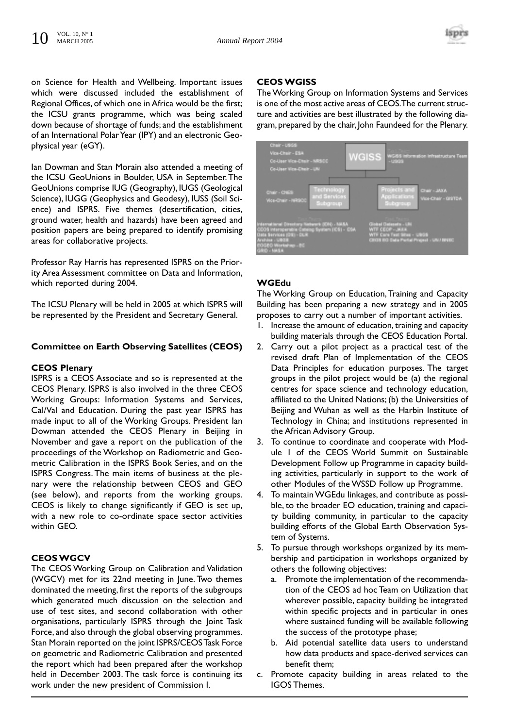on Science for Health and Wellbeing. Important issues which were discussed included the establishment of Regional Offices, of which one in Africa would be the first; the ICSU grants programme, which was being scaled down because of shortage of funds; and the establishment of an International Polar Year (IPY) and an electronic Geophysical year (eGY).

Ian Dowman and Stan Morain also attended a meeting of the ICSU GeoUnions in Boulder, USA in September. The GeoUnions comprise IUG (Geography), IUGS (Geological Science), IUGG (Geophysics and Geodesy), IUSS (Soil Science) and ISPRS. Five themes (desertification, cities, ground water, health and hazards) have been agreed and position papers are being prepared to identify promising areas for collaborative projects.

Professor Ray Harris has represented ISPRS on the Priority Area Assessment committee on Data and Information, which reported during 2004.

The ICSU Plenary will be held in 2005 at which ISPRS will be represented by the President and Secretary General.

### Committee on Earth Observing Satellites (CEOS)

#### CEOS Plenary

ISPRS is a CEOS Associate and so is represented at the CEOS Plenary. ISPRS is also involved in the three CEOS Working Groups: Information Systems and Services, Cal/Val and Education. During the past year ISPRS has made input to all of the Working Groups. President Ian Dowman attended the CEOS Plenary in Beijing in November and gave a report on the publication of the proceedings of the Workshop on Radiometric and Geometric Calibration in the ISPRS Book Series, and on the ISPRS Congress. The main items of business at the plenary were the relationship between CEOS and GEO (see below), and reports from the working groups. CEOS is likely to change significantly if GEO is set up, with a new role to co-ordinate space sector activities within GEO.

#### CEOS WGCV

The CEOS Working Group on Calibration and Validation (WGCV) met for its 22nd meeting in June. Two themes dominated the meeting, first the reports of the subgroups which generated much discussion on the selection and use of test sites, and second collaboration with other organisations, particularly ISPRS through the Joint Task Force, and also through the global observing programmes. Stan Morain reported on the joint ISPRS/CEOS Task Force on geometric and Radiometric Calibration and presented the report which had been prepared after the workshop held in December 2003. The task force is continuing its work under the new president of Commission I.

#### CEOS WGISS

The Working Group on Information Systems and Services is one of the most active areas of CEOS. The current structure and activities are best illustrated by the following diagram, prepared by the chair, John Faundeed for the Plenary.

Chair - USGS
Vice-Chair - ESA
Co-User Vice-Chair - NRSCC
Co-User Vice-Chair - UN

WGISS

WGISS Information Infrastructure Team - USGS

Chair - CNES
Vice-Chair - NRSCC

Technology and Services Subgroup

Projects and Applications Subgroup

Chair - JAXA
Vice-Chair - GISTDA

International Directory Network (IDN) - NASA
CEOS Interoperable Catalog System (ICS) - ESA
Data Services (DS) - DLR
Archive - USGS
EOGEO Workshop - EC
GRID - NASA

Global Datasets - UN
WTF CEOP - JAXA
WTF Core Test Sites - USGS
CEOS EO Data Portal Project - UN/BRSC

#### WGEdu

The Working Group on Education, Training and Capacity Building has been preparing a new strategy and in 2005 proposes to carry out a number of important activities.

1. Increase the amount of education, training and capacity building materials through the CEOS Education Portal.
2. Carry out a pilot project as a practical test of the revised draft Plan of Implementation of the CEOS Data Principles for education purposes. The target groups in the pilot project would be (a) the regional centres for space science and technology education, affiliated to the United Nations; (b) the Universities of Beijing and Wuhan as well as the Harbin Institute of Technology in China; and institutions represented in the African Advisory Group.
3. To continue to coordinate and cooperate with Module 1 of the CEOS World Summit on Sustainable Development Follow up Programme in capacity building activities, particularly in support to the work of other Modules of the WSSD Follow up Programme.
4. To maintain WGEdu linkages, and contribute as possible, to the broader EO education, training and capacity building community, in particular to the capacity building efforts of the Global Earth Observation System of Systems.
5. To pursue through workshops organized by its membership and participation in workshops organized by others the following objectives:
   a. Promote the implementation of the recommendation of the CEOS ad hoc Team on Utilization that wherever possible, capacity building be integrated within specific projects and in particular in ones where sustained funding will be available following the success of the prototype phase;
   b. Aid potential satellite data users to understand how data products and space-derived services can benefit them;
   c. Promote capacity building in areas related to the IGOS Themes.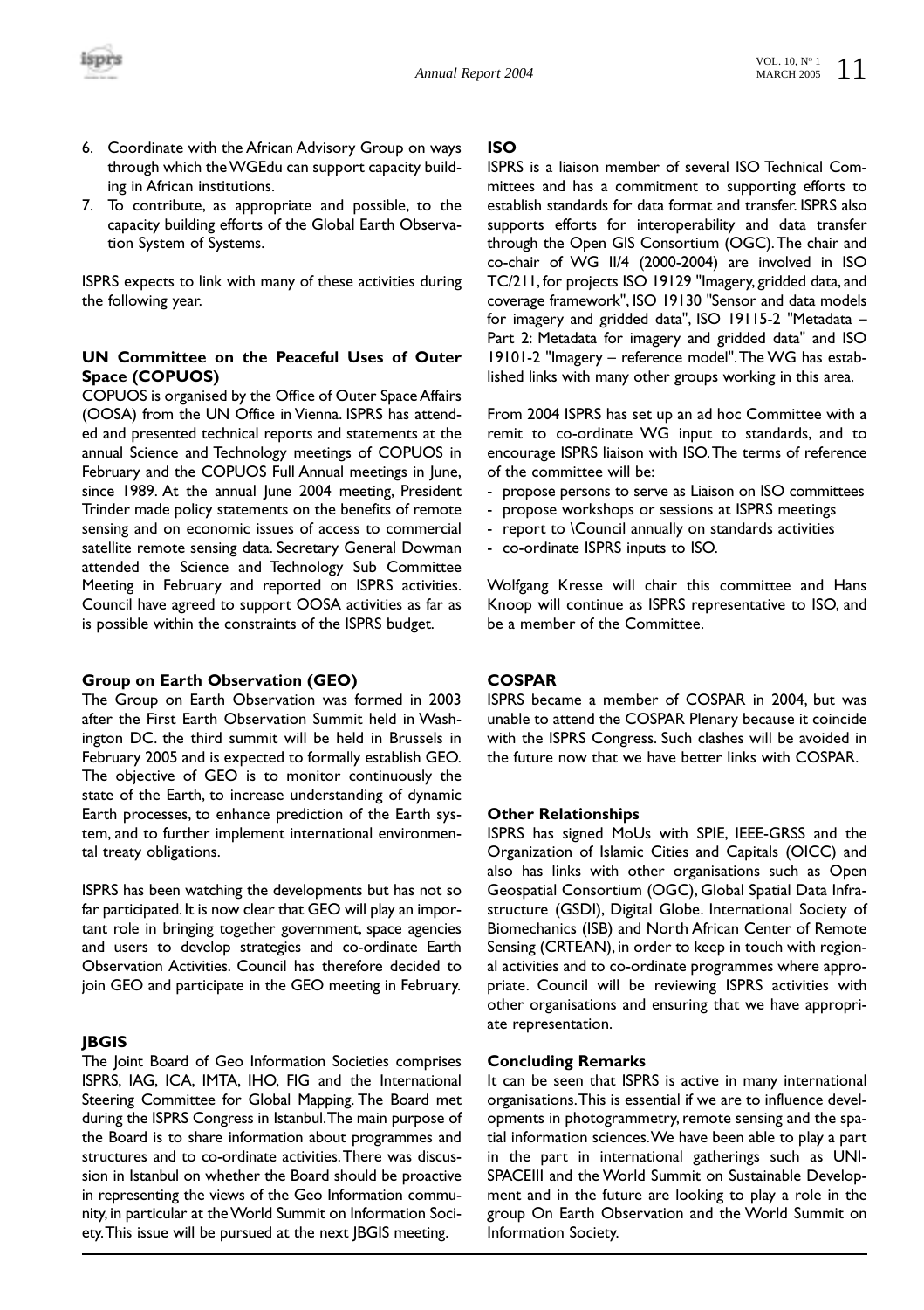6. Coordinate with the African Advisory Group on ways through which the WGEdu can support capacity building in African institutions.
7. To contribute, as appropriate and possible, to the capacity building efforts of the Global Earth Observation System of Systems.

ISPRS expects to link with many of these activities during the following year.

### UN Committee on the Peaceful Uses of Outer Space (COPUOS)

COPUOS is organised by the Office of Outer Space Affairs (OOSA) from the UN Office in Vienna. ISPRS has attended and presented technical reports and statements at the annual Science and Technology meetings of COPUOS in February and the COPUOS Full Annual meetings in June, since 1989. At the annual June 2004 meeting, President Trinder made policy statements on the benefits of remote sensing and on economic issues of access to commercial satellite remote sensing data. Secretary General Dowman attended the Science and Technology Sub Committee Meeting in February and reported on ISPRS activities. Council have agreed to support OOSA activities as far as is possible within the constraints of the ISPRS budget.

### Group on Earth Observation (GEO)

The Group on Earth Observation was formed in 2003 after the First Earth Observation Summit held in Washington DC. the third summit will be held in Brussels in February 2005 and is expected to formally establish GEO. The objective of GEO is to monitor continuously the state of the Earth, to increase understanding of dynamic Earth processes, to enhance prediction of the Earth system, and to further implement international environmental treaty obligations.

ISPRS has been watching the developments but has not so far participated. It is now clear that GEO will play an important role in bringing together government, space agencies and users to develop strategies and co-ordinate Earth Observation Activities. Council has therefore decided to join GEO and participate in the GEO meeting in February.

### JBGIS

The Joint Board of Geo Information Societies comprises ISPRS, IAG, ICA, IMTA, IHO, FIG and the International Steering Committee for Global Mapping. The Board met during the ISPRS Congress in Istanbul. The main purpose of the Board is to share information about programmes and structures and to co-ordinate activities. There was discussion in Istanbul on whether the Board should be proactive in representing the views of the Geo Information community, in particular at the World Summit on Information Society. This issue will be pursued at the next JBGIS meeting.

### ISO

ISPRS is a liaison member of several ISO Technical Committees and has a commitment to supporting efforts to establish standards for data format and transfer. ISPRS also supports efforts for interoperability and data transfer through the Open GIS Consortium (OGC). The chair and co-chair of WG II/4 (2000-2004) are involved in ISO TC/211, for projects ISO 19129 "Imagery, gridded data, and coverage framework", ISO 19130 "Sensor and data models for imagery and gridded data", ISO 19115-2 "Metadata – Part 2: Metadata for imagery and gridded data" and ISO 19101-2 "Imagery – reference model". The WG has established links with many other groups working in this area.

From 2004 ISPRS has set up an ad hoc Committee with a remit to co-ordinate WG input to standards, and to encourage ISPRS liaison with ISO. The terms of reference of the committee will be:

- propose persons to serve as Liaison on ISO committees
- propose workshops or sessions at ISPRS meetings
- report to \Council annually on standards activities
- co-ordinate ISPRS inputs to ISO.

Wolfgang Kresse will chair this committee and Hans Knoop will continue as ISPRS representative to ISO, and be a member of the Committee.

### COSPAR

ISPRS became a member of COSPAR in 2004, but was unable to attend the COSPAR Plenary because it coincide with the ISPRS Congress. Such clashes will be avoided in the future now that we have better links with COSPAR.

### Other Relationships

ISPRS has signed MoUs with SPIE, IEEE-GRSS and the Organization of Islamic Cities and Capitals (OICC) and also has links with other organisations such as Open Geospatial Consortium (OGC), Global Spatial Data Infrastructure (GSDI), Digital Globe. International Society of Biomechanics (ISB) and North African Center of Remote Sensing (CRTEAN), in order to keep in touch with regional activities and to co-ordinate programmes where appropriate. Council will be reviewing ISPRS activities with other organisations and ensuring that we have appropriate representation.

### Concluding Remarks

It can be seen that ISPRS is active in many international organisations. This is essential if we are to influence developments in photogrammetry, remote sensing and the spatial information sciences. We have been able to play a part in the part in international gatherings such as UNISPACEIII and the World Summit on Sustainable Development and in the future are looking to play a role in the group On Earth Observation and the World Summit on Information Society.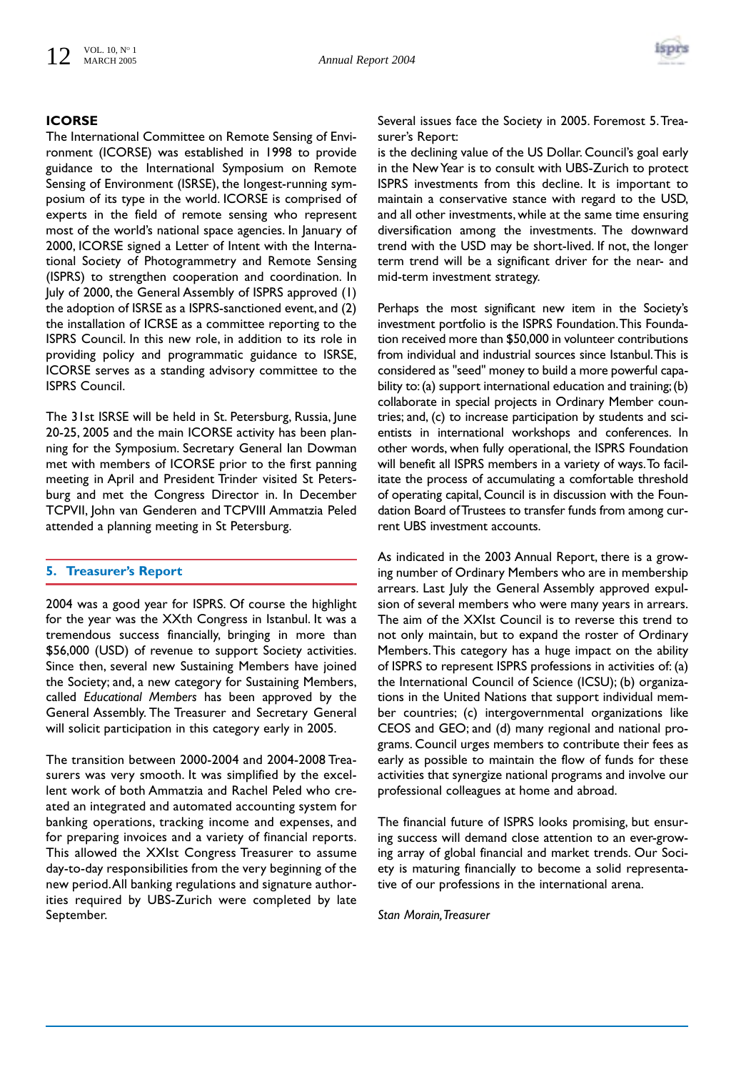### ICORSE

The International Committee on Remote Sensing of Environment (ICORSE) was established in 1998 to provide guidance to the International Symposium on Remote Sensing of Environment (ISRSE), the longest-running symposium of its type in the world. ICORSE is comprised of experts in the field of remote sensing who represent most of the world's national space agencies. In January of 2000, ICORSE signed a Letter of Intent with the International Society of Photogrammetry and Remote Sensing (ISPRS) to strengthen cooperation and coordination. In July of 2000, the General Assembly of ISPRS approved (1) the adoption of ISRSE as a ISPRS-sanctioned event, and (2) the installation of ICRSE as a committee reporting to the ISPRS Council. In this new role, in addition to its role in providing policy and programmatic guidance to ISRSE, ICORSE serves as a standing advisory committee to the ISPRS Council.

The 31st ISRSE will be held in St. Petersburg, Russia, June 20-25, 2005 and the main ICORSE activity has been planning for the Symposium. Secretary General Ian Dowman met with members of ICORSE prior to the first panning meeting in April and President Trinder visited St Petersburg and met the Congress Director in. In December TCPVII, John van Genderen and TCPVIII Ammatzia Peled attended a planning meeting in St Petersburg.

## 5. Treasurer's Report

2004 was a good year for ISPRS. Of course the highlight for the year was the XXth Congress in Istanbul. It was a tremendous success financially, bringing in more than $56,000 (USD) of revenue to support Society activities. Since then, several new Sustaining Members have joined the Society; and, a new category for Sustaining Members, called *Educational Members* has been approved by the General Assembly. The Treasurer and Secretary General will solicit participation in this category early in 2005.

The transition between 2000-2004 and 2004-2008 Treasurers was very smooth. It was simplified by the excellent work of both Ammatzia and Rachel Peled who created an integrated and automated accounting system for banking operations, tracking income and expenses, and for preparing invoices and a variety of financial reports. This allowed the XXIst Congress Treasurer to assume day-to-day responsibilities from the very beginning of the new period. All banking regulations and signature authorities required by UBS-Zurich were completed by late September.

Several issues face the Society in 2005. Foremost 5. Treasurer's Report:
is the declining value of the US Dollar. Council's goal early in the New Year is to consult with UBS-Zurich to protect ISPRS investments from this decline. It is important to maintain a conservative stance with regard to the USD, and all other investments, while at the same time ensuring diversification among the investments. The downward trend with the USD may be short-lived. If not, the longer term trend will be a significant driver for the near- and mid-term investment strategy.

Perhaps the most significant new item in the Society's investment portfolio is the ISPRS Foundation. This Foundation received more than $50,000 in volunteer contributions from individual and industrial sources since Istanbul. This is considered as "seed" money to build a more powerful capability to: (a) support international education and training; (b) collaborate in special projects in Ordinary Member countries; and, (c) to increase participation by students and scientists in international workshops and conferences. In other words, when fully operational, the ISPRS Foundation will benefit all ISPRS members in a variety of ways. To facilitate the process of accumulating a comfortable threshold of operating capital, Council is in discussion with the Foundation Board of Trustees to transfer funds from among current UBS investment accounts.

As indicated in the 2003 Annual Report, there is a growing number of Ordinary Members who are in membership arrears. Last July the General Assembly approved expulsion of several members who were many years in arrears. The aim of the XXIst Council is to reverse this trend to not only maintain, but to expand the roster of Ordinary Members. This category has a huge impact on the ability of ISPRS to represent ISPRS professions in activities of: (a) the International Council of Science (ICSU); (b) organizations in the United Nations that support individual member countries; (c) intergovernmental organizations like CEOS and GEO; and (d) many regional and national programs. Council urges members to contribute their fees as early as possible to maintain the flow of funds for these activities that synergize national programs and involve our professional colleagues at home and abroad.

The financial future of ISPRS looks promising, but ensuring success will demand close attention to an ever-growing array of global financial and market trends. Our Society is maturing financially to become a solid representative of our professions in the international arena.

*Stan Morain, Treasurer*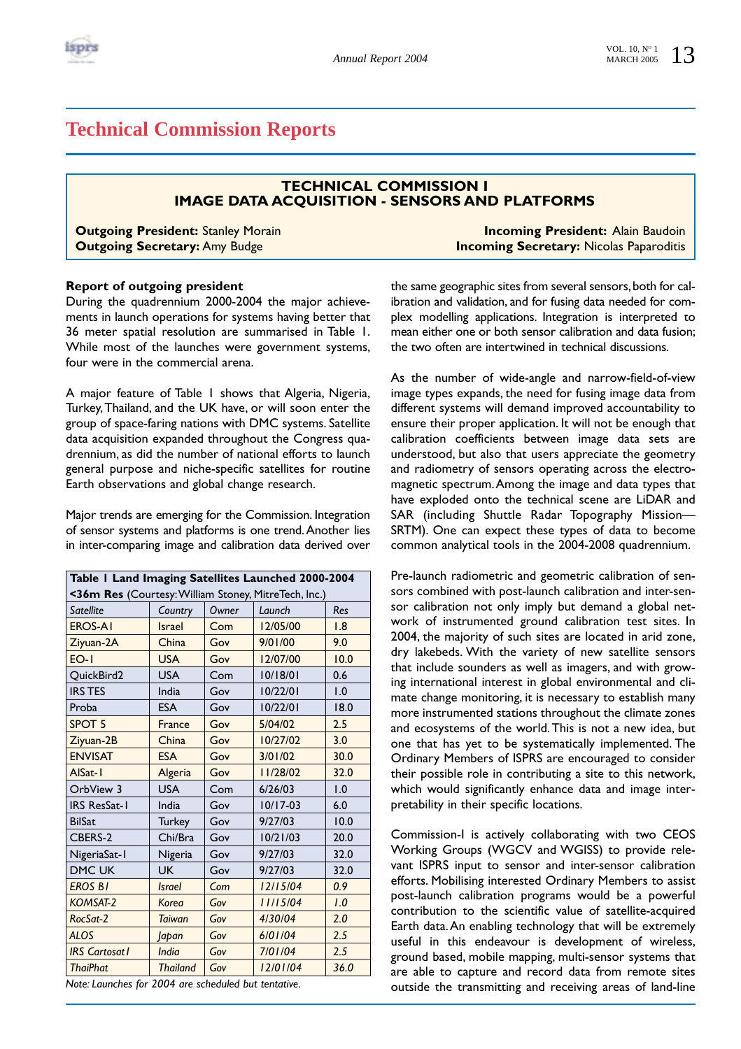# Technical Commission Reports

## TECHNICAL COMMISSION I
## IMAGE DATA ACQUISITION - SENSORS AND PLATFORMS

**Outgoing President:** Stanley Morain
**Outgoing Secretary:** Amy Budge

**Incoming President:** Alain Baudoin
**Incoming Secretary:** Nicolas Paparoditis

### Report of outgoing president

During the quadrennium 2000-2004 the major achievements in launch operations for systems having better that 36 meter spatial resolution are summarised in Table 1. While most of the launches were government systems, four were in the commercial arena.

A major feature of Table 1 shows that Algeria, Nigeria, Turkey, Thailand, and the UK have, or will soon enter the group of space-faring nations with DMC systems. Satellite data acquisition expanded throughout the Congress quadrennium, as did the number of national efforts to launch general purpose and niche-specific satellites for routine Earth observations and global change research.

Major trends are emerging for the Commission. Integration of sensor systems and platforms is one trend. Another lies in inter-comparing image and calibration data derived over the same geographic sites from several sensors, both for calibration and validation, and for fusing data needed for complex modelling applications. Integration is interpreted to mean either one or both sensor calibration and data fusion; the two often are intertwined in technical discussions.

**Table 1 Land Imaging Satellites Launched 2000-2004 <36m Res** (Courtesy: William Stoney, MitreTech, Inc.)

| *Satellite* | *Country* | *Owner* | *Launch* | *Res* |
|---|---|---|---|---|
| EROS-A1 | Israel | Com | 12/05/00 | 1.8 |
| Ziyuan-2A | China | Gov | 9/01/00 | 9.0 |
| EO-1 | USA | Gov | 12/07/00 | 10.0 |
| QuickBird2 | USA | Com | 10/18/01 | 0.6 |
| IRS TES | India | Gov | 10/22/01 | 1.0 |
| Proba | ESA | Gov | 10/22/01 | 18.0 |
| SPOT 5 | France | Gov | 5/04/02 | 2.5 |
| Ziyuan-2B | China | Gov | 10/27/02 | 3.0 |
| ENVISAT | ESA | Gov | 3/01/02 | 30.0 |
| AlSat-1 | Algeria | Gov | 11/28/02 | 32.0 |
| OrbView 3 | USA | Com | 6/26/03 | 1.0 |
| IRS ResSat-1 | India | Gov | 10/17-03 | 6.0 |
| BilSat | Turkey | Gov | 9/27/03 | 10.0 |
| CBERS-2 | Chi/Bra | Gov | 10/21/03 | 20.0 |
| NigeriaSat-1 | Nigeria | Gov | 9/27/03 | 32.0 |
| DMC UK | UK | Gov | 9/27/03 | 32.0 |
| *EROS B1* | *Israel* | *Com* | *12/15/04* | *0.9* |
| *KOMSAT-2* | *Korea* | *Gov* | *11/15/04* | *1.0* |
| *RocSat-2* | *Taiwan* | *Gov* | *4/30/04* | *2.0* |
| *ALOS* | *Japan* | *Gov* | *6/01/04* | *2.5* |
| *IRS Cartosat1* | *India* | *Gov* | *7/01/04* | *2.5* |
| *ThaiPhat* | *Thailand* | *Gov* | *12/01/04* | *36.0* |

*Note: Launches for 2004 are scheduled but tentative.*

As the number of wide-angle and narrow-field-of-view image types expands, the need for fusing image data from different systems will demand improved accountability to ensure their proper application. It will not be enough that calibration coefficients between image data sets are understood, but also that users appreciate the geometry and radiometry of sensors operating across the electromagnetic spectrum. Among the image and data types that have exploded onto the technical scene are LiDAR and SAR (including Shuttle Radar Topography Mission—SRTM). One can expect these types of data to become common analytical tools in the 2004-2008 quadrennium.

Pre-launch radiometric and geometric calibration of sensors combined with post-launch calibration and inter-sensor calibration not only imply but demand a global network of instrumented ground calibration test sites. In 2004, the majority of such sites are located in arid zone, dry lakebeds. With the variety of new satellite sensors that include sounders as well as imagers, and with growing international interest in global environmental and climate change monitoring, it is necessary to establish many more instrumented stations throughout the climate zones and ecosystems of the world. This is not a new idea, but one that has yet to be systematically implemented. The Ordinary Members of ISPRS are encouraged to consider their possible role in contributing a site to this network, which would significantly enhance data and image interpretability in their specific locations.

Commission-I is actively collaborating with two CEOS Working Groups (WGCV and WGISS) to provide relevant ISPRS input to sensor and inter-sensor calibration efforts. Mobilising interested Ordinary Members to assist post-launch calibration programs would be a powerful contribution to the scientific value of satellite-acquired Earth data. An enabling technology that will be extremely useful in this endeavour is development of wireless, ground based, mobile mapping, multi-sensor systems that are able to capture and record data from remote sites outside the transmitting and receiving areas of land-line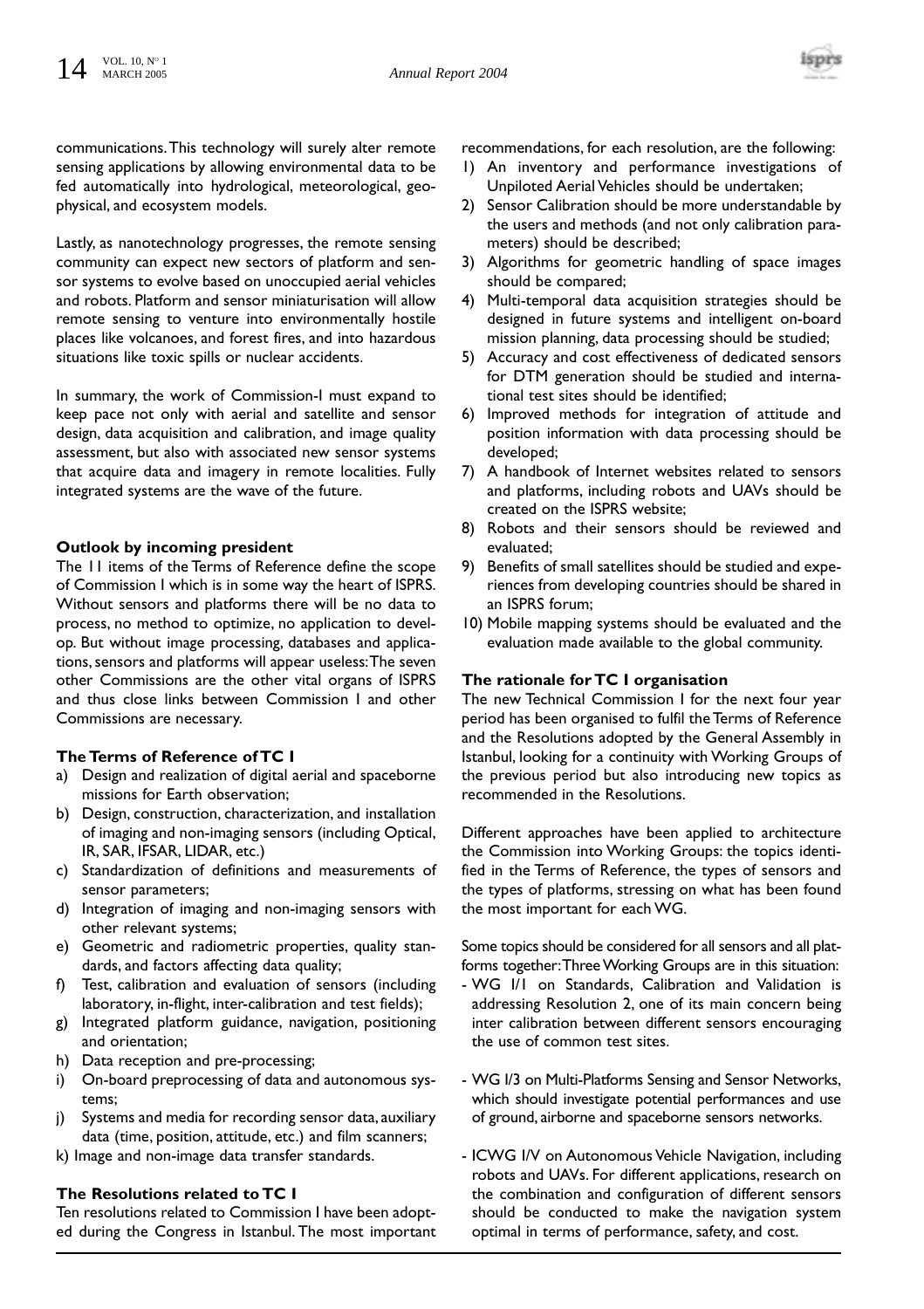communications. This technology will surely alter remote sensing applications by allowing environmental data to be fed automatically into hydrological, meteorological, geophysical, and ecosystem models.

Lastly, as nanotechnology progresses, the remote sensing community can expect new sectors of platform and sensor systems to evolve based on unoccupied aerial vehicles and robots. Platform and sensor miniaturisation will allow remote sensing to venture into environmentally hostile places like volcanoes, and forest fires, and into hazardous situations like toxic spills or nuclear accidents.

In summary, the work of Commission-I must expand to keep pace not only with aerial and satellite and sensor design, data acquisition and calibration, and image quality assessment, but also with associated new sensor systems that acquire data and imagery in remote localities. Fully integrated systems are the wave of the future.

### Outlook by incoming president

The 11 items of the Terms of Reference define the scope of Commission I which is in some way the heart of ISPRS. Without sensors and platforms there will be no data to process, no method to optimize, no application to develop. But without image processing, databases and applications, sensors and platforms will appear useless: The seven other Commissions are the other vital organs of ISPRS and thus close links between Commission I and other Commissions are necessary.

### The Terms of Reference of TC I

a) Design and realization of digital aerial and spaceborne missions for Earth observation;
b) Design, construction, characterization, and installation of imaging and non-imaging sensors (including Optical, IR, SAR, IFSAR, LIDAR, etc.)
c) Standardization of definitions and measurements of sensor parameters;
d) Integration of imaging and non-imaging sensors with other relevant systems;
e) Geometric and radiometric properties, quality standards, and factors affecting data quality;
f) Test, calibration and evaluation of sensors (including laboratory, in-flight, inter-calibration and test fields);
g) Integrated platform guidance, navigation, positioning and orientation;
h) Data reception and pre-processing;
i) On-board preprocessing of data and autonomous systems;
j) Systems and media for recording sensor data, auxiliary data (time, position, attitude, etc.) and film scanners;
k) Image and non-image data transfer standards.

### The Resolutions related to TC I

Ten resolutions related to Commission I have been adopted during the Congress in Istanbul. The most important recommendations, for each resolution, are the following:

1) An inventory and performance investigations of Unpiloted Aerial Vehicles should be undertaken;
2) Sensor Calibration should be more understandable by the users and methods (and not only calibration parameters) should be described;
3) Algorithms for geometric handling of space images should be compared;
4) Multi-temporal data acquisition strategies should be designed in future systems and intelligent on-board mission planning, data processing should be studied;
5) Accuracy and cost effectiveness of dedicated sensors for DTM generation should be studied and international test sites should be identified;
6) Improved methods for integration of attitude and position information with data processing should be developed;
7) A handbook of Internet websites related to sensors and platforms, including robots and UAVs should be created on the ISPRS website;
8) Robots and their sensors should be reviewed and evaluated;
9) Benefits of small satellites should be studied and experiences from developing countries should be shared in an ISPRS forum;
10) Mobile mapping systems should be evaluated and the evaluation made available to the global community.

### The rationale for TC I organisation

The new Technical Commission I for the next four year period has been organised to fulfil the Terms of Reference and the Resolutions adopted by the General Assembly in Istanbul, looking for a continuity with Working Groups of the previous period but also introducing new topics as recommended in the Resolutions.

Different approaches have been applied to architecture the Commission into Working Groups: the topics identified in the Terms of Reference, the types of sensors and the types of platforms, stressing on what has been found the most important for each WG.

Some topics should be considered for all sensors and all platforms together: Three Working Groups are in this situation:

- WG I/1 on Standards, Calibration and Validation is addressing Resolution 2, one of its main concern being inter calibration between different sensors encouraging the use of common test sites.
- WG I/3 on Multi-Platforms Sensing and Sensor Networks, which should investigate potential performances and use of ground, airborne and spaceborne sensors networks.
- ICWG I/V on Autonomous Vehicle Navigation, including robots and UAVs. For different applications, research on the combination and configuration of different sensors should be conducted to make the navigation system optimal in terms of performance, safety, and cost.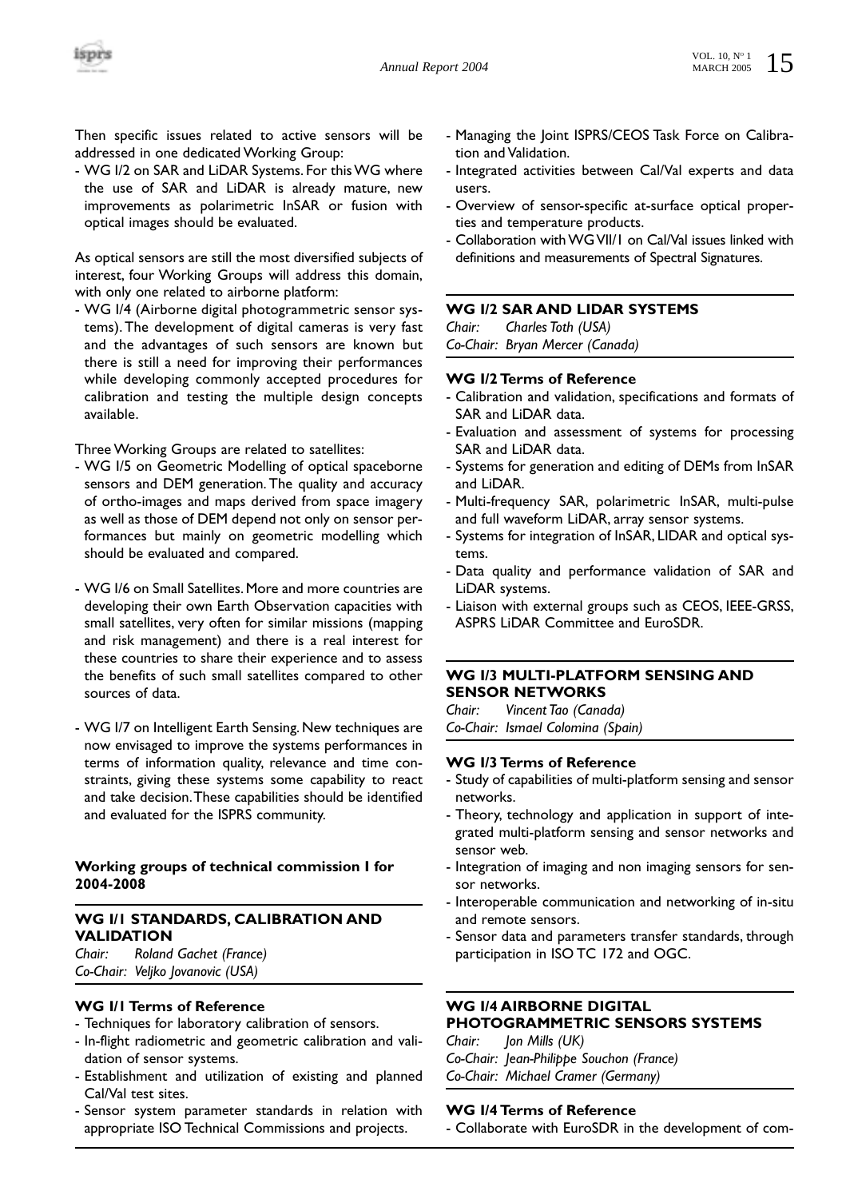Then specific issues related to active sensors will be addressed in one dedicated Working Group:

- WG I/2 on SAR and LiDAR Systems. For this WG where the use of SAR and LiDAR is already mature, new improvements as polarimetric InSAR or fusion with optical images should be evaluated.

As optical sensors are still the most diversified subjects of interest, four Working Groups will address this domain, with only one related to airborne platform:

- WG I/4 (Airborne digital photogrammetric sensor systems). The development of digital cameras is very fast and the advantages of such sensors are known but there is still a need for improving their performances while developing commonly accepted procedures for calibration and testing the multiple design concepts available.

Three Working Groups are related to satellites:

- WG I/5 on Geometric Modelling of optical spaceborne sensors and DEM generation. The quality and accuracy of ortho-images and maps derived from space imagery as well as those of DEM depend not only on sensor performances but mainly on geometric modelling which should be evaluated and compared.

- WG I/6 on Small Satellites. More and more countries are developing their own Earth Observation capacities with small satellites, very often for similar missions (mapping and risk management) and there is a real interest for these countries to share their experience and to assess the benefits of such small satellites compared to other sources of data.

- WG I/7 on Intelligent Earth Sensing. New techniques are now envisaged to improve the systems performances in terms of information quality, relevance and time constraints, giving these systems some capability to react and take decision. These capabilities should be identified and evaluated for the ISPRS community.

**Working groups of technical commission I for 2004-2008**

### WG I/1 STANDARDS, CALIBRATION AND VALIDATION

*Chair: Roland Gachet (France)*
*Co-Chair: Veljko Jovanovic (USA)*

**WG I/1 Terms of Reference**

- Techniques for laboratory calibration of sensors.
- In-flight radiometric and geometric calibration and validation of sensor systems.
- Establishment and utilization of existing and planned Cal/Val test sites.
- Sensor system parameter standards in relation with appropriate ISO Technical Commissions and projects.
- Managing the Joint ISPRS/CEOS Task Force on Calibration and Validation.
- Integrated activities between Cal/Val experts and data users.
- Overview of sensor-specific at-surface optical properties and temperature products.
- Collaboration with WG VII/1 on Cal/Val issues linked with definitions and measurements of Spectral Signatures.

### WG I/2 SAR AND LIDAR SYSTEMS

*Chair: Charles Toth (USA)*
*Co-Chair: Bryan Mercer (Canada)*

**WG I/2 Terms of Reference**

- Calibration and validation, specifications and formats of SAR and LiDAR data.
- Evaluation and assessment of systems for processing SAR and LiDAR data.
- Systems for generation and editing of DEMs from InSAR and LiDAR.
- Multi-frequency SAR, polarimetric InSAR, multi-pulse and full waveform LiDAR, array sensor systems.
- Systems for integration of InSAR, LIDAR and optical systems.
- Data quality and performance validation of SAR and LiDAR systems.
- Liaison with external groups such as CEOS, IEEE-GRSS, ASPRS LiDAR Committee and EuroSDR.

### WG I/3 MULTI-PLATFORM SENSING AND SENSOR NETWORKS

*Chair: Vincent Tao (Canada)*
*Co-Chair: Ismael Colomina (Spain)*

**WG I/3 Terms of Reference**

- Study of capabilities of multi-platform sensing and sensor networks.
- Theory, technology and application in support of integrated multi-platform sensing and sensor networks and sensor web.
- Integration of imaging and non imaging sensors for sensor networks.
- Interoperable communication and networking of in-situ and remote sensors.
- Sensor data and parameters transfer standards, through participation in ISO TC 172 and OGC.

### WG I/4 AIRBORNE DIGITAL PHOTOGRAMMETRIC SENSORS SYSTEMS

*Chair: Jon Mills (UK)*
*Co-Chair: Jean-Philippe Souchon (France)*
*Co-Chair: Michael Cramer (Germany)*

**WG I/4 Terms of Reference**

- Collaborate with EuroSDR in the development of com-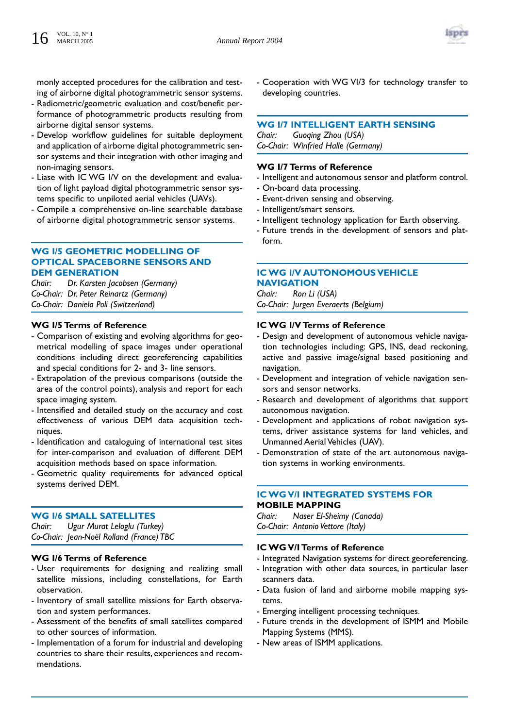monly accepted procedures for the calibration and testing of airborne digital photogrammetric sensor systems.
- Radiometric/geometric evaluation and cost/benefit performance of photogrammetric products resulting from airborne digital sensor systems.
- Develop workflow guidelines for suitable deployment and application of airborne digital photogrammetric sensor systems and their integration with other imaging and non-imaging sensors.
- Liase with IC WG I/V on the development and evaluation of light payload digital photogrammetric sensor systems specific to unpiloted aerial vehicles (UAVs).
- Compile a comprehensive on-line searchable database of airborne digital photogrammetric sensor systems.

## WG I/5 GEOMETRIC MODELLING OF OPTICAL SPACEBORNE SENSORS AND DEM GENERATION

*Chair: Dr. Karsten Jacobsen (Germany)*
*Co-Chair: Dr. Peter Reinartz (Germany)*
*Co-Chair: Daniela Poli (Switzerland)*

### WG I/5 Terms of Reference

- Comparison of existing and evolving algorithms for geometrical modelling of space images under operational conditions including direct georeferencing capabilities and special conditions for 2- and 3- line sensors.
- Extrapolation of the previous comparisons (outside the area of the control points), analysis and report for each space imaging system.
- Intensified and detailed study on the accuracy and cost effectiveness of various DEM data acquisition techniques.
- Identification and cataloguing of international test sites for inter-comparison and evaluation of different DEM acquisition methods based on space information.
- Geometric quality requirements for advanced optical systems derived DEM.

## WG I/6 SMALL SATELLITES

*Chair: Ugur Murat Leloglu (Turkey)*
*Co-Chair: Jean-Noël Rolland (France) TBC*

### WG I/6 Terms of Reference

- User requirements for designing and realizing small satellite missions, including constellations, for Earth observation.
- Inventory of small satellite missions for Earth observation and system performances.
- Assessment of the benefits of small satellites compared to other sources of information.
- Implementation of a forum for industrial and developing countries to share their results, experiences and recommendations.
- Cooperation with WG VI/3 for technology transfer to developing countries.

## WG I/7 INTELLIGENT EARTH SENSING

*Chair: Guoqing Zhou (USA)*
*Co-Chair: Winfried Halle (Germany)*

### WG I/7 Terms of Reference

- Intelligent and autonomous sensor and platform control.
- On-board data processing.
- Event-driven sensing and observing.
- Intelligent/smart sensors.
- Intelligent technology application for Earth observing.
- Future trends in the development of sensors and platform.

## IC WG I/V AUTONOMOUS VEHICLE NAVIGATION

*Chair: Ron Li (USA)*
*Co-Chair: Jurgen Everaerts (Belgium)*

### IC WG I/V Terms of Reference

- Design and development of autonomous vehicle navigation technologies including: GPS, INS, dead reckoning, active and passive image/signal based positioning and navigation.
- Development and integration of vehicle navigation sensors and sensor networks.
- Research and development of algorithms that support autonomous navigation.
- Development and applications of robot navigation systems, driver assistance systems for land vehicles, and Unmanned Aerial Vehicles (UAV).
- Demonstration of state of the art autonomous navigation systems in working environments.

## IC WG V/I INTEGRATED SYSTEMS FOR MOBILE MAPPING

*Chair: Naser El-Sheimy (Canada)*
*Co-Chair: Antonio Vettore (Italy)*

### IC WG V/I Terms of Reference

- Integrated Navigation systems for direct georeferencing.
- Integration with other data sources, in particular laser scanners data.
- Data fusion of land and airborne mobile mapping systems.
- Emerging intelligent processing techniques.
- Future trends in the development of ISMM and Mobile Mapping Systems (MMS).
- New areas of ISMM applications.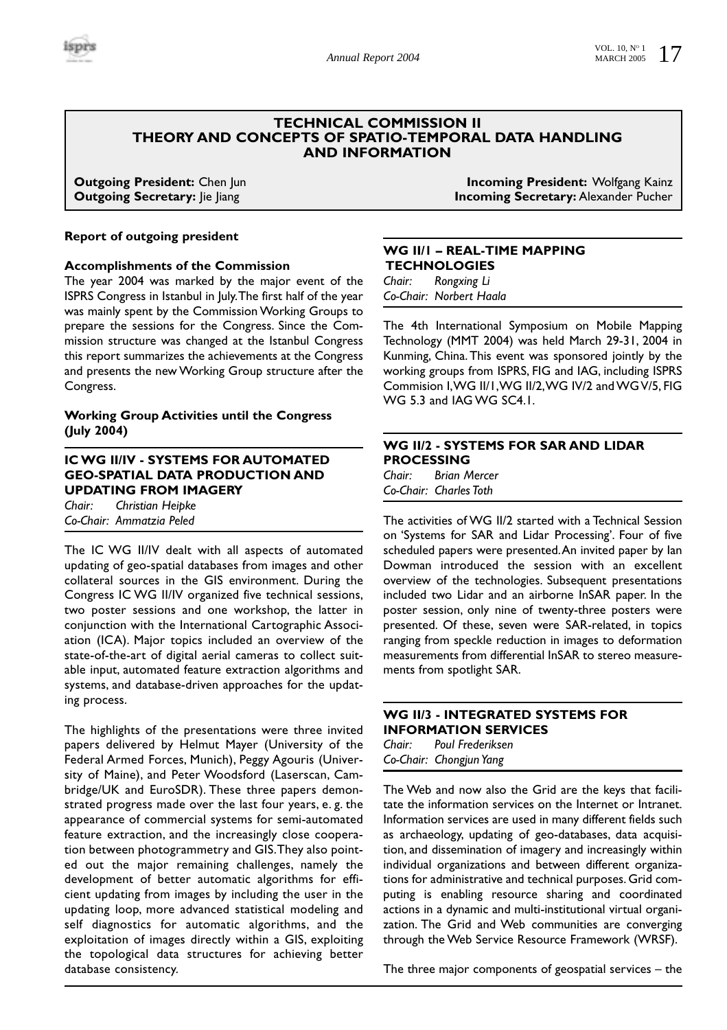# TECHNICAL COMMISSION II
# THEORY AND CONCEPTS OF SPATIO-TEMPORAL DATA HANDLING AND INFORMATION

**Outgoing President:** Chen Jun
**Outgoing Secretary:** Jie Jiang

**Incoming President:** Wolfgang Kainz
**Incoming Secretary:** Alexander Pucher

## Report of outgoing president

### Accomplishments of the Commission

The year 2004 was marked by the major event of the ISPRS Congress in Istanbul in July. The first half of the year was mainly spent by the Commission Working Groups to prepare the sessions for the Congress. Since the Commission structure was changed at the Istanbul Congress this report summarizes the achievements at the Congress and presents the new Working Group structure after the Congress.

### Working Group Activities until the Congress (July 2004)

#### IC WG II/IV - SYSTEMS FOR AUTOMATED GEO-SPATIAL DATA PRODUCTION AND UPDATING FROM IMAGERY

*Chair: Christian Heipke*
*Co-Chair: Ammatzia Peled*

The IC WG II/IV dealt with all aspects of automated updating of geo-spatial databases from images and other collateral sources in the GIS environment. During the Congress IC WG II/IV organized five technical sessions, two poster sessions and one workshop, the latter in conjunction with the International Cartographic Association (ICA). Major topics included an overview of the state-of-the-art of digital aerial cameras to collect suitable input, automated feature extraction algorithms and systems, and database-driven approaches for the updating process.

The highlights of the presentations were three invited papers delivered by Helmut Mayer (University of the Federal Armed Forces, Munich), Peggy Agouris (University of Maine), and Peter Woodsford (Laserscan, Cambridge/UK and EuroSDR). These three papers demonstrated progress made over the last four years, e. g. the appearance of commercial systems for semi-automated feature extraction, and the increasingly close cooperation between photogrammetry and GIS. They also pointed out the major remaining challenges, namely the development of better automatic algorithms for efficient updating from images by including the user in the updating loop, more advanced statistical modeling and self diagnostics for automatic algorithms, and the exploitation of images directly within a GIS, exploiting the topological data structures for achieving better database consistency.

#### WG II/1 – REAL-TIME MAPPING TECHNOLOGIES

*Chair: Rongxing Li*
*Co-Chair: Norbert Haala*

The 4th International Symposium on Mobile Mapping Technology (MMT 2004) was held March 29-31, 2004 in Kunming, China. This event was sponsored jointly by the working groups from ISPRS, FIG and IAG, including ISPRS Commision I, WG II/1, WG II/2, WG IV/2 and WG V/5, FIG WG 5.3 and IAG WG SC4.1.

#### WG II/2 - SYSTEMS FOR SAR AND LIDAR PROCESSING

*Chair: Brian Mercer*
*Co-Chair: Charles Toth*

The activities of WG II/2 started with a Technical Session on 'Systems for SAR and Lidar Processing'. Four of five scheduled papers were presented. An invited paper by Ian Dowman introduced the session with an excellent overview of the technologies. Subsequent presentations included two Lidar and an airborne InSAR paper. In the poster session, only nine of twenty-three posters were presented. Of these, seven were SAR-related, in topics ranging from speckle reduction in images to deformation measurements from differential InSAR to stereo measurements from spotlight SAR.

#### WG II/3 - INTEGRATED SYSTEMS FOR INFORMATION SERVICES

*Chair: Poul Frederiksen*
*Co-Chair: Chongjun Yang*

The Web and now also the Grid are the keys that facilitate the information services on the Internet or Intranet. Information services are used in many different fields such as archaeology, updating of geo-databases, data acquisition, and dissemination of imagery and increasingly within individual organizations and between different organizations for administrative and technical purposes. Grid computing is enabling resource sharing and coordinated actions in a dynamic and multi-institutional virtual organization. The Grid and Web communities are converging through the Web Service Resource Framework (WRSF).

The three major components of geospatial services – the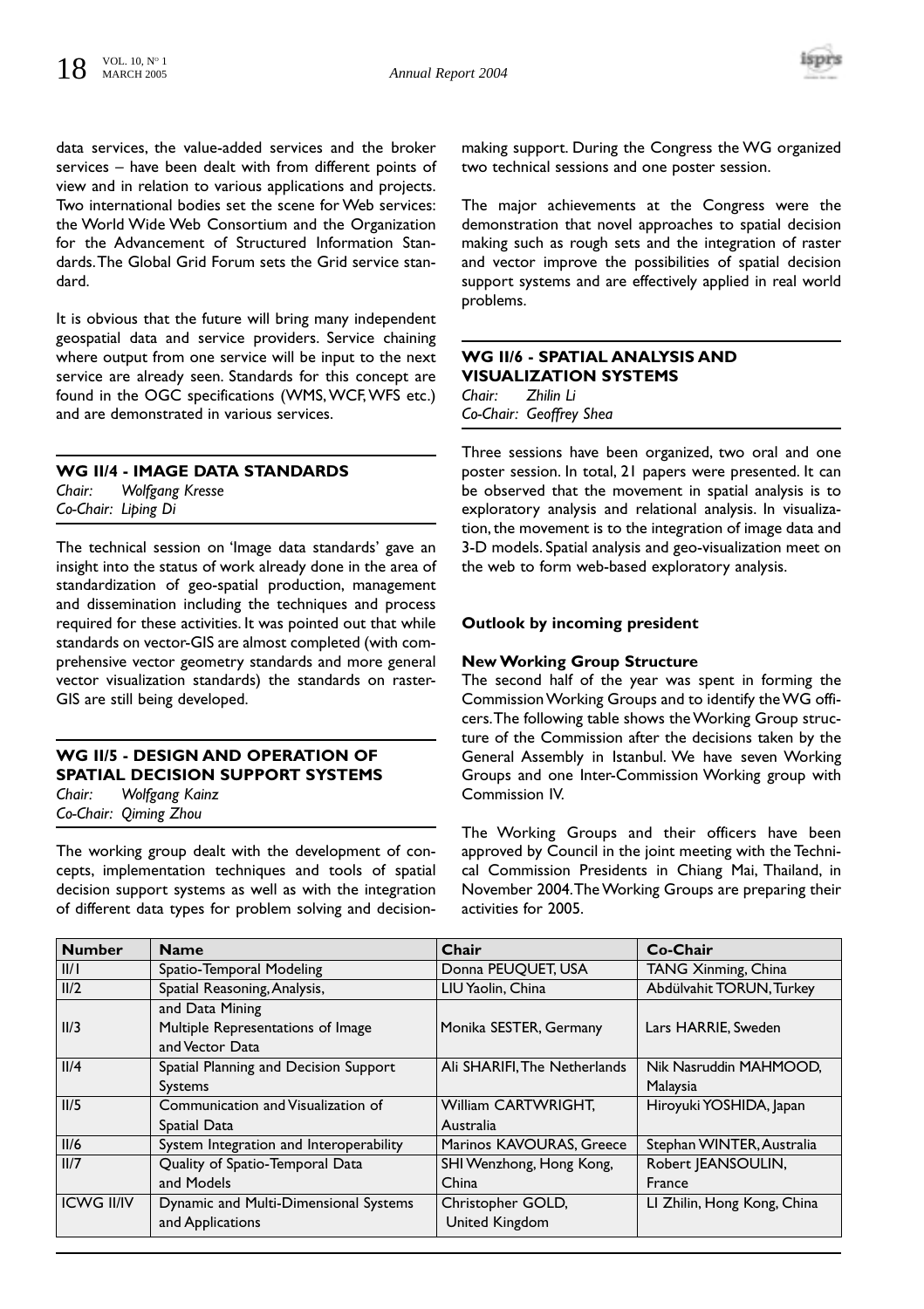data services, the value-added services and the broker services – have been dealt with from different points of view and in relation to various applications and projects. Two international bodies set the scene for Web services: the World Wide Web Consortium and the Organization for the Advancement of Structured Information Standards. The Global Grid Forum sets the Grid service standard.

It is obvious that the future will bring many independent geospatial data and service providers. Service chaining where output from one service will be input to the next service are already seen. Standards for this concept are found in the OGC specifications (WMS, WCF, WFS etc.) and are demonstrated in various services.

### WG II/4 - IMAGE DATA STANDARDS

*Chair: Wolfgang Kresse*
*Co-Chair: Liping Di*

The technical session on 'Image data standards' gave an insight into the status of work already done in the area of standardization of geo-spatial production, management and dissemination including the techniques and process required for these activities. It was pointed out that while standards on vector-GIS are almost completed (with comprehensive vector geometry standards and more general vector visualization standards) the standards on raster-GIS are still being developed.

### WG II/5 - DESIGN AND OPERATION OF SPATIAL DECISION SUPPORT SYSTEMS

*Chair: Wolfgang Kainz*
*Co-Chair: Qiming Zhou*

The working group dealt with the development of concepts, implementation techniques and tools of spatial decision support systems as well as with the integration of different data types for problem solving and decision-making support. During the Congress the WG organized two technical sessions and one poster session.

The major achievements at the Congress were the demonstration that novel approaches to spatial decision making such as rough sets and the integration of raster and vector improve the possibilities of spatial decision support systems and are effectively applied in real world problems.

### WG II/6 - SPATIAL ANALYSIS AND VISUALIZATION SYSTEMS

*Chair: Zhilin Li*
*Co-Chair: Geoffrey Shea*

Three sessions have been organized, two oral and one poster session. In total, 21 papers were presented. It can be observed that the movement in spatial analysis is to exploratory analysis and relational analysis. In visualization, the movement is to the integration of image data and 3-D models. Spatial analysis and geo-visualization meet on the web to form web-based exploratory analysis.

**Outlook by incoming president**

**New Working Group Structure**

The second half of the year was spent in forming the Commission Working Groups and to identify the WG officers. The following table shows the Working Group structure of the Commission after the decisions taken by the General Assembly in Istanbul. We have seven Working Groups and one Inter-Commission Working group with Commission IV.

The Working Groups and their officers have been approved by Council in the joint meeting with the Technical Commission Presidents in Chiang Mai, Thailand, in November 2004. The Working Groups are preparing their activities for 2005.

| Number | Name | Chair | Co-Chair |
|---|---|---|---|
| II/1 | Spatio-Temporal Modeling | Donna PEUQUET, USA | TANG Xinming, China |
| II/2 | Spatial Reasoning, Analysis, and Data Mining | LIU Yaolin, China | Abdülvahit TORUN, Turkey |
| II/3 | Multiple Representations of Image and Vector Data | Monika SESTER, Germany | Lars HARRIE, Sweden |
| II/4 | Spatial Planning and Decision Support Systems | Ali SHARIFI, The Netherlands | Nik Nasruddin MAHMOOD, Malaysia |
| II/5 | Communication and Visualization of Spatial Data | William CARTWRIGHT, Australia | Hiroyuki YOSHIDA, Japan |
| II/6 | System Integration and Interoperability | Marinos KAVOURAS, Greece | Stephan WINTER, Australia |
| II/7 | Quality of Spatio-Temporal Data and Models | SHI Wenzhong, Hong Kong, China | Robert JEANSOULIN, France |
| ICWG II/IV | Dynamic and Multi-Dimensional Systems and Applications | Christopher GOLD, United Kingdom | LI Zhilin, Hong Kong, China |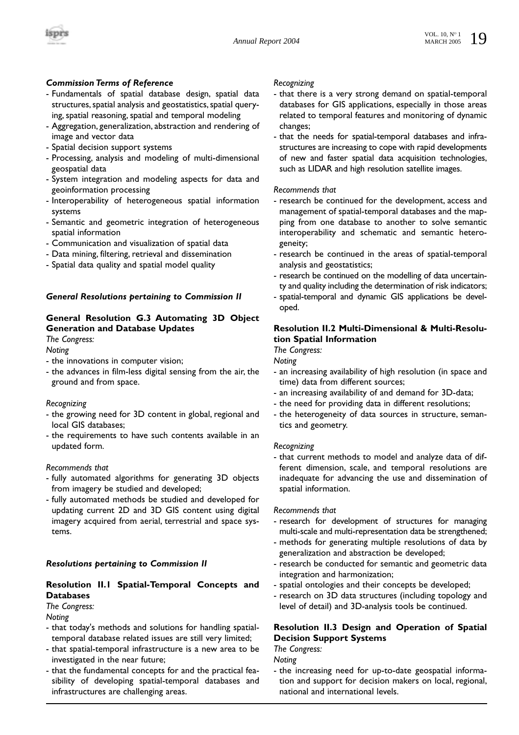#### *Commission Terms of Reference*

- Fundamentals of spatial database design, spatial data structures, spatial analysis and geostatistics, spatial querying, spatial reasoning, spatial and temporal modeling
- Aggregation, generalization, abstraction and rendering of image and vector data
- Spatial decision support systems
- Processing, analysis and modeling of multi-dimensional geospatial data
- System integration and modeling aspects for data and geoinformation processing
- Interoperability of heterogeneous spatial information systems
- Semantic and geometric integration of heterogeneous spatial information
- Communication and visualization of spatial data
- Data mining, filtering, retrieval and dissemination
- Spatial data quality and spatial model quality

#### *General Resolutions pertaining to Commission II*

#### General Resolution G.3 Automating 3D Object Generation and Database Updates

*The Congress:*

*Noting*

- the innovations in computer vision;
- the advances in film-less digital sensing from the air, the ground and from space.

*Recognizing*

- the growing need for 3D content in global, regional and local GIS databases;
- the requirements to have such contents available in an updated form.

*Recommends that*

- fully automated algorithms for generating 3D objects from imagery be studied and developed;
- fully automated methods be studied and developed for updating current 2D and 3D GIS content using digital imagery acquired from aerial, terrestrial and space systems.

#### *Resolutions pertaining to Commission II*

#### Resolution II.1 Spatial-Temporal Concepts and Databases

*The Congress:*

*Noting*

- that today's methods and solutions for handling spatial-temporal database related issues are still very limited;
- that spatial-temporal infrastructure is a new area to be investigated in the near future;
- that the fundamental concepts for and the practical feasibility of developing spatial-temporal databases and infrastructures are challenging areas.

*Recognizing*

- that there is a very strong demand on spatial-temporal databases for GIS applications, especially in those areas related to temporal features and monitoring of dynamic changes;
- that the needs for spatial-temporal databases and infrastructures are increasing to cope with rapid developments of new and faster spatial data acquisition technologies, such as LIDAR and high resolution satellite images.

*Recommends that*

- research be continued for the development, access and management of spatial-temporal databases and the mapping from one database to another to solve semantic interoperability and schematic and semantic heterogeneity;
- research be continued in the areas of spatial-temporal analysis and geostatistics;
- research be continued on the modelling of data uncertainty and quality including the determination of risk indicators;
- spatial-temporal and dynamic GIS applications be developed.

#### Resolution II.2 Multi-Dimensional & Multi-Resolution Spatial Information

*The Congress:*

*Noting*

- an increasing availability of high resolution (in space and time) data from different sources;
- an increasing availability of and demand for 3D-data;
- the need for providing data in different resolutions;
- the heterogeneity of data sources in structure, semantics and geometry.

*Recognizing*

- that current methods to model and analyze data of different dimension, scale, and temporal resolutions are inadequate for advancing the use and dissemination of spatial information.

*Recommends that*

- research for development of structures for managing multi-scale and multi-representation data be strengthened;
- methods for generating multiple resolutions of data by generalization and abstraction be developed;
- research be conducted for semantic and geometric data integration and harmonization;
- spatial ontologies and their concepts be developed;
- research on 3D data structures (including topology and level of detail) and 3D-analysis tools be continued.

#### Resolution II.3 Design and Operation of Spatial Decision Support Systems

*The Congress:*

*Noting*

- the increasing need for up-to-date geospatial information and support for decision makers on local, regional, national and international levels.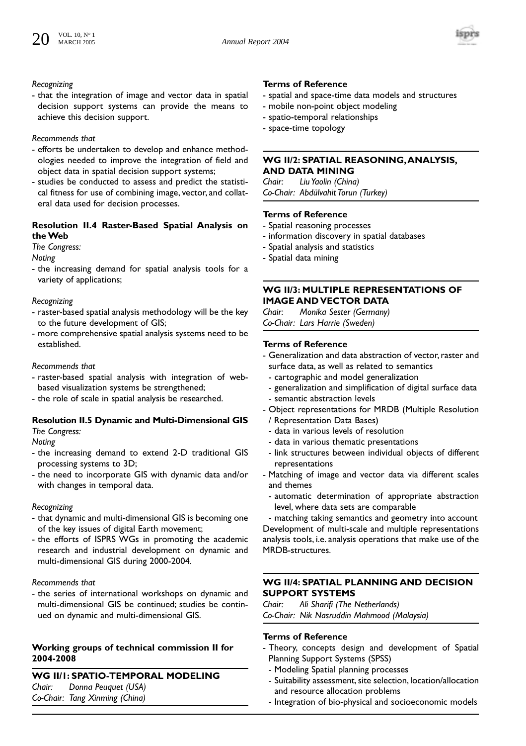*Recognizing*

- that the integration of image and vector data in spatial decision support systems can provide the means to achieve this decision support.

*Recommends that*

- efforts be undertaken to develop and enhance methodologies needed to improve the integration of field and object data in spatial decision support systems;
- studies be conducted to assess and predict the statistical fitness for use of combining image, vector, and collateral data used for decision processes.

**Resolution II.4 Raster-Based Spatial Analysis on the Web**

*The Congress:*

*Noting*

- the increasing demand for spatial analysis tools for a variety of applications;

*Recognizing*

- raster-based spatial analysis methodology will be the key to the future development of GIS;
- more comprehensive spatial analysis systems need to be established.

*Recommends that*

- raster-based spatial analysis with integration of web-based visualization systems be strengthened;
- the role of scale in spatial analysis be researched.

**Resolution II.5 Dynamic and Multi-Dimensional GIS**

*The Congress:*

*Noting*

- the increasing demand to extend 2-D traditional GIS processing systems to 3D;
- the need to incorporate GIS with dynamic data and/or with changes in temporal data.

*Recognizing*

- that dynamic and multi-dimensional GIS is becoming one of the key issues of digital Earth movement;
- the efforts of ISPRS WGs in promoting the academic research and industrial development on dynamic and multi-dimensional GIS during 2000-2004.

*Recommends that*

- the series of international workshops on dynamic and multi-dimensional GIS be continued; studies be continued on dynamic and multi-dimensional GIS.

## Working groups of technical commission II for 2004-2008

### WG II/1: SPATIO-TEMPORAL MODELING

*Chair: Donna Peuquet (USA)*
*Co-Chair: Tang Xinming (China)*

**Terms of Reference**

- spatial and space-time data models and structures
- mobile non-point object modeling
- spatio-temporal relationships
- space-time topology

### WG II/2: SPATIAL REASONING, ANALYSIS, AND DATA MINING

*Chair: Liu Yaolin (China)*
*Co-Chair: Abdülvahit Torun (Turkey)*

**Terms of Reference**

- Spatial reasoning processes
- information discovery in spatial databases
- Spatial analysis and statistics
- Spatial data mining

### WG II/3: MULTIPLE REPRESENTATIONS OF IMAGE AND VECTOR DATA

*Chair: Monika Sester (Germany)*
*Co-Chair: Lars Harrie (Sweden)*

**Terms of Reference**

- Generalization and data abstraction of vector, raster and surface data, as well as related to semantics
  - cartographic and model generalization
  - generalization and simplification of digital surface data
  - semantic abstraction levels
- Object representations for MRDB (Multiple Resolution / Representation Data Bases)
  - data in various levels of resolution
  - data in various thematic presentations
  - link structures between individual objects of different representations
- Matching of image and vector data via different scales and themes
  - automatic determination of appropriate abstraction level, where data sets are comparable
  - matching taking semantics and geometry into account

Development of multi-scale and multiple representations analysis tools, i.e. analysis operations that make use of the MRDB-structures.

### WG II/4: SPATIAL PLANNING AND DECISION SUPPORT SYSTEMS

*Chair: Ali Sharifi (The Netherlands)*
*Co-Chair: Nik Nasruddin Mahmood (Malaysia)*

**Terms of Reference**

- Theory, concepts design and development of Spatial Planning Support Systems (SPSS)
  - Modeling Spatial planning processes
  - Suitability assessment, site selection, location/allocation and resource allocation problems
  - Integration of bio-physical and socioeconomic models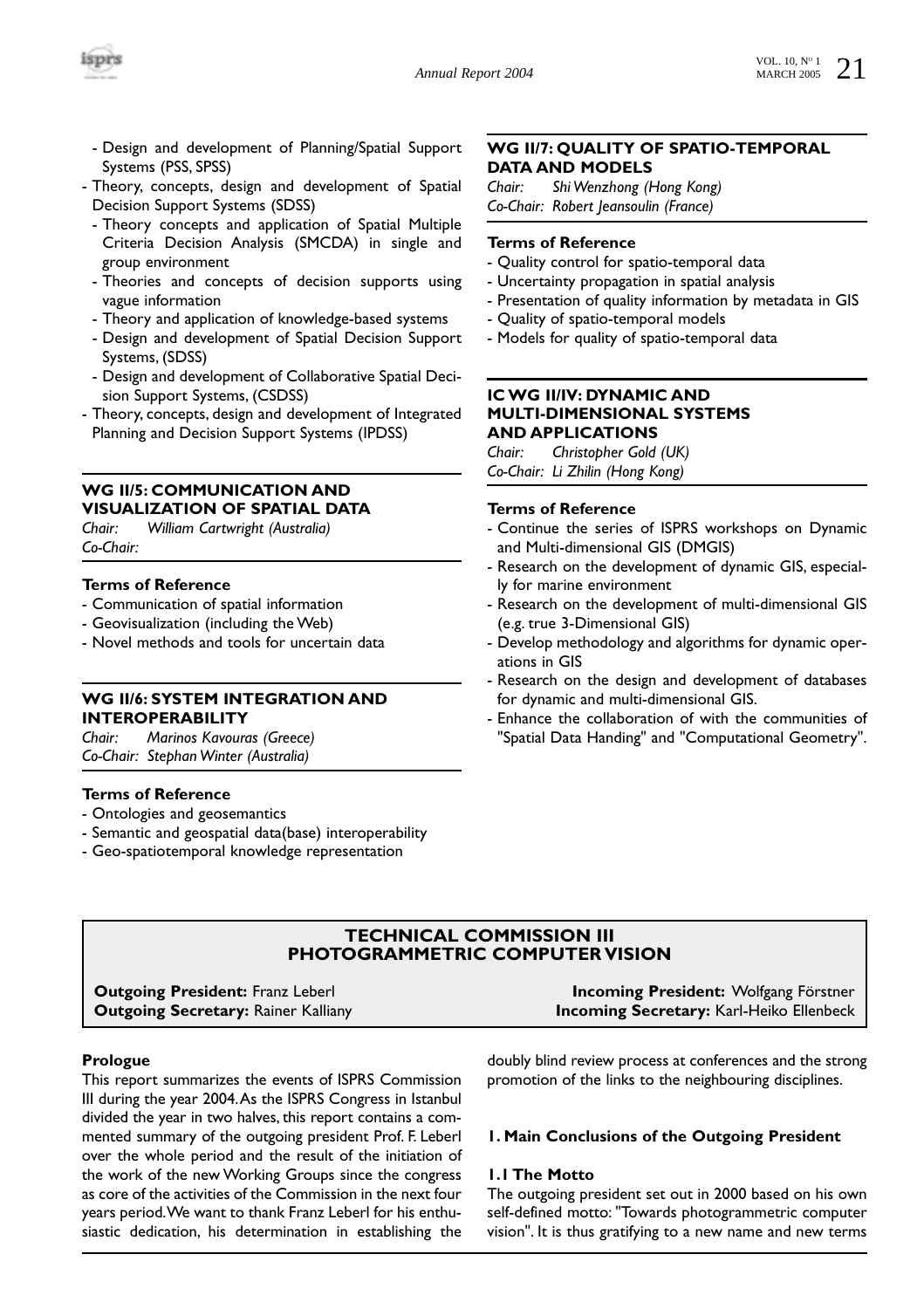- Design and development of Planning/Spatial Support Systems (PSS, SPSS)
- Theory, concepts, design and development of Spatial Decision Support Systems (SDSS)
  - Theory concepts and application of Spatial Multiple Criteria Decision Analysis (SMCDA) in single and group environment
  - Theories and concepts of decision supports using vague information
  - Theory and application of knowledge-based systems
  - Design and development of Spatial Decision Support Systems, (SDSS)
  - Design and development of Collaborative Spatial Decision Support Systems, (CSDSS)
- Theory, concepts, design and development of Integrated Planning and Decision Support Systems (IPDSS)

### WG II/5: COMMUNICATION AND VISUALIZATION OF SPATIAL DATA

*Chair: William Cartwright (Australia)*
*Co-Chair:*

**Terms of Reference**

- Communication of spatial information
- Geovisualization (including the Web)
- Novel methods and tools for uncertain data

### WG II/6: SYSTEM INTEGRATION AND INTEROPERABILITY

*Chair: Marinos Kavouras (Greece)*
*Co-Chair: Stephan Winter (Australia)*

**Terms of Reference**

- Ontologies and geosemantics
- Semantic and geospatial data(base) interoperability
- Geo-spatiotemporal knowledge representation

### WG II/7: QUALITY OF SPATIO-TEMPORAL DATA AND MODELS

*Chair: Shi Wenzhong (Hong Kong)*
*Co-Chair: Robert Jeansoulin (France)*

**Terms of Reference**

- Quality control for spatio-temporal data
- Uncertainty propagation in spatial analysis
- Presentation of quality information by metadata in GIS
- Quality of spatio-temporal models
- Models for quality of spatio-temporal data

### IC WG II/IV: DYNAMIC AND MULTI-DIMENSIONAL SYSTEMS AND APPLICATIONS

*Chair: Christopher Gold (UK)*
*Co-Chair: Li Zhilin (Hong Kong)*

**Terms of Reference**

- Continue the series of ISPRS workshops on Dynamic and Multi-dimensional GIS (DMGIS)
- Research on the development of dynamic GIS, especially for marine environment
- Research on the development of multi-dimensional GIS (e.g. true 3-Dimensional GIS)
- Develop methodology and algorithms for dynamic operations in GIS
- Research on the design and development of databases for dynamic and multi-dimensional GIS.
- Enhance the collaboration of with the communities of "Spatial Data Handing" and "Computational Geometry".

## TECHNICAL COMMISSION III
## PHOTOGRAMMETRIC COMPUTER VISION

**Outgoing President:** Franz Leberl
**Outgoing Secretary:** Rainer Kalliany
**Incoming President:** Wolfgang Förstner
**Incoming Secretary:** Karl-Heiko Ellenbeck

**Prologue**

This report summarizes the events of ISPRS Commission III during the year 2004. As the ISPRS Congress in Istanbul divided the year in two halves, this report contains a commented summary of the outgoing president Prof. F. Leberl over the whole period and the result of the initiation of the work of the new Working Groups since the congress as core of the activities of the Commission in the next four years period. We want to thank Franz Leberl for his enthusiastic dedication, his determination in establishing the doubly blind review process at conferences and the strong promotion of the links to the neighbouring disciplines.

### 1. Main Conclusions of the Outgoing President

**1.1 The Motto**

The outgoing president set out in 2000 based on his own self-defined motto: "Towards photogrammetric computer vision". It is thus gratifying to a new name and new terms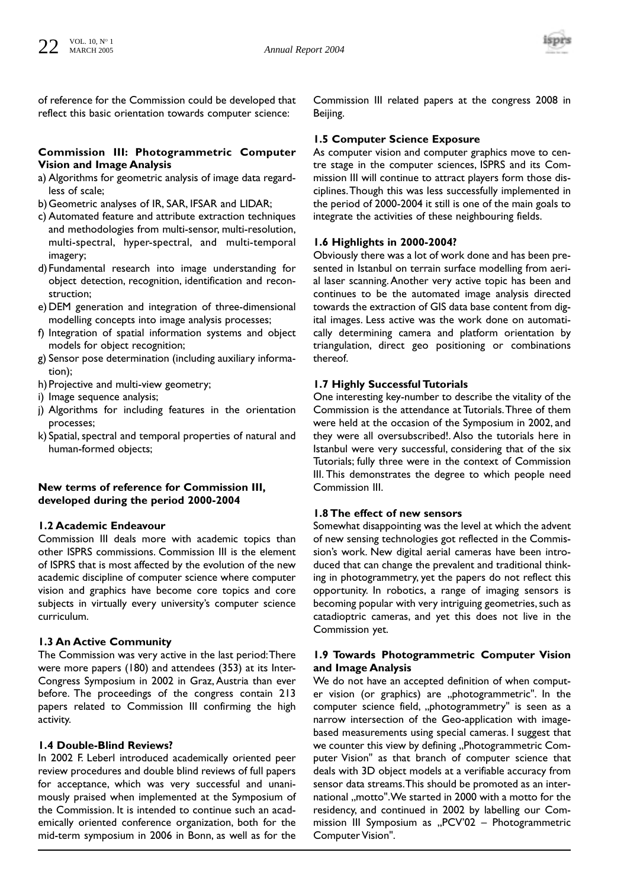of reference for the Commission could be developed that reflect this basic orientation towards computer science:

**Commission III: Photogrammetric Computer Vision and Image Analysis**

a) Algorithms for geometric analysis of image data regardless of scale;
b) Geometric analyses of IR, SAR, IFSAR and LIDAR;
c) Automated feature and attribute extraction techniques and methodologies from multi-sensor, multi-resolution, multi-spectral, hyper-spectral, and multi-temporal imagery;
d) Fundamental research into image understanding for object detection, recognition, identification and reconstruction;
e) DEM generation and integration of three-dimensional modelling concepts into image analysis processes;
f) Integration of spatial information systems and object models for object recognition;
g) Sensor pose determination (including auxiliary information);
h) Projective and multi-view geometry;
i) Image sequence analysis;
j) Algorithms for including features in the orientation processes;
k) Spatial, spectral and temporal properties of natural and human-formed objects;

**New terms of reference for Commission III, developed during the period 2000-2004**

### 1.2 Academic Endeavour

Commission III deals more with academic topics than other ISPRS commissions. Commission III is the element of ISPRS that is most affected by the evolution of the new academic discipline of computer science where computer vision and graphics have become core topics and core subjects in virtually every university's computer science curriculum.

### 1.3 An Active Community

The Commission was very active in the last period: There were more papers (180) and attendees (353) at its Inter-Congress Symposium in 2002 in Graz, Austria than ever before. The proceedings of the congress contain 213 papers related to Commission III confirming the high activity.

### 1.4 Double-Blind Reviews?

In 2002 F. Leberl introduced academically oriented peer review procedures and double blind reviews of full papers for acceptance, which was very successful and unanimously praised when implemented at the Symposium of the Commission. It is intended to continue such an academically oriented conference organization, both for the mid-term symposium in 2006 in Bonn, as well as for the Commission III related papers at the congress 2008 in Beijing.

### 1.5 Computer Science Exposure

As computer vision and computer graphics move to centre stage in the computer sciences, ISPRS and its Commission III will continue to attract players form those disciplines. Though this was less successfully implemented in the period of 2000-2004 it still is one of the main goals to integrate the activities of these neighbouring fields.

### 1.6 Highlights in 2000-2004?

Obviously there was a lot of work done and has been presented in Istanbul on terrain surface modelling from aerial laser scanning. Another very active topic has been and continues to be the automated image analysis directed towards the extraction of GIS data base content from digital images. Less active was the work done on automatically determining camera and platform orientation by triangulation, direct geo positioning or combinations thereof.

### 1.7 Highly Successful Tutorials

One interesting key-number to describe the vitality of the Commission is the attendance at Tutorials. Three of them were held at the occasion of the Symposium in 2002, and they were all oversubscribed!. Also the tutorials here in Istanbul were very successful, considering that of the six Tutorials; fully three were in the context of Commission III. This demonstrates the degree to which people need Commission III.

### 1.8 The effect of new sensors

Somewhat disappointing was the level at which the advent of new sensing technologies got reflected in the Commission's work. New digital aerial cameras have been introduced that can change the prevalent and traditional thinking in photogrammetry, yet the papers do not reflect this opportunity. In robotics, a range of imaging sensors is becoming popular with very intriguing geometries, such as catadioptric cameras, and yet this does not live in the Commission yet.

### 1.9 Towards Photogrammetric Computer Vision and Image Analysis

We do not have an accepted definition of when computer vision (or graphics) are „photogrammetric". In the computer science field, „photogrammetry" is seen as a narrow intersection of the Geo-application with image-based measurements using special cameras. I suggest that we counter this view by defining „Photogrammetric Computer Vision" as that branch of computer science that deals with 3D object models at a verifiable accuracy from sensor data streams. This should be promoted as an international „motto". We started in 2000 with a motto for the residency, and continued in 2002 by labelling our Commission III Symposium as „PCV'02 – Photogrammetric Computer Vision".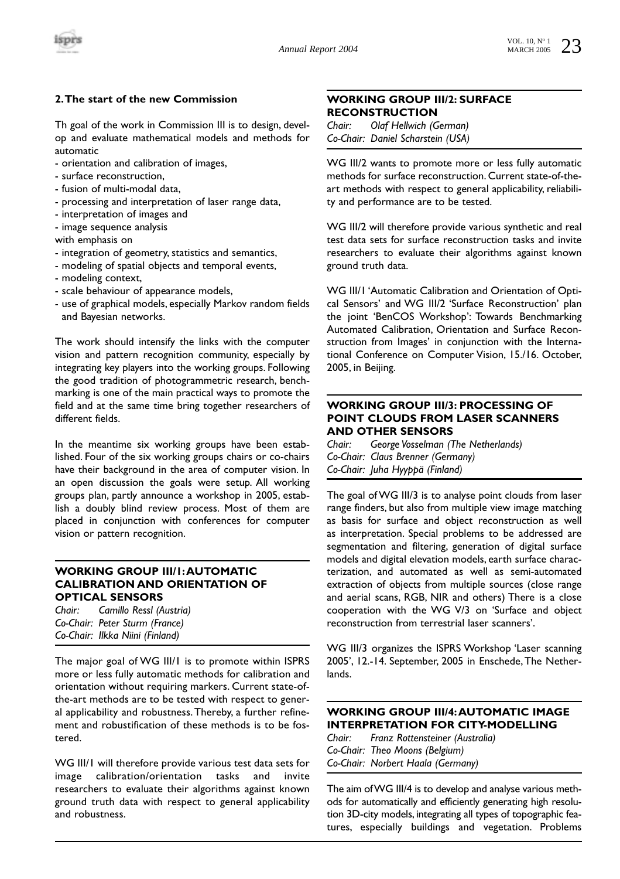## 2. The start of the new Commission

Th goal of the work in Commission III is to design, develop and evaluate mathematical models and methods for automatic

- orientation and calibration of images,
- surface reconstruction,
- fusion of multi-modal data,
- processing and interpretation of laser range data,
- interpretation of images and
- image sequence analysis

with emphasis on

- integration of geometry, statistics and semantics,
- modeling of spatial objects and temporal events,
- modeling context,
- scale behaviour of appearance models,
- use of graphical models, especially Markov random fields and Bayesian networks.

The work should intensify the links with the computer vision and pattern recognition community, especially by integrating key players into the working groups. Following the good tradition of photogrammetric research, benchmarking is one of the main practical ways to promote the field and at the same time bring together researchers of different fields.

In the meantime six working groups have been established. Four of the six working groups chairs or co-chairs have their background in the area of computer vision. In an open discussion the goals were setup. All working groups plan, partly announce a workshop in 2005, establish a doubly blind review process. Most of them are placed in conjunction with conferences for computer vision or pattern recognition.

### WORKING GROUP III/1: AUTOMATIC CALIBRATION AND ORIENTATION OF OPTICAL SENSORS

*Chair: Camillo Ressl (Austria)*
*Co-Chair: Peter Sturm (France)*
*Co-Chair: Ilkka Niini (Finland)*

The major goal of WG III/1 is to promote within ISPRS more or less fully automatic methods for calibration and orientation without requiring markers. Current state-of-the-art methods are to be tested with respect to general applicability and robustness. Thereby, a further refinement and robustification of these methods is to be fostered.

WG III/1 will therefore provide various test data sets for image calibration/orientation tasks and invite researchers to evaluate their algorithms against known ground truth data with respect to general applicability and robustness.

### WORKING GROUP III/2: SURFACE RECONSTRUCTION

*Chair: Olaf Hellwich (German)*
*Co-Chair: Daniel Scharstein (USA)*

WG III/2 wants to promote more or less fully automatic methods for surface reconstruction. Current state-of-the-art methods with respect to general applicability, reliability and performance are to be tested.

WG III/2 will therefore provide various synthetic and real test data sets for surface reconstruction tasks and invite researchers to evaluate their algorithms against known ground truth data.

WG III/1 'Automatic Calibration and Orientation of Optical Sensors' and WG III/2 'Surface Reconstruction' plan the joint 'BenCOS Workshop': Towards Benchmarking Automated Calibration, Orientation and Surface Reconstruction from Images' in conjunction with the International Conference on Computer Vision, 15./16. October, 2005, in Beijing.

### WORKING GROUP III/3: PROCESSING OF POINT CLOUDS FROM LASER SCANNERS AND OTHER SENSORS

*Chair: George Vosselman (The Netherlands)*
*Co-Chair: Claus Brenner (Germany)*
*Co-Chair: Juha Hyyppä (Finland)*

The goal of WG III/3 is to analyse point clouds from laser range finders, but also from multiple view image matching as basis for surface and object reconstruction as well as interpretation. Special problems to be addressed are segmentation and filtering, generation of digital surface models and digital elevation models, earth surface characterization, and automated as well as semi-automated extraction of objects from multiple sources (close range and aerial scans, RGB, NIR and others) There is a close cooperation with the WG V/3 on 'Surface and object reconstruction from terrestrial laser scanners'.

WG III/3 organizes the ISPRS Workshop 'Laser scanning 2005', 12.-14. September, 2005 in Enschede, The Netherlands.

### WORKING GROUP III/4: AUTOMATIC IMAGE INTERPRETATION FOR CITY-MODELLING

*Chair: Franz Rottensteiner (Australia)*
*Co-Chair: Theo Moons (Belgium)*
*Co-Chair: Norbert Haala (Germany)*

The aim of WG III/4 is to develop and analyse various methods for automatically and efficiently generating high resolution 3D-city models, integrating all types of topographic features, especially buildings and vegetation. Problems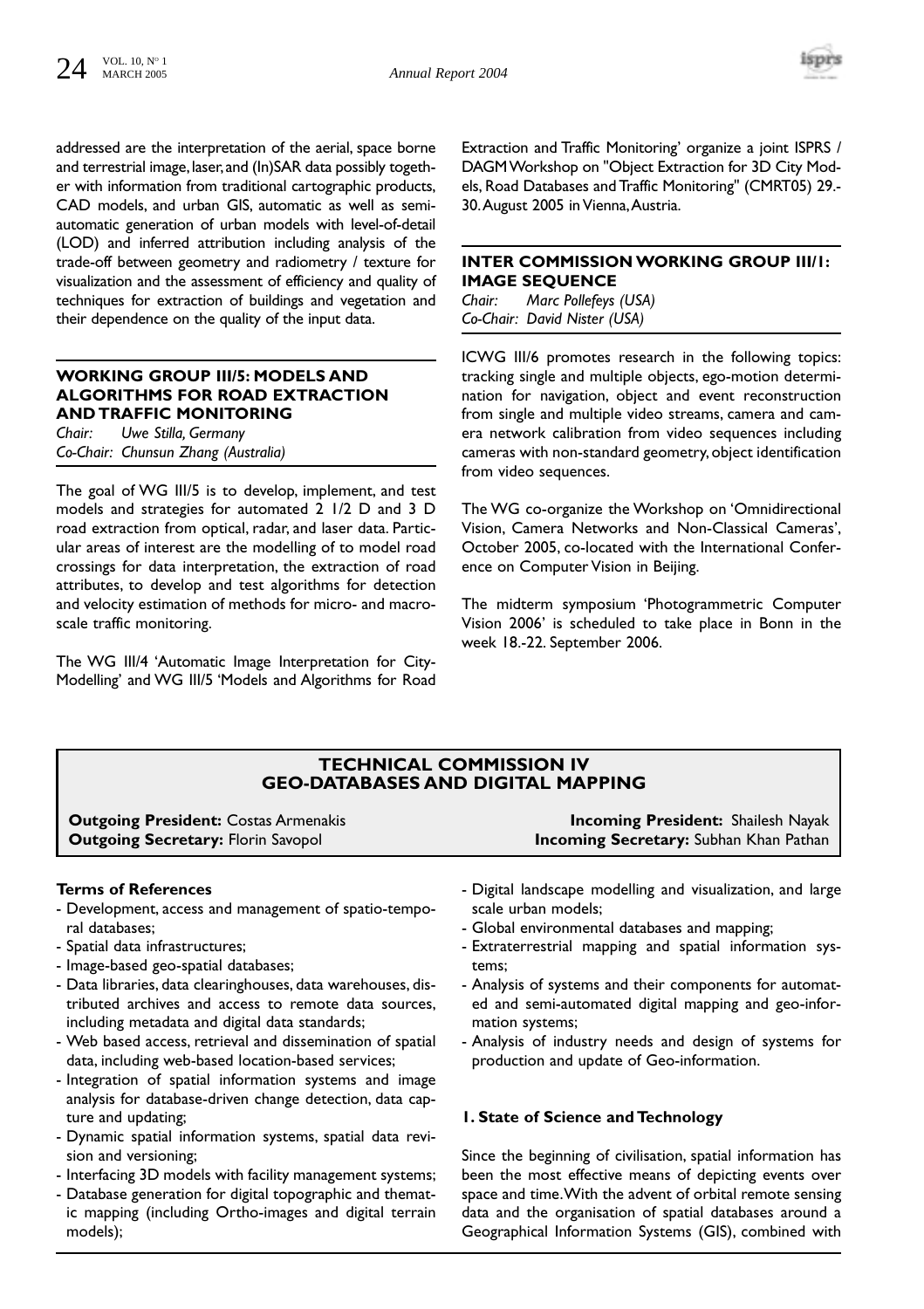addressed are the interpretation of the aerial, space borne and terrestrial image, laser, and (In)SAR data possibly together with information from traditional cartographic products, CAD models, and urban GIS, automatic as well as semi-automatic generation of urban models with level-of-detail (LOD) and inferred attribution including analysis of the trade-off between geometry and radiometry / texture for visualization and the assessment of efficiency and quality of techniques for extraction of buildings and vegetation and their dependence on the quality of the input data.

### WORKING GROUP III/5: MODELS AND ALGORITHMS FOR ROAD EXTRACTION AND TRAFFIC MONITORING

*Chair: Uwe Stilla, Germany*
*Co-Chair: Chunsun Zhang (Australia)*

The goal of WG III/5 is to develop, implement, and test models and strategies for automated 2 1/2 D and 3 D road extraction from optical, radar, and laser data. Particular areas of interest are the modelling of to model road crossings for data interpretation, the extraction of road attributes, to develop and test algorithms for detection and velocity estimation of methods for micro- and macro-scale traffic monitoring.

The WG III/4 'Automatic Image Interpretation for City-Modelling' and WG III/5 'Models and Algorithms for Road Extraction and Traffic Monitoring' organize a joint ISPRS / DAGM Workshop on "Object Extraction for 3D City Models, Road Databases and Traffic Monitoring" (CMRT05) 29.-30. August 2005 in Vienna, Austria.

### INTER COMMISSION WORKING GROUP III/1: IMAGE SEQUENCE

*Chair: Marc Pollefeys (USA)*
*Co-Chair: David Nister (USA)*

ICWG III/6 promotes research in the following topics: tracking single and multiple objects, ego-motion determination for navigation, object and event reconstruction from single and multiple video streams, camera and camera network calibration from video sequences including cameras with non-standard geometry, object identification from video sequences.

The WG co-organize the Workshop on 'Omnidirectional Vision, Camera Networks and Non-Classical Cameras', October 2005, co-located with the International Conference on Computer Vision in Beijing.

The midterm symposium 'Photogrammetric Computer Vision 2006' is scheduled to take place in Bonn in the week 18.-22. September 2006.

## TECHNICAL COMMISSION IV GEO-DATABASES AND DIGITAL MAPPING

**Outgoing President:** Costas Armenakis
**Outgoing Secretary:** Florin Savopol
**Incoming President:** Shailesh Nayak
**Incoming Secretary:** Subhan Khan Pathan

#### Terms of References

- Development, access and management of spatio-temporal databases;
- Spatial data infrastructures;
- Image-based geo-spatial databases;
- Data libraries, data clearinghouses, data warehouses, distributed archives and access to remote data sources, including metadata and digital data standards;
- Web based access, retrieval and dissemination of spatial data, including web-based location-based services;
- Integration of spatial information systems and image analysis for database-driven change detection, data capture and updating;
- Dynamic spatial information systems, spatial data revision and versioning;
- Interfacing 3D models with facility management systems;
- Database generation for digital topographic and thematic mapping (including Ortho-images and digital terrain models);
- Digital landscape modelling and visualization, and large scale urban models;
- Global environmental databases and mapping;
- Extraterrestrial mapping and spatial information systems;
- Analysis of systems and their components for automated and semi-automated digital mapping and geo-information systems;
- Analysis of industry needs and design of systems for production and update of Geo-information.

#### 1. State of Science and Technology

Since the beginning of civilisation, spatial information has been the most effective means of depicting events over space and time. With the advent of orbital remote sensing data and the organisation of spatial databases around a Geographical Information Systems (GIS), combined with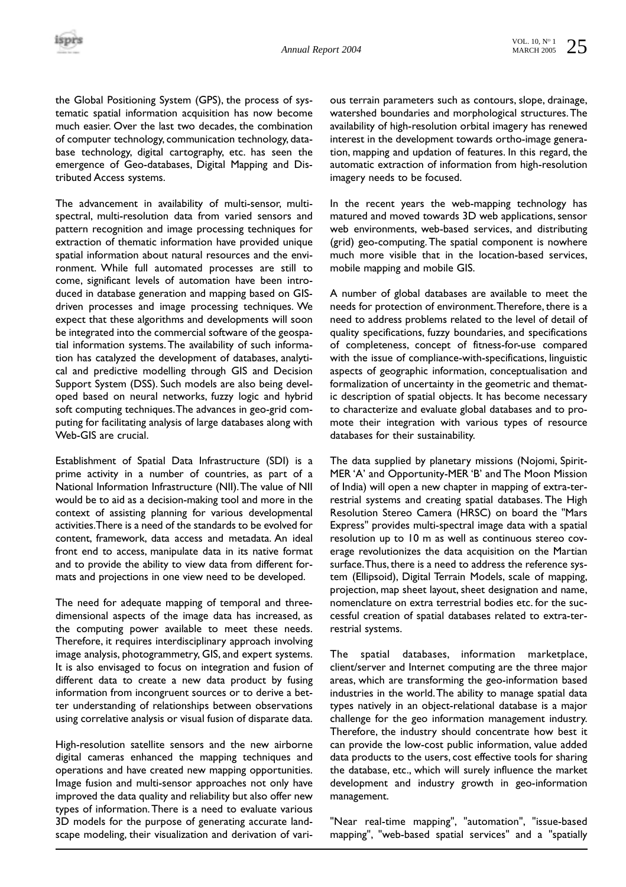the Global Positioning System (GPS), the process of systematic spatial information acquisition has now become much easier. Over the last two decades, the combination of computer technology, communication technology, database technology, digital cartography, etc. has seen the emergence of Geo-databases, Digital Mapping and Distributed Access systems.

The advancement in availability of multi-sensor, multispectral, multi-resolution data from varied sensors and pattern recognition and image processing techniques for extraction of thematic information have provided unique spatial information about natural resources and the environment. While full automated processes are still to come, significant levels of automation have been introduced in database generation and mapping based on GIS-driven processes and image processing techniques. We expect that these algorithms and developments will soon be integrated into the commercial software of the geospatial information systems. The availability of such information has catalyzed the development of databases, analytical and predictive modelling through GIS and Decision Support System (DSS). Such models are also being developed based on neural networks, fuzzy logic and hybrid soft computing techniques. The advances in geo-grid computing for facilitating analysis of large databases along with Web-GIS are crucial.

Establishment of Spatial Data Infrastructure (SDI) is a prime activity in a number of countries, as part of a National Information Infrastructure (NII). The value of NII would be to aid as a decision-making tool and more in the context of assisting planning for various developmental activities. There is a need of the standards to be evolved for content, framework, data access and metadata. An ideal front end to access, manipulate data in its native format and to provide the ability to view data from different formats and projections in one view need to be developed.

The need for adequate mapping of temporal and three-dimensional aspects of the image data has increased, as the computing power available to meet these needs. Therefore, it requires interdisciplinary approach involving image analysis, photogrammetry, GIS, and expert systems. It is also envisaged to focus on integration and fusion of different data to create a new data product by fusing information from incongruent sources or to derive a better understanding of relationships between observations using correlative analysis or visual fusion of disparate data.

High-resolution satellite sensors and the new airborne digital cameras enhanced the mapping techniques and operations and have created new mapping opportunities. Image fusion and multi-sensor approaches not only have improved the data quality and reliability but also offer new types of information. There is a need to evaluate various 3D models for the purpose of generating accurate landscape modeling, their visualization and derivation of various terrain parameters such as contours, slope, drainage, watershed boundaries and morphological structures. The availability of high-resolution orbital imagery has renewed interest in the development towards ortho-image generation, mapping and updation of features. In this regard, the automatic extraction of information from high-resolution imagery needs to be focused.

In the recent years the web-mapping technology has matured and moved towards 3D web applications, sensor web environments, web-based services, and distributing (grid) geo-computing. The spatial component is nowhere much more visible that in the location-based services, mobile mapping and mobile GIS.

A number of global databases are available to meet the needs for protection of environment. Therefore, there is a need to address problems related to the level of detail of quality specifications, fuzzy boundaries, and specifications of completeness, concept of fitness-for-use compared with the issue of compliance-with-specifications, linguistic aspects of geographic information, conceptualisation and formalization of uncertainty in the geometric and thematic description of spatial objects. It has become necessary to characterize and evaluate global databases and to promote their integration with various types of resource databases for their sustainability.

The data supplied by planetary missions (Nojomi, Spirit-MER 'A' and Opportunity-MER 'B' and The Moon Mission of India) will open a new chapter in mapping of extra-terrestrial systems and creating spatial databases. The High Resolution Stereo Camera (HRSC) on board the "Mars Express" provides multi-spectral image data with a spatial resolution up to 10 m as well as continuous stereo coverage revolutionizes the data acquisition on the Martian surface. Thus, there is a need to address the reference system (Ellipsoid), Digital Terrain Models, scale of mapping, projection, map sheet layout, sheet designation and name, nomenclature on extra terrestrial bodies etc. for the successful creation of spatial databases related to extra-terrestrial systems.

The spatial databases, information marketplace, client/server and Internet computing are the three major areas, which are transforming the geo-information based industries in the world. The ability to manage spatial data types natively in an object-relational database is a major challenge for the geo information management industry. Therefore, the industry should concentrate how best it can provide the low-cost public information, value added data products to the users, cost effective tools for sharing the database, etc., which will surely influence the market development and industry growth in geo-information management.

"Near real-time mapping", "automation", "issue-based mapping", "web-based spatial services" and a "spatially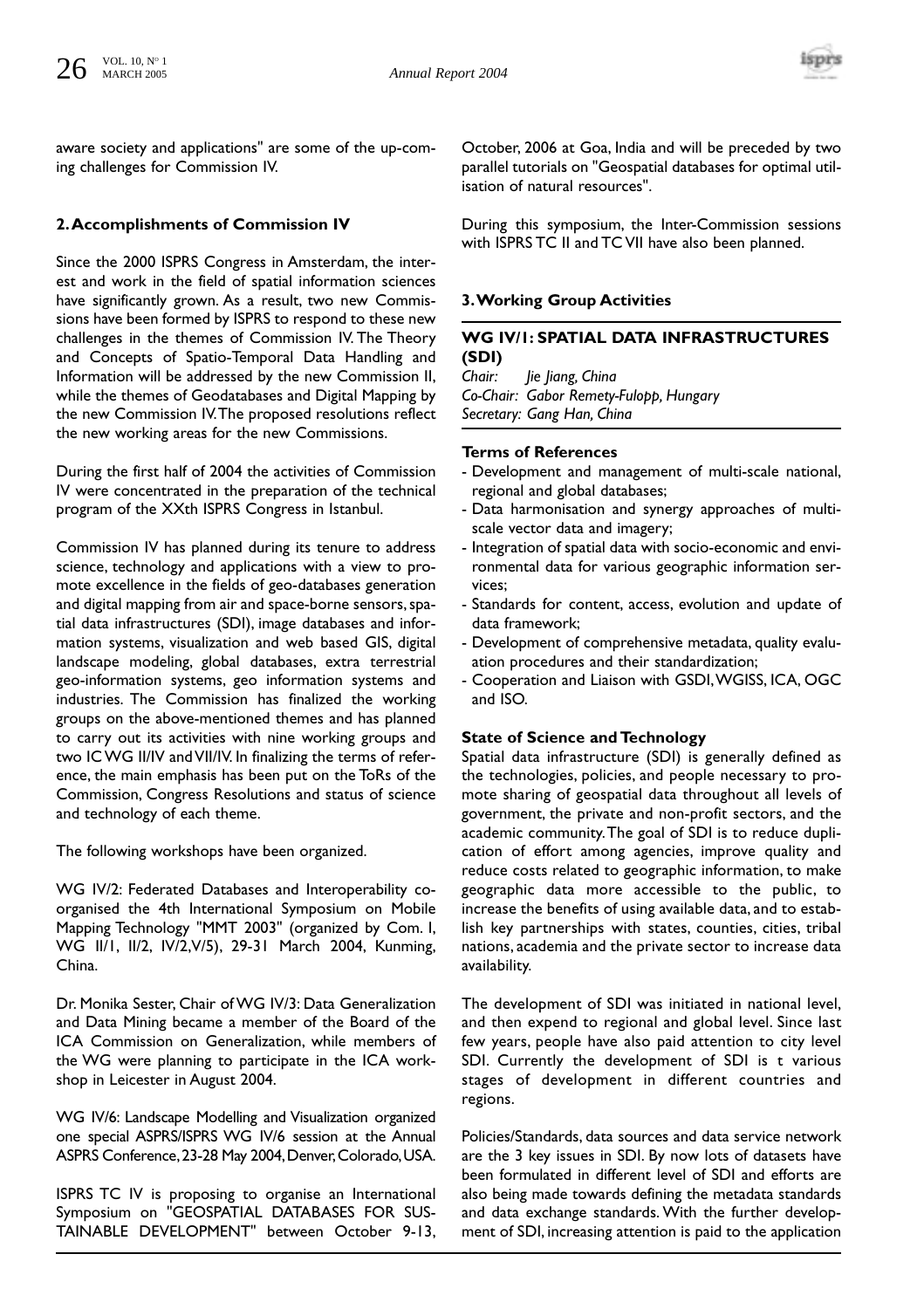aware society and applications" are some of the up-coming challenges for Commission IV.

## 2. Accomplishments of Commission IV

Since the 2000 ISPRS Congress in Amsterdam, the interest and work in the field of spatial information sciences have significantly grown. As a result, two new Commissions have been formed by ISPRS to respond to these new challenges in the themes of Commission IV. The Theory and Concepts of Spatio-Temporal Data Handling and Information will be addressed by the new Commission II, while the themes of Geodatabases and Digital Mapping by the new Commission IV. The proposed resolutions reflect the new working areas for the new Commissions.

During the first half of 2004 the activities of Commission IV were concentrated in the preparation of the technical program of the XXth ISPRS Congress in Istanbul.

Commission IV has planned during its tenure to address science, technology and applications with a view to promote excellence in the fields of geo-databases generation and digital mapping from air and space-borne sensors, spatial data infrastructures (SDI), image databases and information systems, visualization and web based GIS, digital landscape modeling, global databases, extra terrestrial geo-information systems, geo information systems and industries. The Commission has finalized the working groups on the above-mentioned themes and has planned to carry out its activities with nine working groups and two IC WG II/IV and VII/IV. In finalizing the terms of reference, the main emphasis has been put on the ToRs of the Commission, Congress Resolutions and status of science and technology of each theme.

The following workshops have been organized.

WG IV/2: Federated Databases and Interoperability co-organised the 4th International Symposium on Mobile Mapping Technology "MMT 2003" (organized by Com. I, WG II/1, II/2, IV/2,V/5), 29-31 March 2004, Kunming, China.

Dr. Monika Sester, Chair of WG IV/3: Data Generalization and Data Mining became a member of the Board of the ICA Commission on Generalization, while members of the WG were planning to participate in the ICA workshop in Leicester in August 2004.

WG IV/6: Landscape Modelling and Visualization organized one special ASPRS/ISPRS WG IV/6 session at the Annual ASPRS Conference, 23-28 May 2004, Denver, Colorado, USA.

ISPRS TC IV is proposing to organise an International Symposium on "GEOSPATIAL DATABASES FOR SUSTAINABLE DEVELOPMENT" between October 9-13, October, 2006 at Goa, India and will be preceded by two parallel tutorials on "Geospatial databases for optimal utilisation of natural resources".

During this symposium, the Inter-Commission sessions with ISPRS TC II and TC VII have also been planned.

## 3. Working Group Activities

### WG IV/1: SPATIAL DATA INFRASTRUCTURES (SDI)

*Chair: Jie Jiang, China*
*Co-Chair: Gabor Remety-Fulopp, Hungary*
*Secretary: Gang Han, China*

#### Terms of References

- Development and management of multi-scale national, regional and global databases;
- Data harmonisation and synergy approaches of multi-scale vector data and imagery;
- Integration of spatial data with socio-economic and environmental data for various geographic information services;
- Standards for content, access, evolution and update of data framework;
- Development of comprehensive metadata, quality evaluation procedures and their standardization;
- Cooperation and Liaison with GSDI, WGISS, ICA, OGC and ISO.

#### State of Science and Technology

Spatial data infrastructure (SDI) is generally defined as the technologies, policies, and people necessary to promote sharing of geospatial data throughout all levels of government, the private and non-profit sectors, and the academic community. The goal of SDI is to reduce duplication of effort among agencies, improve quality and reduce costs related to geographic information, to make geographic data more accessible to the public, to increase the benefits of using available data, and to establish key partnerships with states, counties, cities, tribal nations, academia and the private sector to increase data availability.

The development of SDI was initiated in national level, and then expend to regional and global level. Since last few years, people have also paid attention to city level SDI. Currently the development of SDI is t various stages of development in different countries and regions.

Policies/Standards, data sources and data service network are the 3 key issues in SDI. By now lots of datasets have been formulated in different level of SDI and efforts are also being made towards defining the metadata standards and data exchange standards. With the further development of SDI, increasing attention is paid to the application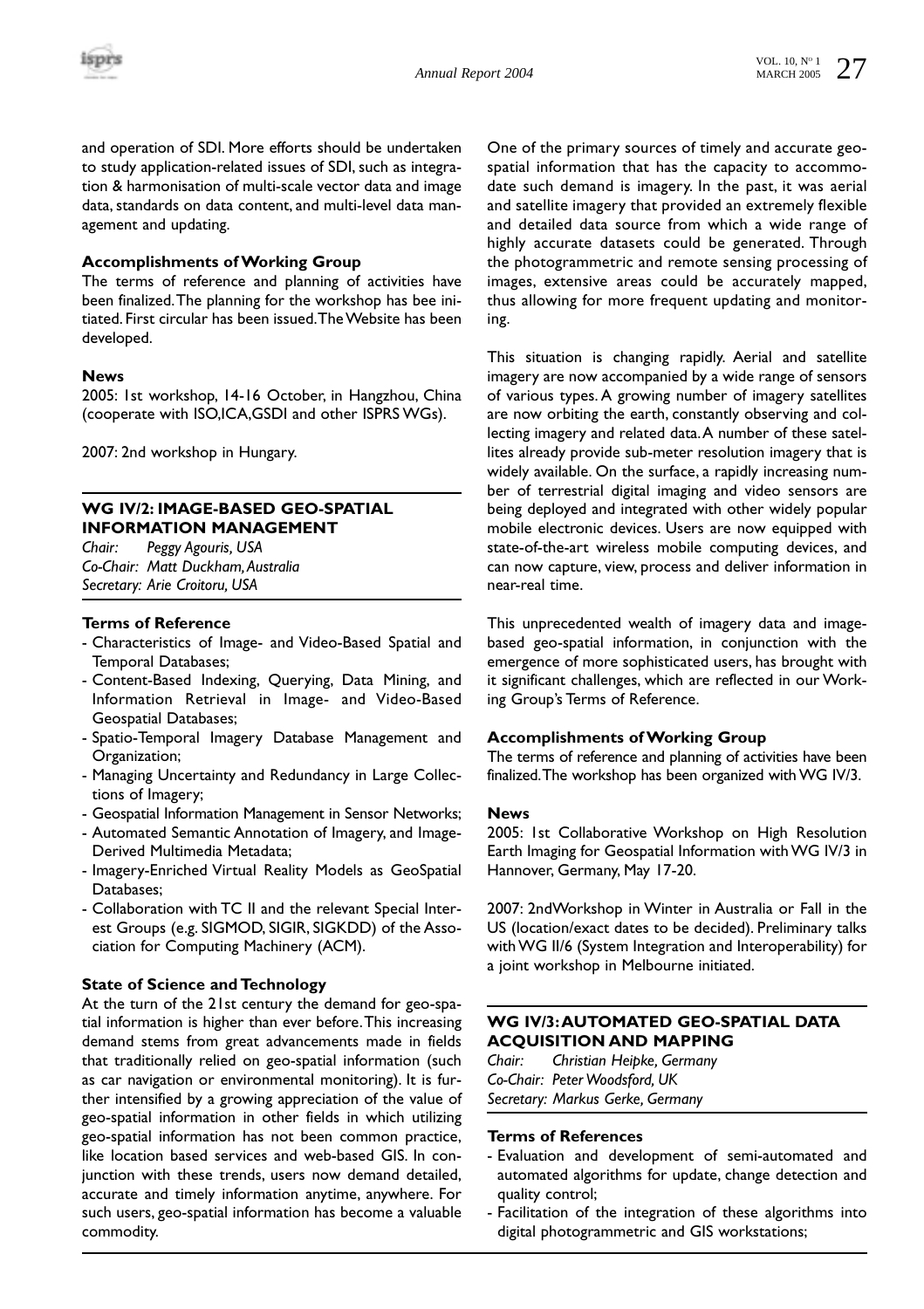and operation of SDI. More efforts should be undertaken to study application-related issues of SDI, such as integration & harmonisation of multi-scale vector data and image data, standards on data content, and multi-level data management and updating.

**Accomplishments of Working Group**

The terms of reference and planning of activities have been finalized. The planning for the workshop has bee initiated. First circular has been issued. The Website has been developed.

**News**

2005: 1st workshop, 14-16 October, in Hangzhou, China (cooperate with ISO,ICA,GSDI and other ISPRS WGs).

2007: 2nd workshop in Hungary.

## WG IV/2: IMAGE-BASED GEO-SPATIAL INFORMATION MANAGEMENT

*Chair: Peggy Agouris, USA*
*Co-Chair: Matt Duckham, Australia*
*Secretary: Arie Croitoru, USA*

**Terms of Reference**

- Characteristics of Image- and Video-Based Spatial and Temporal Databases;
- Content-Based Indexing, Querying, Data Mining, and Information Retrieval in Image- and Video-Based Geospatial Databases;
- Spatio-Temporal Imagery Database Management and Organization;
- Managing Uncertainty and Redundancy in Large Collections of Imagery;
- Geospatial Information Management in Sensor Networks;
- Automated Semantic Annotation of Imagery, and Image-Derived Multimedia Metadata;
- Imagery-Enriched Virtual Reality Models as GeoSpatial Databases;
- Collaboration with TC II and the relevant Special Interest Groups (e.g. SIGMOD, SIGIR, SIGKDD) of the Association for Computing Machinery (ACM).

**State of Science and Technology**

At the turn of the 21st century the demand for geo-spatial information is higher than ever before. This increasing demand stems from great advancements made in fields that traditionally relied on geo-spatial information (such as car navigation or environmental monitoring). It is further intensified by a growing appreciation of the value of geo-spatial information in other fields in which utilizing geo-spatial information has not been common practice, like location based services and web-based GIS. In conjunction with these trends, users now demand detailed, accurate and timely information anytime, anywhere. For such users, geo-spatial information has become a valuable commodity.

One of the primary sources of timely and accurate geo-spatial information that has the capacity to accommodate such demand is imagery. In the past, it was aerial and satellite imagery that provided an extremely flexible and detailed data source from which a wide range of highly accurate datasets could be generated. Through the photogrammetric and remote sensing processing of images, extensive areas could be accurately mapped, thus allowing for more frequent updating and monitoring.

This situation is changing rapidly. Aerial and satellite imagery are now accompanied by a wide range of sensors of various types. A growing number of imagery satellites are now orbiting the earth, constantly observing and collecting imagery and related data. A number of these satellites already provide sub-meter resolution imagery that is widely available. On the surface, a rapidly increasing number of terrestrial digital imaging and video sensors are being deployed and integrated with other widely popular mobile electronic devices. Users are now equipped with state-of-the-art wireless mobile computing devices, and can now capture, view, process and deliver information in near-real time.

This unprecedented wealth of imagery data and image-based geo-spatial information, in conjunction with the emergence of more sophisticated users, has brought with it significant challenges, which are reflected in our Working Group's Terms of Reference.

**Accomplishments of Working Group**

The terms of reference and planning of activities have been finalized. The workshop has been organized with WG IV/3.

**News**

2005: 1st Collaborative Workshop on High Resolution Earth Imaging for Geospatial Information with WG IV/3 in Hannover, Germany, May 17-20.

2007: 2ndWorkshop in Winter in Australia or Fall in the US (location/exact dates to be decided). Preliminary talks with WG II/6 (System Integration and Interoperability) for a joint workshop in Melbourne initiated.

## WG IV/3: AUTOMATED GEO-SPATIAL DATA ACQUISITION AND MAPPING

*Chair: Christian Heipke, Germany*
*Co-Chair: Peter Woodsford, UK*
*Secretary: Markus Gerke, Germany*

**Terms of References**

- Evaluation and development of semi-automated and automated algorithms for update, change detection and quality control;
- Facilitation of the integration of these algorithms into digital photogrammetric and GIS workstations;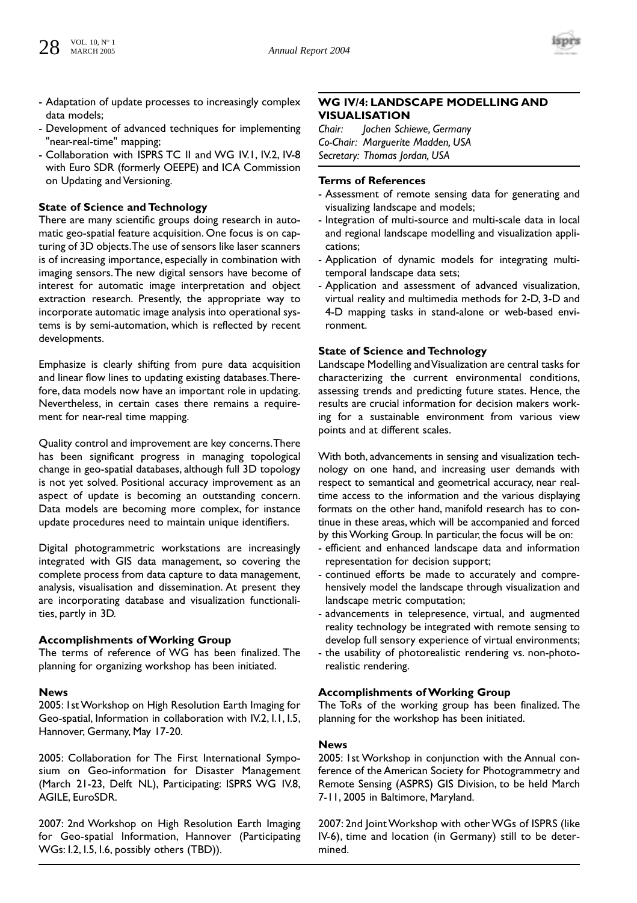- Adaptation of update processes to increasingly complex data models;
- Development of advanced techniques for implementing "near-real-time" mapping;
- Collaboration with ISPRS TC II and WG IV.1, IV.2, IV-8 with Euro SDR (formerly OEEPE) and ICA Commission on Updating and Versioning.

**State of Science and Technology**

There are many scientific groups doing research in automatic geo-spatial feature acquisition. One focus is on capturing of 3D objects. The use of sensors like laser scanners is of increasing importance, especially in combination with imaging sensors. The new digital sensors have become of interest for automatic image interpretation and object extraction research. Presently, the appropriate way to incorporate automatic image analysis into operational systems is by semi-automation, which is reflected by recent developments.

Emphasize is clearly shifting from pure data acquisition and linear flow lines to updating existing databases. Therefore, data models now have an important role in updating. Nevertheless, in certain cases there remains a requirement for near-real time mapping.

Quality control and improvement are key concerns. There has been significant progress in managing topological change in geo-spatial databases, although full 3D topology is not yet solved. Positional accuracy improvement as an aspect of update is becoming an outstanding concern. Data models are becoming more complex, for instance update procedures need to maintain unique identifiers.

Digital photogrammetric workstations are increasingly integrated with GIS data management, so covering the complete process from data capture to data management, analysis, visualisation and dissemination. At present they are incorporating database and visualization functionalities, partly in 3D.

**Accomplishments of Working Group**

The terms of reference of WG has been finalized. The planning for organizing workshop has been initiated.

**News**

2005: 1st Workshop on High Resolution Earth Imaging for Geo-spatial, Information in collaboration with IV.2, I.1, I.5, Hannover, Germany, May 17-20.

2005: Collaboration for The First International Symposium on Geo-information for Disaster Management (March 21-23, Delft NL), Participating: ISPRS WG IV.8, AGILE, EuroSDR.

2007: 2nd Workshop on High Resolution Earth Imaging for Geo-spatial Information, Hannover (Participating WGs: I.2, I.5, I.6, possibly others (TBD)).

## WG IV/4: LANDSCAPE MODELLING AND VISUALISATION

*Chair: Jochen Schiewe, Germany*
*Co-Chair: Marguerite Madden, USA*
*Secretary: Thomas Jordan, USA*

**Terms of References**

- Assessment of remote sensing data for generating and visualizing landscape and models;
- Integration of multi-source and multi-scale data in local and regional landscape modelling and visualization applications;
- Application of dynamic models for integrating multi-temporal landscape data sets;
- Application and assessment of advanced visualization, virtual reality and multimedia methods for 2-D, 3-D and 4-D mapping tasks in stand-alone or web-based environment.

**State of Science and Technology**

Landscape Modelling and Visualization are central tasks for characterizing the current environmental conditions, assessing trends and predicting future states. Hence, the results are crucial information for decision makers working for a sustainable environment from various view points and at different scales.

With both, advancements in sensing and visualization technology on one hand, and increasing user demands with respect to semantical and geometrical accuracy, near real-time access to the information and the various displaying formats on the other hand, manifold research has to continue in these areas, which will be accompanied and forced by this Working Group. In particular, the focus will be on:

- efficient and enhanced landscape data and information representation for decision support;
- continued efforts be made to accurately and comprehensively model the landscape through visualization and landscape metric computation;
- advancements in telepresence, virtual, and augmented reality technology be integrated with remote sensing to develop full sensory experience of virtual environments;
- the usability of photorealistic rendering vs. non-photorealistic rendering.

**Accomplishments of Working Group**

The ToRs of the working group has been finalized. The planning for the workshop has been initiated.

**News**

2005: 1st Workshop in conjunction with the Annual conference of the American Society for Photogrammetry and Remote Sensing (ASPRS) GIS Division, to be held March 7-11, 2005 in Baltimore, Maryland.

2007: 2nd Joint Workshop with other WGs of ISPRS (like IV-6), time and location (in Germany) still to be determined.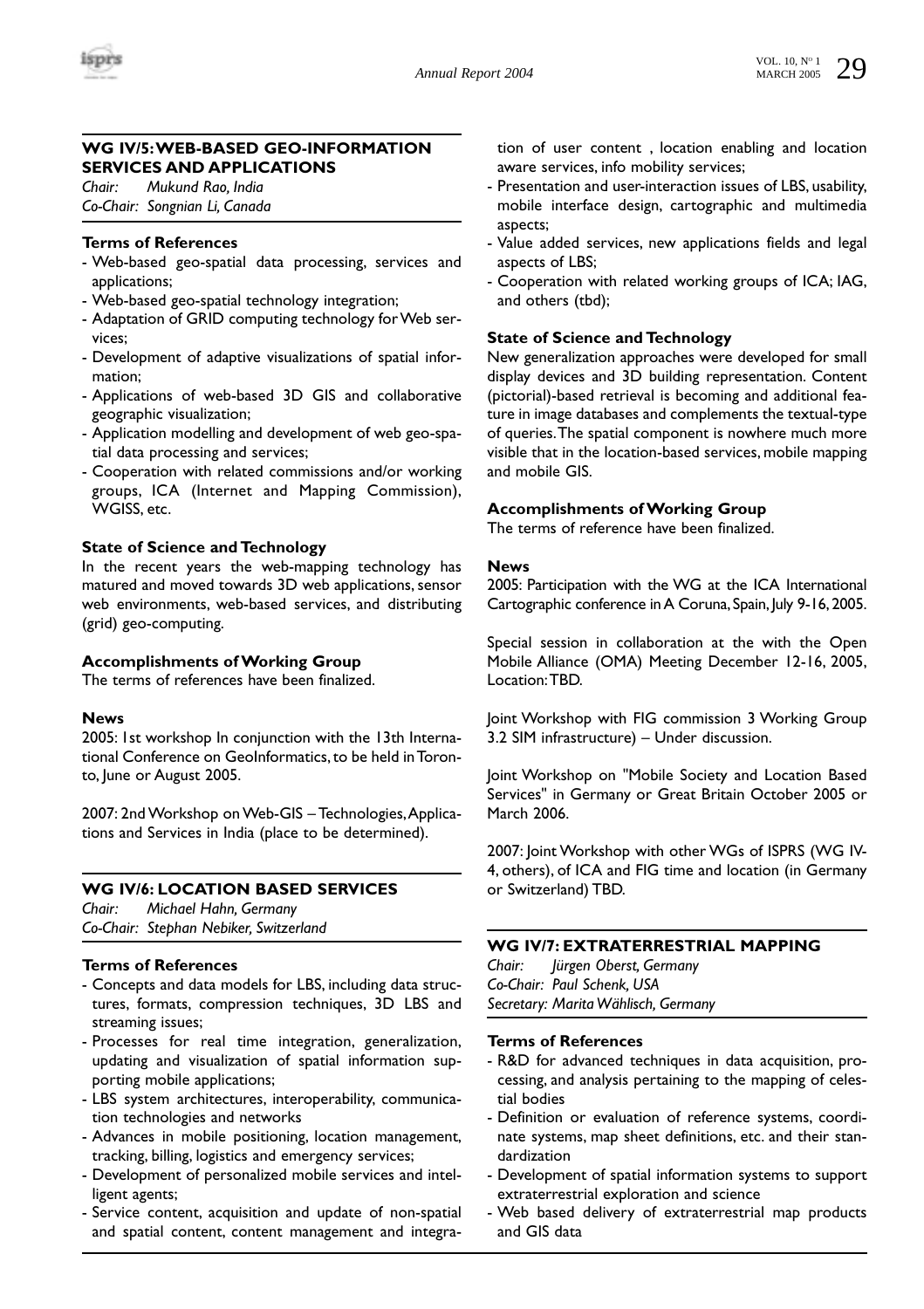## WG IV/5: WEB-BASED GEO-INFORMATION SERVICES AND APPLICATIONS

*Chair: Mukund Rao, India*
*Co-Chair: Songnian Li, Canada*

### Terms of References

- Web-based geo-spatial data processing, services and applications;
- Web-based geo-spatial technology integration;
- Adaptation of GRID computing technology for Web services;
- Development of adaptive visualizations of spatial information;
- Applications of web-based 3D GIS and collaborative geographic visualization;
- Application modelling and development of web geo-spatial data processing and services;
- Cooperation with related commissions and/or working groups, ICA (Internet and Mapping Commission), WGISS, etc.

### State of Science and Technology

In the recent years the web-mapping technology has matured and moved towards 3D web applications, sensor web environments, web-based services, and distributing (grid) geo-computing.

### Accomplishments of Working Group

The terms of references have been finalized.

### News

2005: 1st workshop In conjunction with the 13th International Conference on GeoInformatics, to be held in Toronto, June or August 2005.

2007: 2nd Workshop on Web-GIS – Technologies, Applications and Services in India (place to be determined).

## WG IV/6: LOCATION BASED SERVICES

*Chair: Michael Hahn, Germany*
*Co-Chair: Stephan Nebiker, Switzerland*

### Terms of References

- Concepts and data models for LBS, including data structures, formats, compression techniques, 3D LBS and streaming issues;
- Processes for real time integration, generalization, updating and visualization of spatial information supporting mobile applications;
- LBS system architectures, interoperability, communication technologies and networks
- Advances in mobile positioning, location management, tracking, billing, logistics and emergency services;
- Development of personalized mobile services and intelligent agents;
- Service content, acquisition and update of non-spatial and spatial content, content management and integration of user content , location enabling and location aware services, info mobility services;
- Presentation and user-interaction issues of LBS, usability, mobile interface design, cartographic and multimedia aspects;
- Value added services, new applications fields and legal aspects of LBS;
- Cooperation with related working groups of ICA; IAG, and others (tbd);

### State of Science and Technology

New generalization approaches were developed for small display devices and 3D building representation. Content (pictorial)-based retrieval is becoming and additional feature in image databases and complements the textual-type of queries. The spatial component is nowhere much more visible that in the location-based services, mobile mapping and mobile GIS.

### Accomplishments of Working Group

The terms of reference have been finalized.

### News

2005: Participation with the WG at the ICA International Cartographic conference in A Coruna, Spain, July 9-16, 2005.

Special session in collaboration at the with the Open Mobile Alliance (OMA) Meeting December 12-16, 2005, Location: TBD.

Joint Workshop with FIG commission 3 Working Group 3.2 SIM infrastructure) – Under discussion.

Joint Workshop on "Mobile Society and Location Based Services" in Germany or Great Britain October 2005 or March 2006.

2007: Joint Workshop with other WGs of ISPRS (WG IV-4, others), of ICA and FIG time and location (in Germany or Switzerland) TBD.

## WG IV/7: EXTRATERRESTRIAL MAPPING

*Chair: Jürgen Oberst, Germany*
*Co-Chair: Paul Schenk, USA*
*Secretary: Marita Wählisch, Germany*

### Terms of References

- R&D for advanced techniques in data acquisition, processing, and analysis pertaining to the mapping of celestial bodies
- Definition or evaluation of reference systems, coordinate systems, map sheet definitions, etc. and their standardization
- Development of spatial information systems to support extraterrestrial exploration and science
- Web based delivery of extraterrestrial map products and GIS data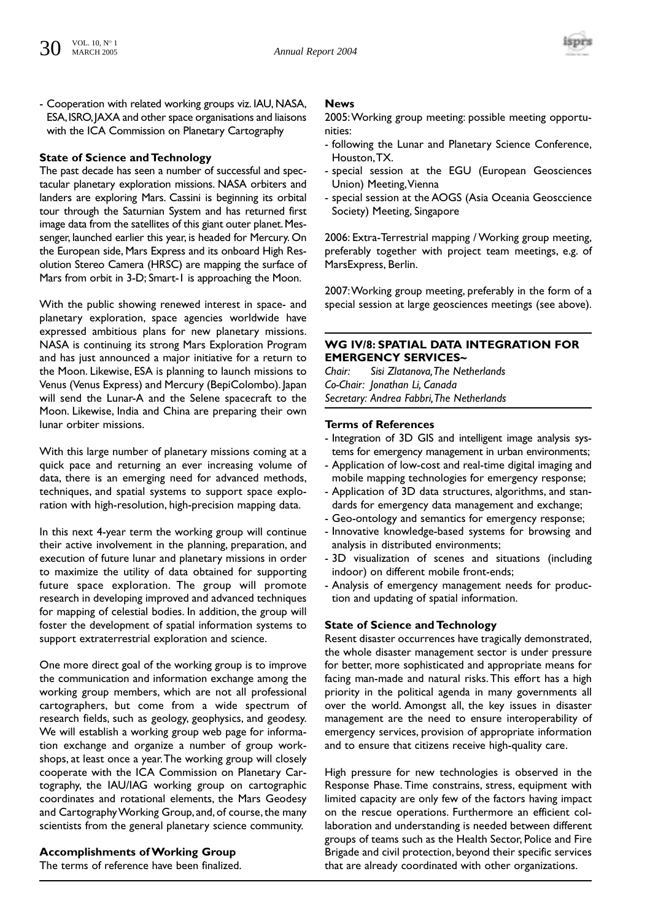- Cooperation with related working groups viz. IAU, NASA, ESA, ISRO, JAXA and other space organisations and liaisons with the ICA Commission on Planetary Cartography

**State of Science and Technology**

The past decade has seen a number of successful and spectacular planetary exploration missions. NASA orbiters and landers are exploring Mars. Cassini is beginning its orbital tour through the Saturnian System and has returned first image data from the satellites of this giant outer planet. Messenger, launched earlier this year, is headed for Mercury. On the European side, Mars Express and its onboard High Resolution Stereo Camera (HRSC) are mapping the surface of Mars from orbit in 3-D; Smart-1 is approaching the Moon.

With the public showing renewed interest in space- and planetary exploration, space agencies worldwide have expressed ambitious plans for new planetary missions. NASA is continuing its strong Mars Exploration Program and has just announced a major initiative for a return to the Moon. Likewise, ESA is planning to launch missions to Venus (Venus Express) and Mercury (BepiColombo). Japan will send the Lunar-A and the Selene spacecraft to the Moon. Likewise, India and China are preparing their own lunar orbiter missions.

With this large number of planetary missions coming at a quick pace and returning an ever increasing volume of data, there is an emerging need for advanced methods, techniques, and spatial systems to support space exploration with high-resolution, high-precision mapping data.

In this next 4-year term the working group will continue their active involvement in the planning, preparation, and execution of future lunar and planetary missions in order to maximize the utility of data obtained for supporting future space exploration. The group will promote research in developing improved and advanced techniques for mapping of celestial bodies. In addition, the group will foster the development of spatial information systems to support extraterrestrial exploration and science.

One more direct goal of the working group is to improve the communication and information exchange among the working group members, which are not all professional cartographers, but come from a wide spectrum of research fields, such as geology, geophysics, and geodesy. We will establish a working group web page for information exchange and organize a number of group workshops, at least once a year. The working group will closely cooperate with the ICA Commission on Planetary Cartography, the IAU/IAG working group on cartographic coordinates and rotational elements, the Mars Geodesy and Cartography Working Group, and, of course, the many scientists from the general planetary science community.

**Accomplishments of Working Group**

The terms of reference have been finalized.

**News**

2005: Working group meeting: possible meeting opportunities:

- following the Lunar and Planetary Science Conference, Houston, TX.
- special session at the EGU (European Geosciences Union) Meeting, Vienna
- special session at the AOGS (Asia Oceania Geosccience Society) Meeting, Singapore

2006: Extra-Terrestrial mapping / Working group meeting, preferably together with project team meetings, e.g. of MarsExpress, Berlin.

2007: Working group meeting, preferably in the form of a special session at large geosciences meetings (see above).

## WG IV/8: SPATIAL DATA INTEGRATION FOR EMERGENCY SERVICES~

*Chair: Sisi Zlatanova, The Netherlands*
*Co-Chair: Jonathan Li, Canada*
*Secretary: Andrea Fabbri, The Netherlands*

**Terms of References**

- Integration of 3D GIS and intelligent image analysis systems for emergency management in urban environments;
- Application of low-cost and real-time digital imaging and mobile mapping technologies for emergency response;
- Application of 3D data structures, algorithms, and standards for emergency data management and exchange;
- Geo-ontology and semantics for emergency response;
- Innovative knowledge-based systems for browsing and analysis in distributed environments;
- 3D visualization of scenes and situations (including indoor) on different mobile front-ends;
- Analysis of emergency management needs for production and updating of spatial information.

**State of Science and Technology**

Resent disaster occurrences have tragically demonstrated, the whole disaster management sector is under pressure for better, more sophisticated and appropriate means for facing man-made and natural risks. This effort has a high priority in the political agenda in many governments all over the world. Amongst all, the key issues in disaster management are the need to ensure interoperability of emergency services, provision of appropriate information and to ensure that citizens receive high-quality care.

High pressure for new technologies is observed in the Response Phase. Time constrains, stress, equipment with limited capacity are only few of the factors having impact on the rescue operations. Furthermore an efficient collaboration and understanding is needed between different groups of teams such as the Health Sector, Police and Fire Brigade and civil protection, beyond their specific services that are already coordinated with other organizations.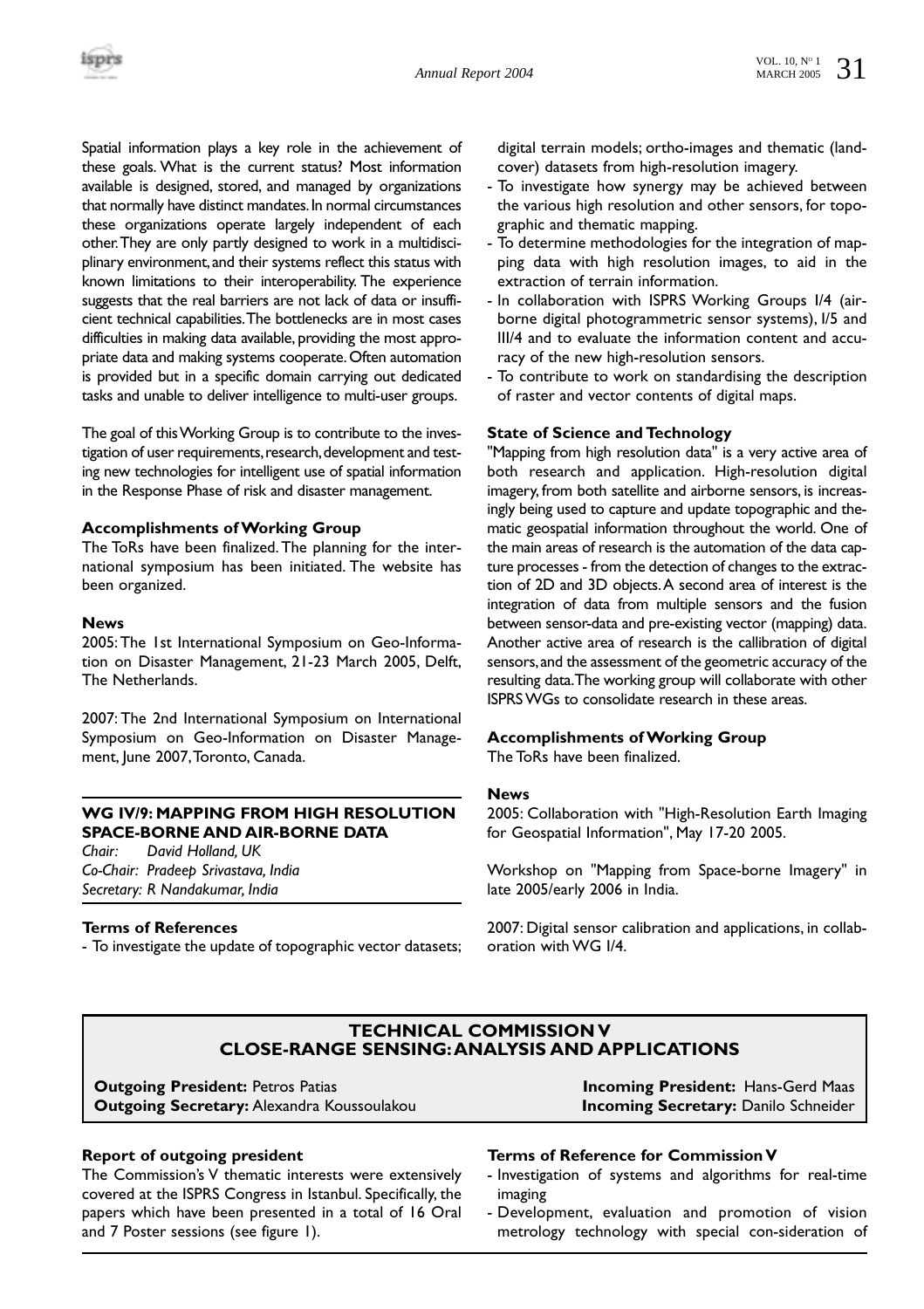Spatial information plays a key role in the achievement of these goals. What is the current status? Most information available is designed, stored, and managed by organizations that normally have distinct mandates. In normal circumstances these organizations operate largely independent of each other. They are only partly designed to work in a multidisciplinary environment, and their systems reflect this status with known limitations to their interoperability. The experience suggests that the real barriers are not lack of data or insufficient technical capabilities. The bottlenecks are in most cases difficulties in making data available, providing the most appropriate data and making systems cooperate. Often automation is provided but in a specific domain carrying out dedicated tasks and unable to deliver intelligence to multi-user groups.

The goal of this Working Group is to contribute to the investigation of user requirements, research, development and testing new technologies for intelligent use of spatial information in the Response Phase of risk and disaster management.

**Accomplishments of Working Group**

The ToRs have been finalized. The planning for the international symposium has been initiated. The website has been organized.

**News**

2005: The 1st International Symposium on Geo-Information on Disaster Management, 21-23 March 2005, Delft, The Netherlands.

2007: The 2nd International Symposium on International Symposium on Geo-Information on Disaster Management, June 2007, Toronto, Canada.

## WG IV/9: MAPPING FROM HIGH RESOLUTION SPACE-BORNE AND AIR-BORNE DATA

*Chair: David Holland, UK*
*Co-Chair: Pradeep Srivastava, India*
*Secretary: R Nandakumar, India*

**Terms of References**

- To investigate the update of topographic vector datasets; digital terrain models; ortho-images and thematic (land-cover) datasets from high-resolution imagery.
- To investigate how synergy may be achieved between the various high resolution and other sensors, for topographic and thematic mapping.
- To determine methodologies for the integration of mapping data with high resolution images, to aid in the extraction of terrain information.
- In collaboration with ISPRS Working Groups I/4 (airborne digital photogrammetric sensor systems), I/5 and III/4 and to evaluate the information content and accuracy of the new high-resolution sensors.
- To contribute to work on standardising the description of raster and vector contents of digital maps.

**State of Science and Technology**

"Mapping from high resolution data" is a very active area of both research and application. High-resolution digital imagery, from both satellite and airborne sensors, is increasingly being used to capture and update topographic and thematic geospatial information throughout the world. One of the main areas of research is the automation of the data capture processes - from the detection of changes to the extraction of 2D and 3D objects. A second area of interest is the integration of data from multiple sensors and the fusion between sensor-data and pre-existing vector (mapping) data. Another active area of research is the callibration of digital sensors, and the assessment of the geometric accuracy of the resulting data. The working group will collaborate with other ISPRS WGs to consolidate research in these areas.

**Accomplishments of Working Group**

The ToRs have been finalized.

**News**

2005: Collaboration with "High-Resolution Earth Imaging for Geospatial Information", May 17-20 2005.

Workshop on "Mapping from Space-borne Imagery" in late 2005/early 2006 in India.

2007: Digital sensor calibration and applications, in collaboration with WG I/4.

# TECHNICAL COMMISSION V
# CLOSE-RANGE SENSING: ANALYSIS AND APPLICATIONS

**Outgoing President:** Petros Patias
**Outgoing Secretary:** Alexandra Koussoulakou
**Incoming President:** Hans-Gerd Maas
**Incoming Secretary:** Danilo Schneider

**Report of outgoing president**

The Commission's V thematic interests were extensively covered at the ISPRS Congress in Istanbul. Specifically, the papers which have been presented in a total of 16 Oral and 7 Poster sessions (see figure 1).

**Terms of Reference for Commission V**

- Investigation of systems and algorithms for real-time imaging
- Development, evaluation and promotion of vision metrology technology with special con-sideration of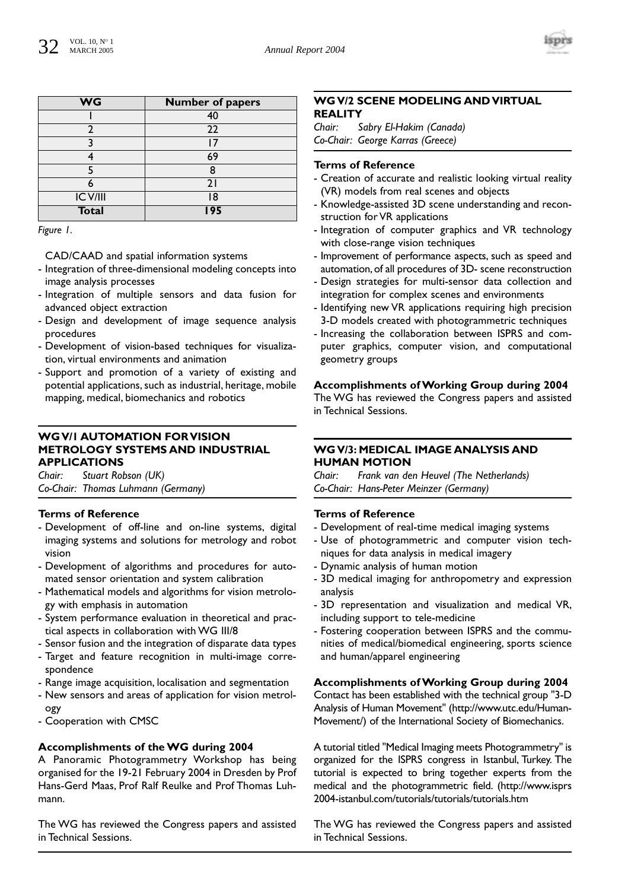| WG | Number of papers |
|---|---|
| I | 40 |
| 2 | 22 |
| 3 | 17 |
| 4 | 69 |
| 5 | 8 |
| 6 | 21 |
| IC V/III | 18 |
| **Total** | **195** |

*Figure 1.*

CAD/CAAD and spatial information systems
- Integration of three-dimensional modeling concepts into image analysis processes
- Integration of multiple sensors and data fusion for advanced object extraction
- Design and development of image sequence analysis procedures
- Development of vision-based techniques for visualization, virtual environments and animation
- Support and promotion of a variety of existing and potential applications, such as industrial, heritage, mobile mapping, medical, biomechanics and robotics

## WG V/1 AUTOMATION FOR VISION METROLOGY SYSTEMS AND INDUSTRIAL APPLICATIONS

*Chair: Stuart Robson (UK)*
*Co-Chair: Thomas Luhmann (Germany)*

### Terms of Reference

- Development of off-line and on-line systems, digital imaging systems and solutions for metrology and robot vision
- Development of algorithms and procedures for automated sensor orientation and system calibration
- Mathematical models and algorithms for vision metrology with emphasis in automation
- System performance evaluation in theoretical and practical aspects in collaboration with WG III/8
- Sensor fusion and the integration of disparate data types
- Target and feature recognition in multi-image correspondence
- Range image acquisition, localisation and segmentation
- New sensors and areas of application for vision metrology
- Cooperation with CMSC

### Accomplishments of the WG during 2004

A Panoramic Photogrammetry Workshop has being organised for the 19-21 February 2004 in Dresden by Prof Hans-Gerd Maas, Prof Ralf Reulke and Prof Thomas Luhmann.

The WG has reviewed the Congress papers and assisted in Technical Sessions.

## WG V/2 SCENE MODELING AND VIRTUAL REALITY

*Chair: Sabry El-Hakim (Canada)*
*Co-Chair: George Karras (Greece)*

### Terms of Reference

- Creation of accurate and realistic looking virtual reality (VR) models from real scenes and objects
- Knowledge-assisted 3D scene understanding and reconstruction for VR applications
- Integration of computer graphics and VR technology with close-range vision techniques
- Improvement of performance aspects, such as speed and automation, of all procedures of 3D- scene reconstruction
- Design strategies for multi-sensor data collection and integration for complex scenes and environments
- Identifying new VR applications requiring high precision 3-D models created with photogrammetric techniques
- Increasing the collaboration between ISPRS and computer graphics, computer vision, and computational geometry groups

### Accomplishments of Working Group during 2004

The WG has reviewed the Congress papers and assisted in Technical Sessions.

## WG V/3: MEDICAL IMAGE ANALYSIS AND HUMAN MOTION

*Chair: Frank van den Heuvel (The Netherlands)*
*Co-Chair: Hans-Peter Meinzer (Germany)*

### Terms of Reference

- Development of real-time medical imaging systems
- Use of photogrammetric and computer vision techniques for data analysis in medical imagery
- Dynamic analysis of human motion
- 3D medical imaging for anthropometry and expression analysis
- 3D representation and visualization and medical VR, including support to tele-medicine
- Fostering cooperation between ISPRS and the communities of medical/biomedical engineering, sports science and human/apparel engineering

### Accomplishments of Working Group during 2004

Contact has been established with the technical group "3-D Analysis of Human Movement" (http://www.utc.edu/Human-Movement/) of the International Society of Biomechanics.

A tutorial titled "Medical Imaging meets Photogrammetry" is organized for the ISPRS congress in Istanbul, Turkey. The tutorial is expected to bring together experts from the medical and the photogrammetric field. (http://www.isprs2004-istanbul.com/tutorials/tutorials/tutorials.htm

The WG has reviewed the Congress papers and assisted in Technical Sessions.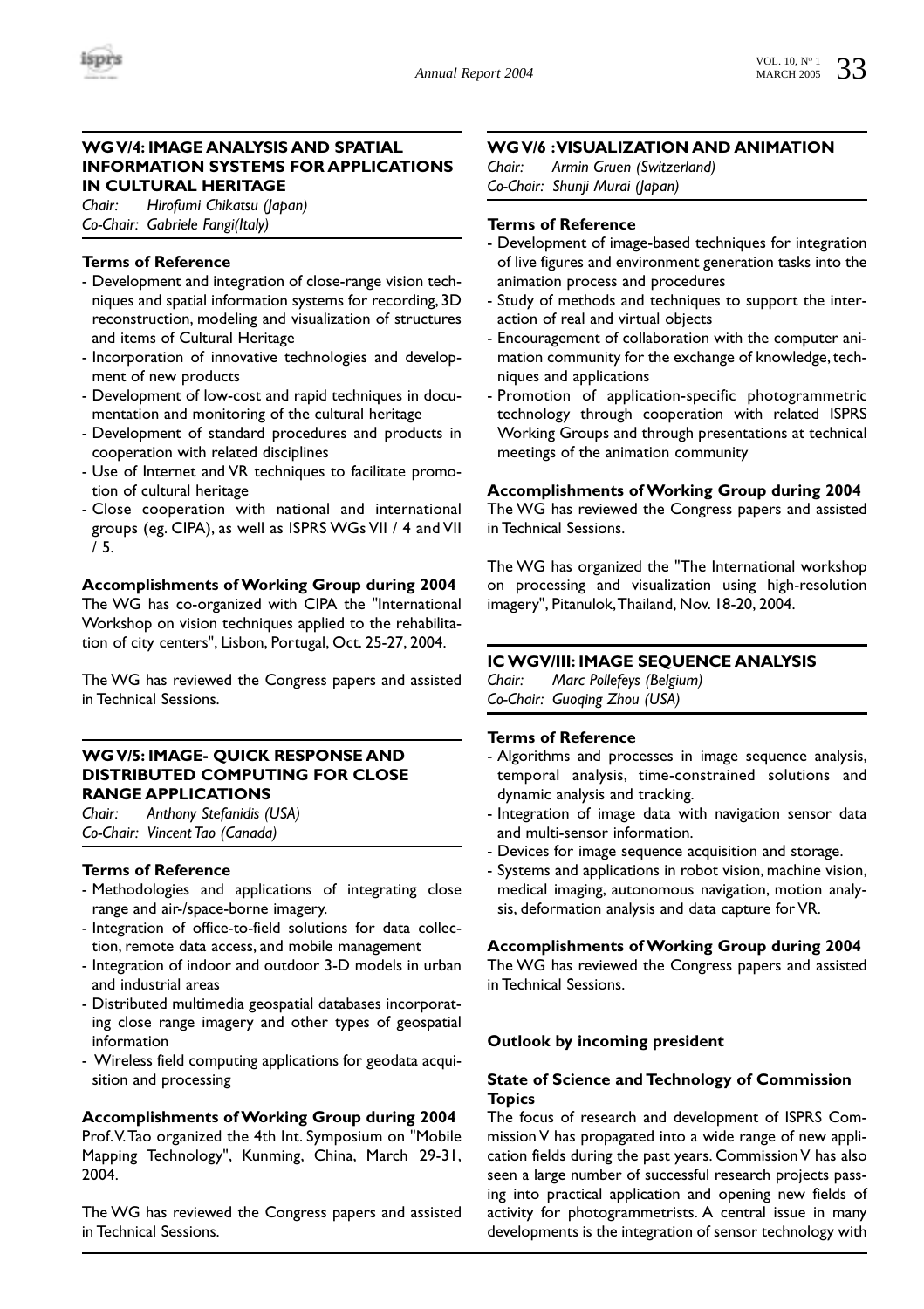### WG V/4: IMAGE ANALYSIS AND SPATIAL INFORMATION SYSTEMS FOR APPLICATIONS IN CULTURAL HERITAGE

*Chair: Hirofumi Chikatsu (Japan)*
*Co-Chair: Gabriele Fangi(Italy)*

**Terms of Reference**

- Development and integration of close-range vision techniques and spatial information systems for recording, 3D reconstruction, modeling and visualization of structures and items of Cultural Heritage
- Incorporation of innovative technologies and development of new products
- Development of low-cost and rapid techniques in documentation and monitoring of the cultural heritage
- Development of standard procedures and products in cooperation with related disciplines
- Use of Internet and VR techniques to facilitate promotion of cultural heritage
- Close cooperation with national and international groups (eg. CIPA), as well as ISPRS WGs VII / 4 and VII / 5.

**Accomplishments of Working Group during 2004**

The WG has co-organized with CIPA the "International Workshop on vision techniques applied to the rehabilitation of city centers", Lisbon, Portugal, Oct. 25-27, 2004.

The WG has reviewed the Congress papers and assisted in Technical Sessions.

### WG V/5: IMAGE- QUICK RESPONSE AND DISTRIBUTED COMPUTING FOR CLOSE RANGE APPLICATIONS

*Chair: Anthony Stefanidis (USA)*
*Co-Chair: Vincent Tao (Canada)*

**Terms of Reference**

- Methodologies and applications of integrating close range and air-/space-borne imagery.
- Integration of office-to-field solutions for data collection, remote data access, and mobile management
- Integration of indoor and outdoor 3-D models in urban and industrial areas
- Distributed multimedia geospatial databases incorporating close range imagery and other types of geospatial information
- Wireless field computing applications for geodata acquisition and processing

**Accomplishments of Working Group during 2004**

Prof. V. Tao organized the 4th Int. Symposium on "Mobile Mapping Technology", Kunming, China, March 29-31, 2004.

The WG has reviewed the Congress papers and assisted in Technical Sessions.

### WG V/6 : VISUALIZATION AND ANIMATION

*Chair: Armin Gruen (Switzerland)*
*Co-Chair: Shunji Murai (Japan)*

**Terms of Reference**

- Development of image-based techniques for integration of live figures and environment generation tasks into the animation process and procedures
- Study of methods and techniques to support the interaction of real and virtual objects
- Encouragement of collaboration with the computer animation community for the exchange of knowledge, techniques and applications
- Promotion of application-specific photogrammetric technology through cooperation with related ISPRS Working Groups and through presentations at technical meetings of the animation community

**Accomplishments of Working Group during 2004**

The WG has reviewed the Congress papers and assisted in Technical Sessions.

The WG has organized the "The International workshop on processing and visualization using high-resolution imagery", Pitanulok, Thailand, Nov. 18-20, 2004.

### IC WG V/III: IMAGE SEQUENCE ANALYSIS

*Chair: Marc Pollefeys (Belgium)*
*Co-Chair: Guoqing Zhou (USA)*

**Terms of Reference**

- Algorithms and processes in image sequence analysis, temporal analysis, time-constrained solutions and dynamic analysis and tracking.
- Integration of image data with navigation sensor data and multi-sensor information.
- Devices for image sequence acquisition and storage.
- Systems and applications in robot vision, machine vision, medical imaging, autonomous navigation, motion analysis, deformation analysis and data capture for VR.

**Accomplishments of Working Group during 2004**

The WG has reviewed the Congress papers and assisted in Technical Sessions.

**Outlook by incoming president**

**State of Science and Technology of Commission Topics**

The focus of research and development of ISPRS Commission V has propagated into a wide range of new application fields during the past years. Commission V has also seen a large number of successful research projects passing into practical application and opening new fields of activity for photogrammetrists. A central issue in many developments is the integration of sensor technology with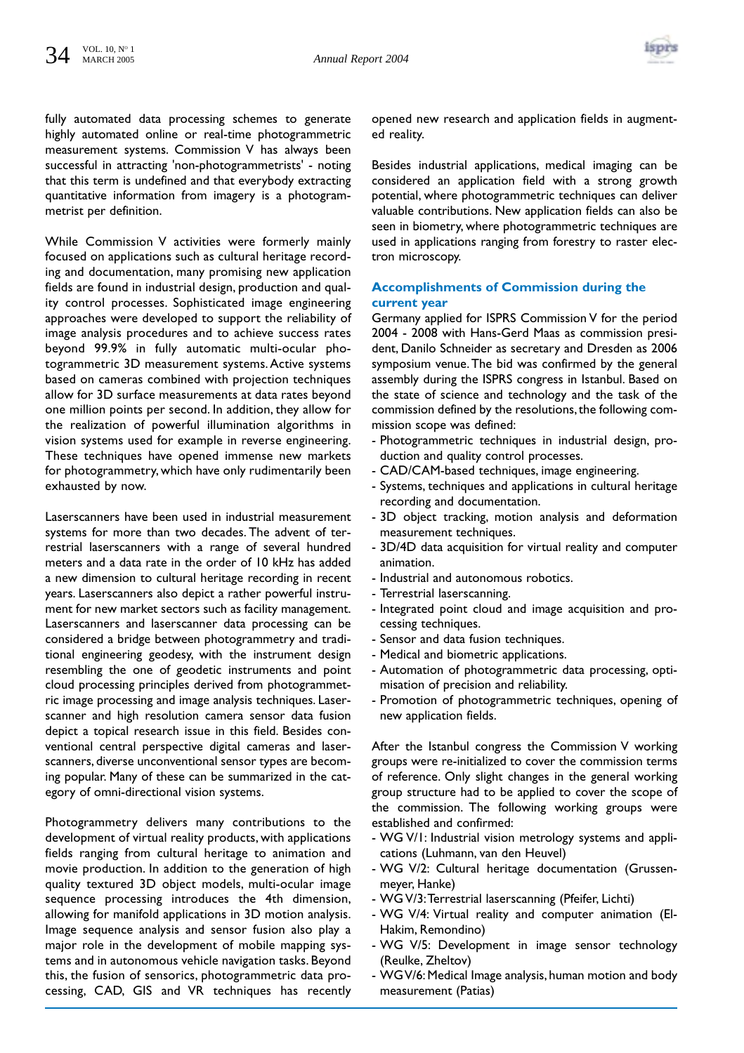fully automated data processing schemes to generate highly automated online or real-time photogrammetric measurement systems. Commission V has always been successful in attracting 'non-photogrammetrists' - noting that this term is undefined and that everybody extracting quantitative information from imagery is a photogrammetrist per definition.

While Commission V activities were formerly mainly focused on applications such as cultural heritage recording and documentation, many promising new application fields are found in industrial design, production and quality control processes. Sophisticated image engineering approaches were developed to support the reliability of image analysis procedures and to achieve success rates beyond 99.9% in fully automatic multi-ocular photogrammetric 3D measurement systems. Active systems based on cameras combined with projection techniques allow for 3D surface measurements at data rates beyond one million points per second. In addition, they allow for the realization of powerful illumination algorithms in vision systems used for example in reverse engineering. These techniques have opened immense new markets for photogrammetry, which have only rudimentarily been exhausted by now.

Laserscanners have been used in industrial measurement systems for more than two decades. The advent of terrestrial laserscanners with a range of several hundred meters and a data rate in the order of 10 kHz has added a new dimension to cultural heritage recording in recent years. Laserscanners also depict a rather powerful instrument for new market sectors such as facility management. Laserscanners and laserscanner data processing can be considered a bridge between photogrammetry and traditional engineering geodesy, with the instrument design resembling the one of geodetic instruments and point cloud processing principles derived from photogrammetric image processing and image analysis techniques. Laserscanner and high resolution camera sensor data fusion depict a topical research issue in this field. Besides conventional central perspective digital cameras and laserscanners, diverse unconventional sensor types are becoming popular. Many of these can be summarized in the category of omni-directional vision systems.

Photogrammetry delivers many contributions to the development of virtual reality products, with applications fields ranging from cultural heritage to animation and movie production. In addition to the generation of high quality textured 3D object models, multi-ocular image sequence processing introduces the 4th dimension, allowing for manifold applications in 3D motion analysis. Image sequence analysis and sensor fusion also play a major role in the development of mobile mapping systems and in autonomous vehicle navigation tasks. Beyond this, the fusion of sensorics, photogrammetric data processing, CAD, GIS and VR techniques has recently opened new research and application fields in augmented reality.

Besides industrial applications, medical imaging can be considered an application field with a strong growth potential, where photogrammetric techniques can deliver valuable contributions. New application fields can also be seen in biometry, where photogrammetric techniques are used in applications ranging from forestry to raster electron microscopy.

### Accomplishments of Commission during the current year

Germany applied for ISPRS Commission V for the period 2004 - 2008 with Hans-Gerd Maas as commission president, Danilo Schneider as secretary and Dresden as 2006 symposium venue. The bid was confirmed by the general assembly during the ISPRS congress in Istanbul. Based on the state of science and technology and the task of the commission defined by the resolutions, the following commission scope was defined:

- Photogrammetric techniques in industrial design, production and quality control processes.
- CAD/CAM-based techniques, image engineering.
- Systems, techniques and applications in cultural heritage recording and documentation.
- 3D object tracking, motion analysis and deformation measurement techniques.
- 3D/4D data acquisition for virtual reality and computer animation.
- Industrial and autonomous robotics.
- Terrestrial laserscanning.
- Integrated point cloud and image acquisition and processing techniques.
- Sensor and data fusion techniques.
- Medical and biometric applications.
- Automation of photogrammetric data processing, optimisation of precision and reliability.
- Promotion of photogrammetric techniques, opening of new application fields.

After the Istanbul congress the Commission V working groups were re-initialized to cover the commission terms of reference. Only slight changes in the general working group structure had to be applied to cover the scope of the commission. The following working groups were established and confirmed:

- WG V/1: Industrial vision metrology systems and applications (Luhmann, van den Heuvel)
- WG V/2: Cultural heritage documentation (Grussenmeyer, Hanke)
- WG V/3: Terrestrial laserscanning (Pfeifer, Lichti)
- WG V/4: Virtual reality and computer animation (El-Hakim, Remondino)
- WG V/5: Development in image sensor technology (Reulke, Zheltov)
- WG V/6: Medical Image analysis, human motion and body measurement (Patias)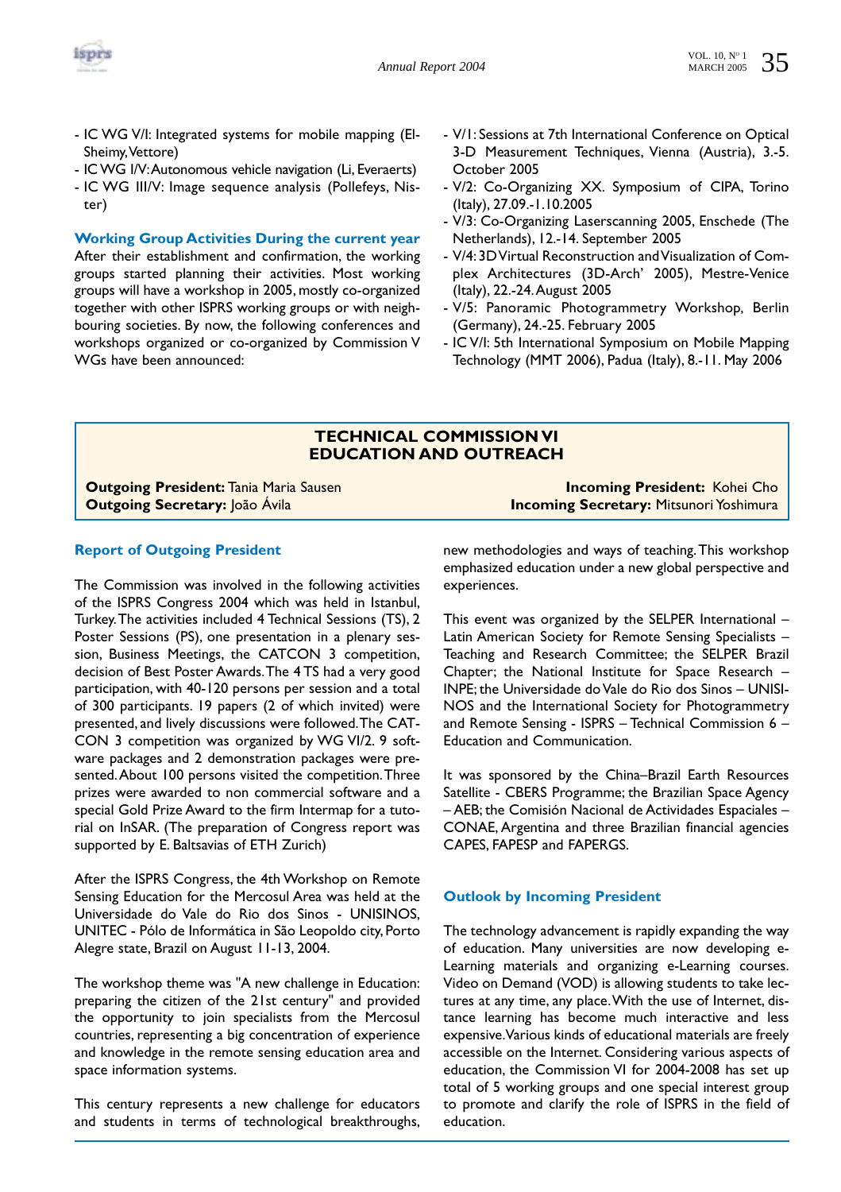- IC WG V/I: Integrated systems for mobile mapping (El-Sheimy, Vettore)
- IC WG I/V: Autonomous vehicle navigation (Li, Everaerts)
- IC WG III/V: Image sequence analysis (Pollefeys, Nister)

### Working Group Activities During the current year

After their establishment and confirmation, the working groups started planning their activities. Most working groups will have a workshop in 2005, mostly co-organized together with other ISPRS working groups or with neighbouring societies. By now, the following conferences and workshops organized or co-organized by Commission V WGs have been announced:

- V/1: Sessions at 7th International Conference on Optical 3-D Measurement Techniques, Vienna (Austria), 3.-5. October 2005
- V/2: Co-Organizing XX. Symposium of CIPA, Torino (Italy), 27.09.-1.10.2005
- V/3: Co-Organizing Laserscanning 2005, Enschede (The Netherlands), 12.-14. September 2005
- V/4: 3D Virtual Reconstruction and Visualization of Complex Architectures (3D-Arch' 2005), Mestre-Venice (Italy), 22.-24. August 2005
- V/5: Panoramic Photogrammetry Workshop, Berlin (Germany), 24.-25. February 2005
- IC V/I: 5th International Symposium on Mobile Mapping Technology (MMT 2006), Padua (Italy), 8.-11. May 2006

## TECHNICAL COMMISSION VI
## EDUCATION AND OUTREACH

**Outgoing President:** Tania Maria Sausen
**Outgoing Secretary:** João Ávila

**Incoming President:** Kohei Cho
**Incoming Secretary:** Mitsunori Yoshimura

### Report of Outgoing President

The Commission was involved in the following activities of the ISPRS Congress 2004 which was held in Istanbul, Turkey. The activities included 4 Technical Sessions (TS), 2 Poster Sessions (PS), one presentation in a plenary session, Business Meetings, the CATCON 3 competition, decision of Best Poster Awards. The 4 TS had a very good participation, with 40-120 persons per session and a total of 300 participants. 19 papers (2 of which invited) were presented, and lively discussions were followed. The CATCON 3 competition was organized by WG VI/2. 9 software packages and 2 demonstration packages were presented. About 100 persons visited the competition. Three prizes were awarded to non commercial software and a special Gold Prize Award to the firm Intermap for a tutorial on InSAR. (The preparation of Congress report was supported by E. Baltsavias of ETH Zurich)

After the ISPRS Congress, the 4th Workshop on Remote Sensing Education for the Mercosul Area was held at the Universidade do Vale do Rio dos Sinos - UNISINOS, UNITEC - Pólo de Informática in São Leopoldo city, Porto Alegre state, Brazil on August 11-13, 2004.

The workshop theme was "A new challenge in Education: preparing the citizen of the 21st century" and provided the opportunity to join specialists from the Mercosul countries, representing a big concentration of experience and knowledge in the remote sensing education area and space information systems.

This century represents a new challenge for educators and students in terms of technological breakthroughs, new methodologies and ways of teaching. This workshop emphasized education under a new global perspective and experiences.

This event was organized by the SELPER International – Latin American Society for Remote Sensing Specialists – Teaching and Research Committee; the SELPER Brazil Chapter; the National Institute for Space Research – INPE; the Universidade do Vale do Rio dos Sinos – UNISINOS and the International Society for Photogrammetry and Remote Sensing - ISPRS – Technical Commission 6 – Education and Communication.

It was sponsored by the China–Brazil Earth Resources Satellite - CBERS Programme; the Brazilian Space Agency – AEB; the Comisión Nacional de Actividades Espaciales – CONAE, Argentina and three Brazilian financial agencies CAPES, FAPESP and FAPERGS.

### Outlook by Incoming President

The technology advancement is rapidly expanding the way of education. Many universities are now developing e-Learning materials and organizing e-Learning courses. Video on Demand (VOD) is allowing students to take lectures at any time, any place. With the use of Internet, distance learning has become much interactive and less expensive. Various kinds of educational materials are freely accessible on the Internet. Considering various aspects of education, the Commission VI for 2004-2008 has set up total of 5 working groups and one special interest group to promote and clarify the role of ISPRS in the field of education.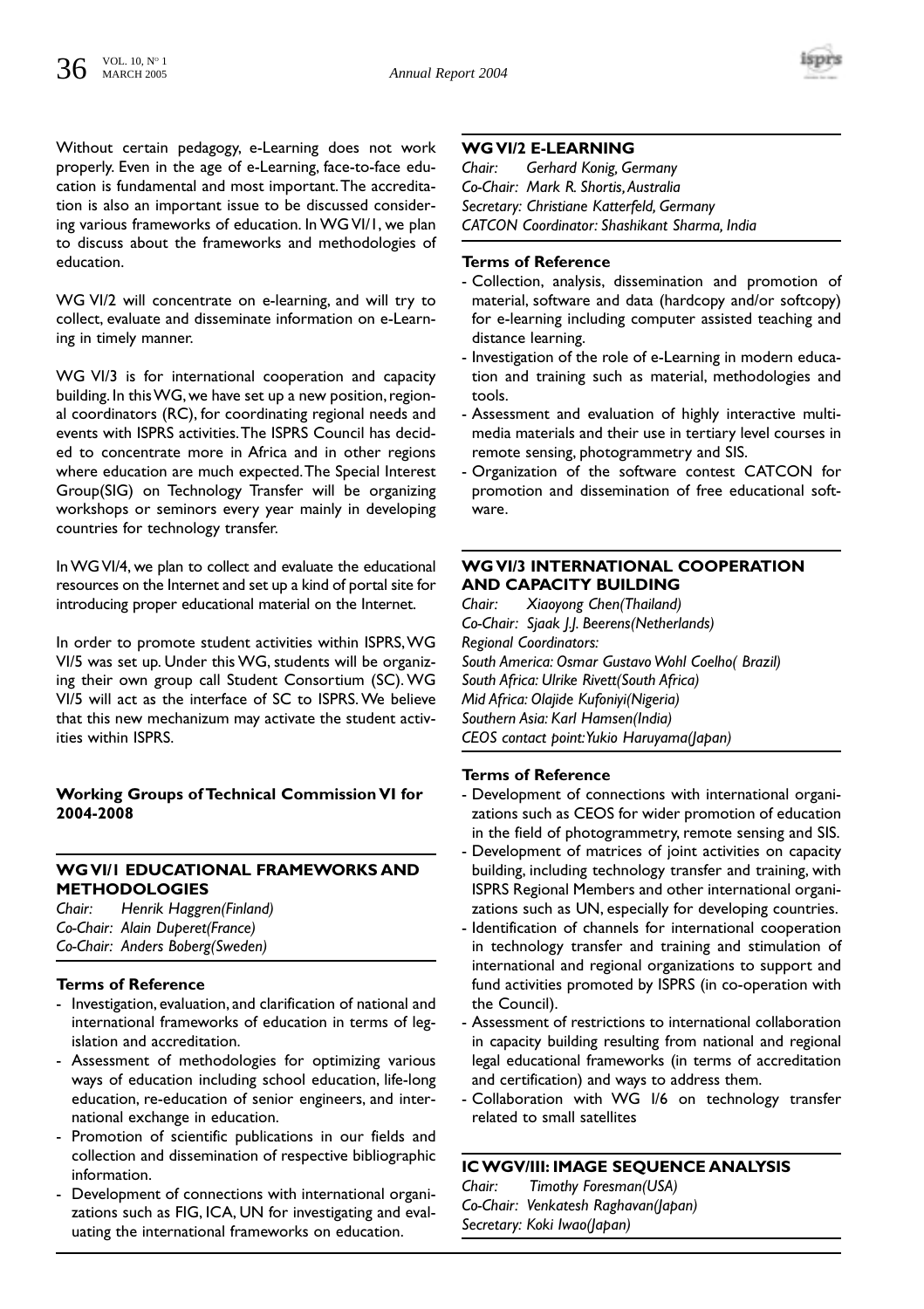Without certain pedagogy, e-Learning does not work properly. Even in the age of e-Learning, face-to-face education is fundamental and most important. The accreditation is also an important issue to be discussed considering various frameworks of education. In WG VI/1, we plan to discuss about the frameworks and methodologies of education.

WG VI/2 will concentrate on e-learning, and will try to collect, evaluate and disseminate information on e-Learning in timely manner.

WG VI/3 is for international cooperation and capacity building. In this WG, we have set up a new position, regional coordinators (RC), for coordinating regional needs and events with ISPRS activities. The ISPRS Council has decided to concentrate more in Africa and in other regions where education are much expected. The Special Interest Group(SIG) on Technology Transfer will be organizing workshops or seminors every year mainly in developing countries for technology transfer.

In WG VI/4, we plan to collect and evaluate the educational resources on the Internet and set up a kind of portal site for introducing proper educational material on the Internet.

In order to promote student activities within ISPRS, WG VI/5 was set up. Under this WG, students will be organizing their own group call Student Consortium (SC). WG VI/5 will act as the interface of SC to ISPRS. We believe that this new mechanizum may activate the student activities within ISPRS.

## Working Groups of Technical Commission VI for 2004-2008

### WG VI/1 EDUCATIONAL FRAMEWORKS AND METHODOLOGIES

*Chair: Henrik Haggren(Finland)*
*Co-Chair: Alain Duperet(France)*
*Co-Chair: Anders Boberg(Sweden)*

**Terms of Reference**

- Investigation, evaluation, and clarification of national and international frameworks of education in terms of legislation and accreditation.
- Assessment of methodologies for optimizing various ways of education including school education, life-long education, re-education of senior engineers, and international exchange in education.
- Promotion of scientific publications in our fields and collection and dissemination of respective bibliographic information.
- Development of connections with international organizations such as FIG, ICA, UN for investigating and evaluating the international frameworks on education.

### WG VI/2 E-LEARNING

*Chair: Gerhard Konig, Germany*
*Co-Chair: Mark R. Shortis, Australia*
*Secretary: Christiane Katterfeld, Germany*
*CATCON Coordinator: Shashikant Sharma, India*

**Terms of Reference**

- Collection, analysis, dissemination and promotion of material, software and data (hardcopy and/or softcopy) for e-learning including computer assisted teaching and distance learning.
- Investigation of the role of e-Learning in modern education and training such as material, methodologies and tools.
- Assessment and evaluation of highly interactive multimedia materials and their use in tertiary level courses in remote sensing, photogrammetry and SIS.
- Organization of the software contest CATCON for promotion and dissemination of free educational software.

### WG VI/3 INTERNATIONAL COOPERATION AND CAPACITY BUILDING

*Chair: Xiaoyong Chen(Thailand)*
*Co-Chair: Sjaak J.J. Beerens(Netherlands)*
*Regional Coordinators:*
*South America: Osmar Gustavo Wohl Coelho( Brazil)*
*South Africa: Ulrike Rivett(South Africa)*
*Mid Africa: Olajide Kufoniyi(Nigeria)*
*Southern Asia: Karl Hamsen(India)*
*CEOS contact point: Yukio Haruyama(Japan)*

**Terms of Reference**

- Development of connections with international organizations such as CEOS for wider promotion of education in the field of photogrammetry, remote sensing and SIS.
- Development of matrices of joint activities on capacity building, including technology transfer and training, with ISPRS Regional Members and other international organizations such as UN, especially for developing countries.
- Identification of channels for international cooperation in technology transfer and training and stimulation of international and regional organizations to support and fund activities promoted by ISPRS (in co-operation with the Council).
- Assessment of restrictions to international collaboration in capacity building resulting from national and regional legal educational frameworks (in terms of accreditation and certification) and ways to address them.
- Collaboration with WG I/6 on technology transfer related to small satellites

### IC WGV/III: IMAGE SEQUENCE ANALYSIS

*Chair: Timothy Foresman(USA)*
*Co-Chair: Venkatesh Raghavan(Japan)*
*Secretary: Koki Iwao(Japan)*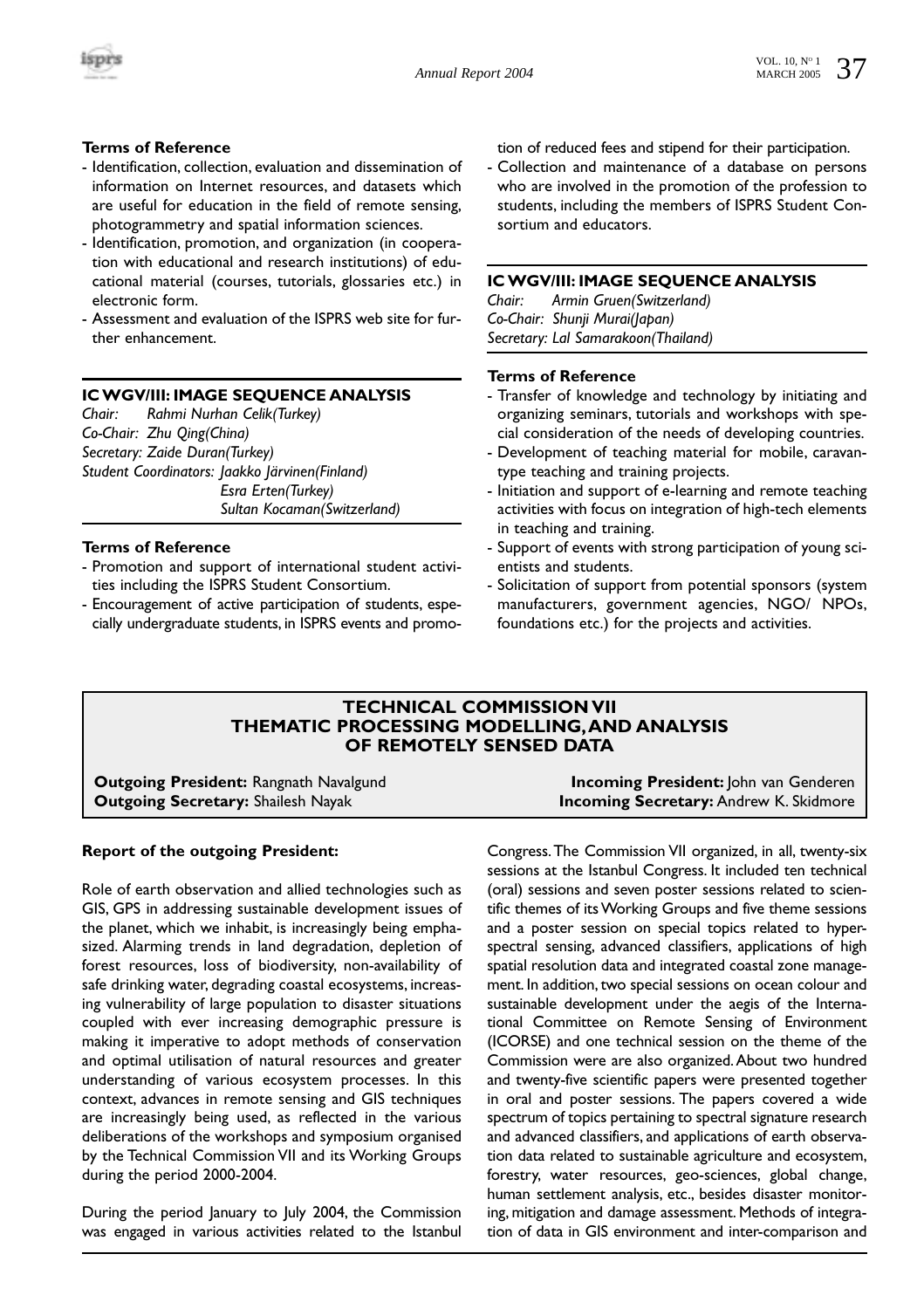### Terms of Reference

- Identification, collection, evaluation and dissemination of information on Internet resources, and datasets which are useful for education in the field of remote sensing, photogrammetry and spatial information sciences.
- Identification, promotion, and organization (in cooperation with educational and research institutions) of educational material (courses, tutorials, glossaries etc.) in electronic form.
- Assessment and evaluation of the ISPRS web site for further enhancement.

### IC WGV/III: IMAGE SEQUENCE ANALYSIS

*Chair: Rahmi Nurhan Celik(Turkey)*
*Co-Chair: Zhu Qing(China)*
*Secretary: Zaide Duran(Turkey)*
*Student Coordinators: Jaakko Järvinen(Finland)*
*Esra Erten(Turkey)*
*Sultan Kocaman(Switzerland)*

### Terms of Reference

- Promotion and support of international student activities including the ISPRS Student Consortium.
- Encouragement of active participation of students, especially undergraduate students, in ISPRS events and promotion of reduced fees and stipend for their participation.
- Collection and maintenance of a database on persons who are involved in the promotion of the profession to students, including the members of ISPRS Student Consortium and educators.

### IC WGV/III: IMAGE SEQUENCE ANALYSIS

*Chair: Armin Gruen(Switzerland)*
*Co-Chair: Shunji Murai(Japan)*
*Secretary: Lal Samarakoon(Thailand)*

### Terms of Reference

- Transfer of knowledge and technology by initiating and organizing seminars, tutorials and workshops with special consideration of the needs of developing countries.
- Development of teaching material for mobile, caravan-type teaching and training projects.
- Initiation and support of e-learning and remote teaching activities with focus on integration of high-tech elements in teaching and training.
- Support of events with strong participation of young scientists and students.
- Solicitation of support from potential sponsors (system manufacturers, government agencies, NGO/ NPOs, foundations etc.) for the projects and activities.

## TECHNICAL COMMISSION VII
## THEMATIC PROCESSING MODELLING, AND ANALYSIS OF REMOTELY SENSED DATA

**Outgoing President:** Rangnath Navalgund
**Outgoing Secretary:** Shailesh Nayak
**Incoming President:** John van Genderen
**Incoming Secretary:** Andrew K. Skidmore

### Report of the outgoing President:

Role of earth observation and allied technologies such as GIS, GPS in addressing sustainable development issues of the planet, which we inhabit, is increasingly being emphasized. Alarming trends in land degradation, depletion of forest resources, loss of biodiversity, non-availability of safe drinking water, degrading coastal ecosystems, increasing vulnerability of large population to disaster situations coupled with ever increasing demographic pressure is making it imperative to adopt methods of conservation and optimal utilisation of natural resources and greater understanding of various ecosystem processes. In this context, advances in remote sensing and GIS techniques are increasingly being used, as reflected in the various deliberations of the workshops and symposium organised by the Technical Commission VII and its Working Groups during the period 2000-2004.

During the period January to July 2004, the Commission was engaged in various activities related to the Istanbul Congress. The Commission VII organized, in all, twenty-six sessions at the Istanbul Congress. It included ten technical (oral) sessions and seven poster sessions related to scientific themes of its Working Groups and five theme sessions and a poster session on special topics related to hyperspectral sensing, advanced classifiers, applications of high spatial resolution data and integrated coastal zone management. In addition, two special sessions on ocean colour and sustainable development under the aegis of the International Committee on Remote Sensing of Environment (ICORSE) and one technical session on the theme of the Commission were are also organized. About two hundred and twenty-five scientific papers were presented together in oral and poster sessions. The papers covered a wide spectrum of topics pertaining to spectral signature research and advanced classifiers, and applications of earth observation data related to sustainable agriculture and ecosystem, forestry, water resources, geo-sciences, global change, human settlement analysis, etc., besides disaster monitoring, mitigation and damage assessment. Methods of integration of data in GIS environment and inter-comparison and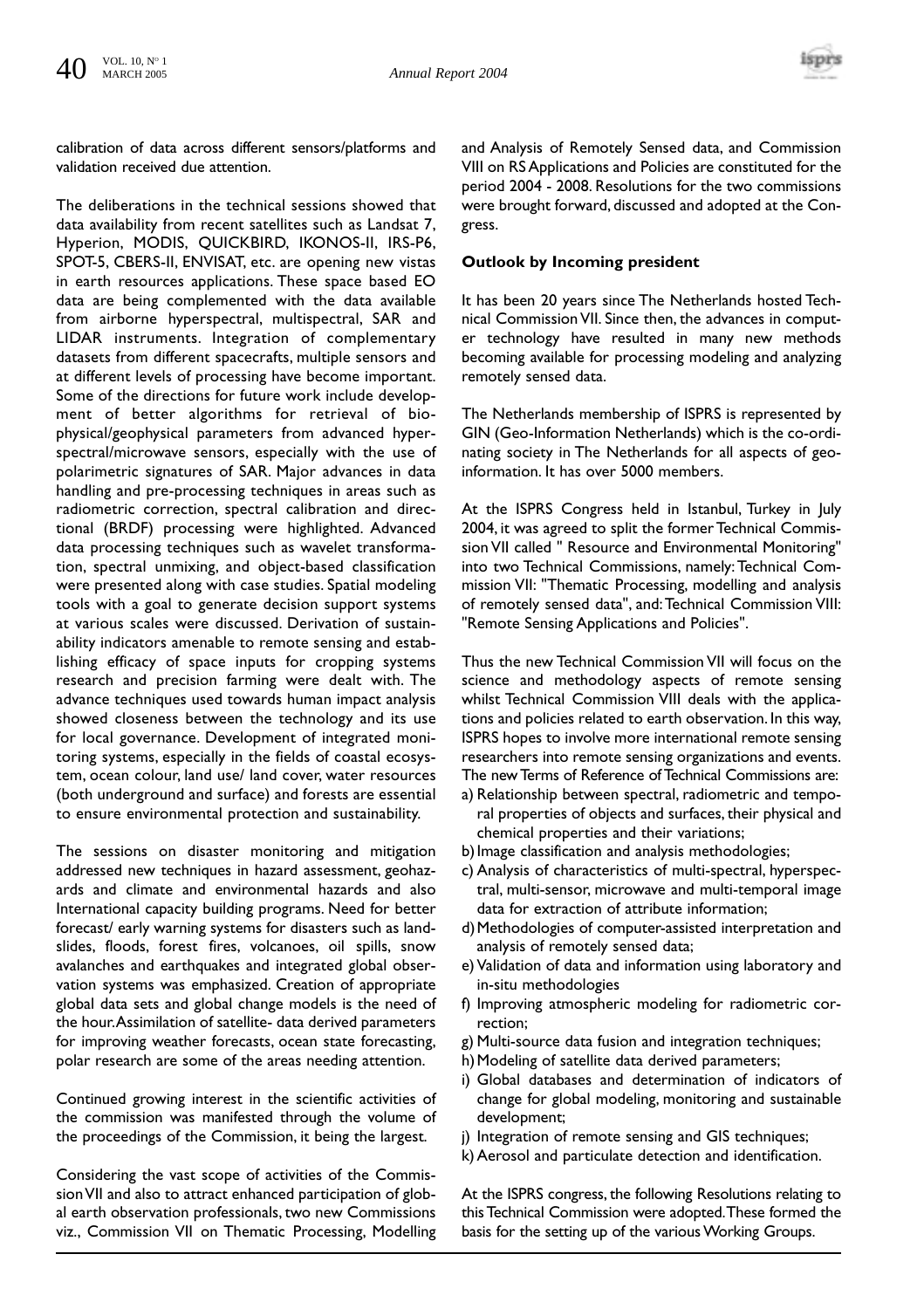calibration of data across different sensors/platforms and validation received due attention.

The deliberations in the technical sessions showed that data availability from recent satellites such as Landsat 7, Hyperion, MODIS, QUICKBIRD, IKONOS-II, IRS-P6, SPOT-5, CBERS-II, ENVISAT, etc. are opening new vistas in earth resources applications. These space based EO data are being complemented with the data available from airborne hyperspectral, multispectral, SAR and LIDAR instruments. Integration of complementary datasets from different spacecrafts, multiple sensors and at different levels of processing have become important. Some of the directions for future work include development of better algorithms for retrieval of biophysical/geophysical parameters from advanced hyperspectral/microwave sensors, especially with the use of polarimetric signatures of SAR. Major advances in data handling and pre-processing techniques in areas such as radiometric correction, spectral calibration and directional (BRDF) processing were highlighted. Advanced data processing techniques such as wavelet transformation, spectral unmixing, and object-based classification were presented along with case studies. Spatial modeling tools with a goal to generate decision support systems at various scales were discussed. Derivation of sustainability indicators amenable to remote sensing and establishing efficacy of space inputs for cropping systems research and precision farming were dealt with. The advance techniques used towards human impact analysis showed closeness between the technology and its use for local governance. Development of integrated monitoring systems, especially in the fields of coastal ecosystem, ocean colour, land use/ land cover, water resources (both underground and surface) and forests are essential to ensure environmental protection and sustainability.

The sessions on disaster monitoring and mitigation addressed new techniques in hazard assessment, geohazards and climate and environmental hazards and also International capacity building programs. Need for better forecast/ early warning systems for disasters such as landslides, floods, forest fires, volcanoes, oil spills, snow avalanches and earthquakes and integrated global observation systems was emphasized. Creation of appropriate global data sets and global change models is the need of the hour. Assimilation of satellite- data derived parameters for improving weather forecasts, ocean state forecasting, polar research are some of the areas needing attention.

Continued growing interest in the scientific activities of the commission was manifested through the volume of the proceedings of the Commission, it being the largest.

Considering the vast scope of activities of the Commission VII and also to attract enhanced participation of global earth observation professionals, two new Commissions viz., Commission VII on Thematic Processing, Modelling and Analysis of Remotely Sensed data, and Commission VIII on RS Applications and Policies are constituted for the period 2004 - 2008. Resolutions for the two commissions were brought forward, discussed and adopted at the Congress.

**Outlook by Incoming president**

It has been 20 years since The Netherlands hosted Technical Commission VII. Since then, the advances in computer technology have resulted in many new methods becoming available for processing modeling and analyzing remotely sensed data.

The Netherlands membership of ISPRS is represented by GIN (Geo-Information Netherlands) which is the co-ordinating society in The Netherlands for all aspects of geo-information. It has over 5000 members.

At the ISPRS Congress held in Istanbul, Turkey in July 2004, it was agreed to split the former Technical Commission VII called " Resource and Environmental Monitoring" into two Technical Commissions, namely: Technical Commission VII: "Thematic Processing, modelling and analysis of remotely sensed data", and: Technical Commission VIII: "Remote Sensing Applications and Policies".

Thus the new Technical Commission VII will focus on the science and methodology aspects of remote sensing whilst Technical Commission VIII deals with the applications and policies related to earth observation. In this way, ISPRS hopes to involve more international remote sensing researchers into remote sensing organizations and events. The new Terms of Reference of Technical Commissions are:

a) Relationship between spectral, radiometric and temporal properties of objects and surfaces, their physical and chemical properties and their variations;
b) Image classification and analysis methodologies;
c) Analysis of characteristics of multi-spectral, hyperspectral, multi-sensor, microwave and multi-temporal image data for extraction of attribute information;
d) Methodologies of computer-assisted interpretation and analysis of remotely sensed data;
e) Validation of data and information using laboratory and in-situ methodologies
f) Improving atmospheric modeling for radiometric correction;
g) Multi-source data fusion and integration techniques;
h) Modeling of satellite data derived parameters;
i) Global databases and determination of indicators of change for global modeling, monitoring and sustainable development;
j) Integration of remote sensing and GIS techniques;
k) Aerosol and particulate detection and identification.

At the ISPRS congress, the following Resolutions relating to this Technical Commission were adopted. These formed the basis for the setting up of the various Working Groups.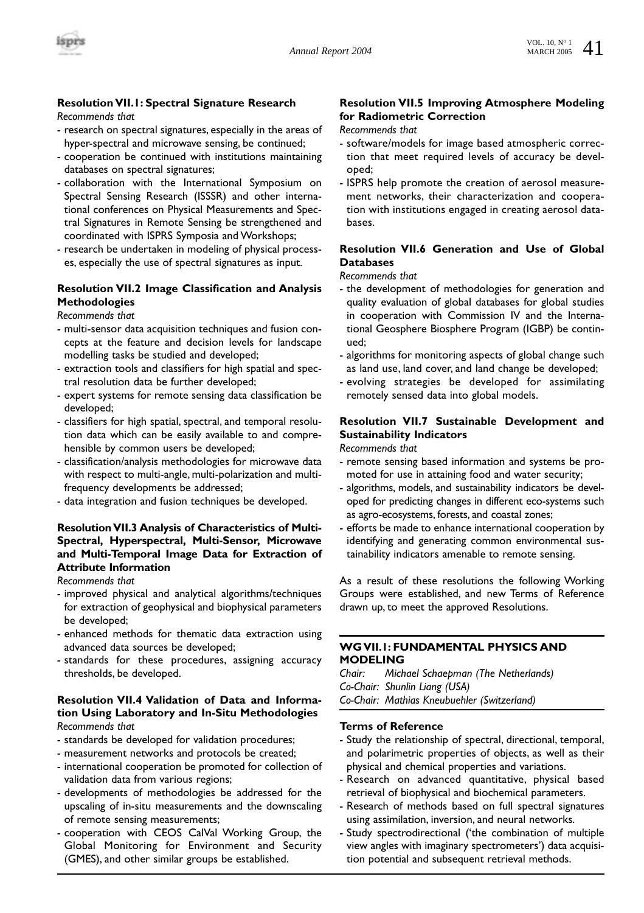### Resolution VII.1: Spectral Signature Research

*Recommends that*

- research on spectral signatures, especially in the areas of hyper-spectral and microwave sensing, be continued;
- cooperation be continued with institutions maintaining databases on spectral signatures;
- collaboration with the International Symposium on Spectral Sensing Research (ISSSR) and other international conferences on Physical Measurements and Spectral Signatures in Remote Sensing be strengthened and coordinated with ISPRS Symposia and Workshops;
- research be undertaken in modeling of physical processes, especially the use of spectral signatures as input.

### Resolution VII.2 Image Classification and Analysis Methodologies

*Recommends that*

- multi-sensor data acquisition techniques and fusion concepts at the feature and decision levels for landscape modelling tasks be studied and developed;
- extraction tools and classifiers for high spatial and spectral resolution data be further developed;
- expert systems for remote sensing data classification be developed;
- classifiers for high spatial, spectral, and temporal resolution data which can be easily available to and comprehensible by common users be developed;
- classification/analysis methodologies for microwave data with respect to multi-angle, multi-polarization and multi-frequency developments be addressed;
- data integration and fusion techniques be developed.

### Resolution VII.3 Analysis of Characteristics of Multi-Spectral, Hyperspectral, Multi-Sensor, Microwave and Multi-Temporal Image Data for Extraction of Attribute Information

*Recommends that*

- improved physical and analytical algorithms/techniques for extraction of geophysical and biophysical parameters be developed;
- enhanced methods for thematic data extraction using advanced data sources be developed;
- standards for these procedures, assigning accuracy thresholds, be developed.

### Resolution VII.4 Validation of Data and Information Using Laboratory and In-Situ Methodologies

*Recommends that*

- standards be developed for validation procedures;
- measurement networks and protocols be created;
- international cooperation be promoted for collection of validation data from various regions;
- developments of methodologies be addressed for the upscaling of in-situ measurements and the downscaling of remote sensing measurements;
- cooperation with CEOS CalVal Working Group, the Global Monitoring for Environment and Security (GMES), and other similar groups be established.

### Resolution VII.5 Improving Atmosphere Modeling for Radiometric Correction

*Recommends that*

- software/models for image based atmospheric correction that meet required levels of accuracy be developed;
- ISPRS help promote the creation of aerosol measurement networks, their characterization and cooperation with institutions engaged in creating aerosol databases.

### Resolution VII.6 Generation and Use of Global Databases

*Recommends that*

- the development of methodologies for generation and quality evaluation of global databases for global studies in cooperation with Commission IV and the International Geosphere Biosphere Program (IGBP) be continued;
- algorithms for monitoring aspects of global change such as land use, land cover, and land change be developed;
- evolving strategies be developed for assimilating remotely sensed data into global models.

### Resolution VII.7 Sustainable Development and Sustainability Indicators

*Recommends that*

- remote sensing based information and systems be promoted for use in attaining food and water security;
- algorithms, models, and sustainability indicators be developed for predicting changes in different eco-systems such as agro-ecosystems, forests, and coastal zones;
- efforts be made to enhance international cooperation by identifying and generating common environmental sustainability indicators amenable to remote sensing.

As a result of these resolutions the following Working Groups were established, and new Terms of Reference drawn up, to meet the approved Resolutions.

## WG VII.1: FUNDAMENTAL PHYSICS AND MODELING

*Chair: Michael Schaepman (The Netherlands)*
*Co-Chair: Shunlin Liang (USA)*
*Co-Chair: Mathias Kneubuehler (Switzerland)*

**Terms of Reference**

- Study the relationship of spectral, directional, temporal, and polarimetric properties of objects, as well as their physical and chemical properties and variations.
- Research on advanced quantitative, physical based retrieval of biophysical and biochemical parameters.
- Research of methods based on full spectral signatures using assimilation, inversion, and neural networks.
- Study spectrodirectional ('the combination of multiple view angles with imaginary spectrometers') data acquisition potential and subsequent retrieval methods.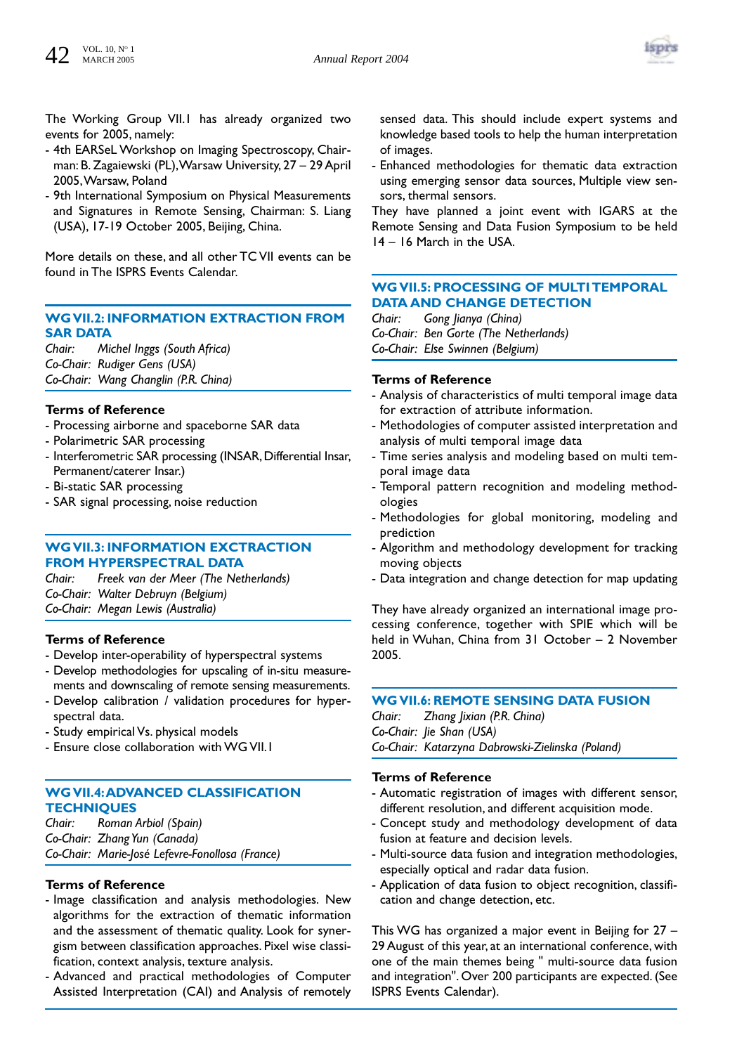The Working Group VII.1 has already organized two events for 2005, namely:

- 4th EARSeL Workshop on Imaging Spectroscopy, Chairman: B. Zagaiewski (PL), Warsaw University, 27 – 29 April 2005, Warsaw, Poland
- 9th International Symposium on Physical Measurements and Signatures in Remote Sensing, Chairman: S. Liang (USA), 17-19 October 2005, Beijing, China.

More details on these, and all other TC VII events can be found in The ISPRS Events Calendar.

## WG VII.2: INFORMATION EXTRACTION FROM SAR DATA

*Chair: Michel Inggs (South Africa)*
*Co-Chair: Rudiger Gens (USA)*
*Co-Chair: Wang Changlin (P.R. China)*

### Terms of Reference

- Processing airborne and spaceborne SAR data
- Polarimetric SAR processing
- Interferometric SAR processing (INSAR, Differential Insar, Permanent/caterer Insar.)
- Bi-static SAR processing
- SAR signal processing, noise reduction

## WG VII.3: INFORMATION EXCTRACTION FROM HYPERSPECTRAL DATA

*Chair: Freek van der Meer (The Netherlands)*
*Co-Chair: Walter Debruyn (Belgium)*
*Co-Chair: Megan Lewis (Australia)*

### Terms of Reference

- Develop inter-operability of hyperspectral systems
- Develop methodologies for upscaling of in-situ measurements and downscaling of remote sensing measurements.
- Develop calibration / validation procedures for hyperspectral data.
- Study empirical Vs. physical models
- Ensure close collaboration with WG VII.1

## WG VII.4: ADVANCED CLASSIFICATION TECHNIQUES

*Chair: Roman Arbiol (Spain)*
*Co-Chair: Zhang Yun (Canada)*
*Co-Chair: Marie-José Lefevre-Fonollosa (France)*

### Terms of Reference

- Image classification and analysis methodologies. New algorithms for the extraction of thematic information and the assessment of thematic quality. Look for synergism between classification approaches. Pixel wise classification, context analysis, texture analysis.
- Advanced and practical methodologies of Computer Assisted Interpretation (CAI) and Analysis of remotely sensed data. This should include expert systems and knowledge based tools to help the human interpretation of images.
- Enhanced methodologies for thematic data extraction using emerging sensor data sources, Multiple view sensors, thermal sensors.

They have planned a joint event with IGARS at the Remote Sensing and Data Fusion Symposium to be held 14 – 16 March in the USA.

## WG VII.5: PROCESSING OF MULTI TEMPORAL DATA AND CHANGE DETECTION

*Chair: Gong Jianya (China)*
*Co-Chair: Ben Gorte (The Netherlands)*
*Co-Chair: Else Swinnen (Belgium)*

### Terms of Reference

- Analysis of characteristics of multi temporal image data for extraction of attribute information.
- Methodologies of computer assisted interpretation and analysis of multi temporal image data
- Time series analysis and modeling based on multi temporal image data
- Temporal pattern recognition and modeling methodologies
- Methodologies for global monitoring, modeling and prediction
- Algorithm and methodology development for tracking moving objects
- Data integration and change detection for map updating

They have already organized an international image processing conference, together with SPIE which will be held in Wuhan, China from 31 October – 2 November 2005.

## WG VII.6: REMOTE SENSING DATA FUSION

*Chair: Zhang Jixian (P.R. China)*
*Co-Chair: Jie Shan (USA)*
*Co-Chair: Katarzyna Dabrowski-Zielinska (Poland)*

### Terms of Reference

- Automatic registration of images with different sensor, different resolution, and different acquisition mode.
- Concept study and methodology development of data fusion at feature and decision levels.
- Multi-source data fusion and integration methodologies, especially optical and radar data fusion.
- Application of data fusion to object recognition, classification and change detection, etc.

This WG has organized a major event in Beijing for 27 – 29 August of this year, at an international conference, with one of the main themes being " multi-source data fusion and integration". Over 200 participants are expected. (See ISPRS Events Calendar).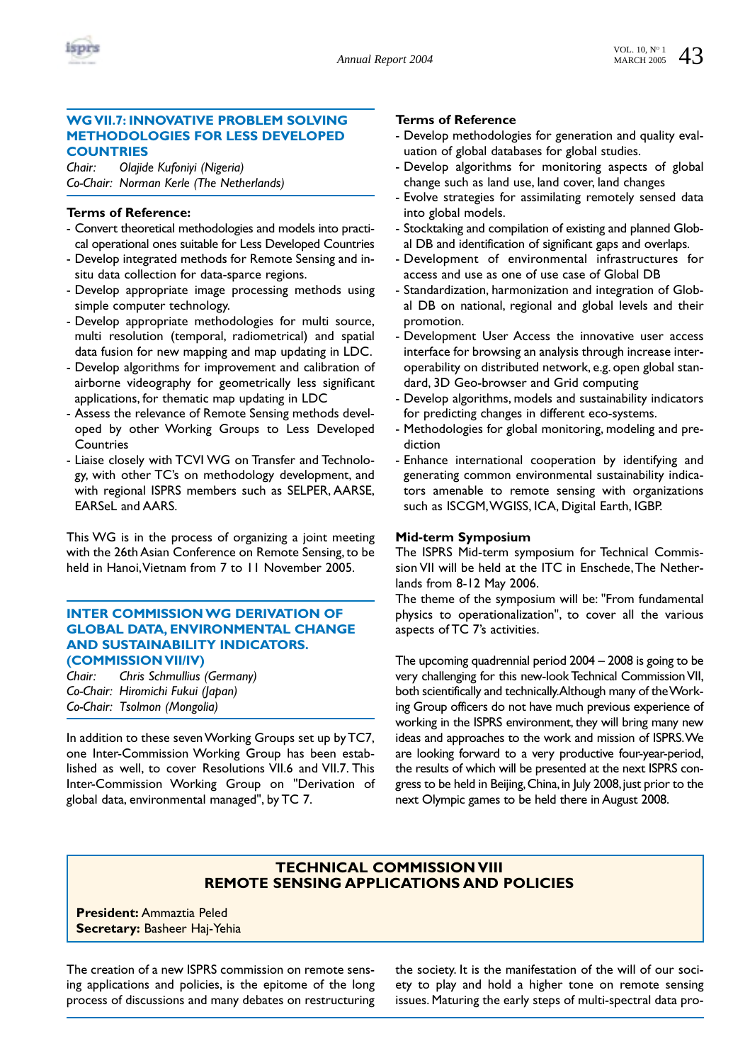## WG VII.7: INNOVATIVE PROBLEM SOLVING METHODOLOGIES FOR LESS DEVELOPED COUNTRIES

*Chair:* *Olajide Kufoniyi (Nigeria)*
*Co-Chair:* *Norman Kerle (The Netherlands)*

**Terms of Reference:**

- Convert theoretical methodologies and models into practical operational ones suitable for Less Developed Countries
- Develop integrated methods for Remote Sensing and in-situ data collection for data-sparce regions.
- Develop appropriate image processing methods using simple computer technology.
- Develop appropriate methodologies for multi source, multi resolution (temporal, radiometrical) and spatial data fusion for new mapping and map updating in LDC.
- Develop algorithms for improvement and calibration of airborne videography for geometrically less significant applications, for thematic map updating in LDC
- Assess the relevance of Remote Sensing methods developed by other Working Groups to Less Developed Countries
- Liaise closely with TCVI WG on Transfer and Technology, with other TC's on methodology development, and with regional ISPRS members such as SELPER, AARSE, EARSeL and AARS.

This WG is in the process of organizing a joint meeting with the 26th Asian Conference on Remote Sensing, to be held in Hanoi, Vietnam from 7 to 11 November 2005.

## INTER COMMISSION WG DERIVATION OF GLOBAL DATA, ENVIRONMENTAL CHANGE AND SUSTAINABILITY INDICATORS. (COMMISSION VII/IV)

*Chair:* *Chris Schmullius (Germany)*
*Co-Chair:* *Hiromichi Fukui (Japan)*
*Co-Chair:* *Tsolmon (Mongolia)*

In addition to these seven Working Groups set up by TC7, one Inter-Commission Working Group has been established as well, to cover Resolutions VII.6 and VII.7. This Inter-Commission Working Group on "Derivation of global data, environmental managed", by TC 7.

**Terms of Reference**

- Develop methodologies for generation and quality evaluation of global databases for global studies.
- Develop algorithms for monitoring aspects of global change such as land use, land cover, land changes
- Evolve strategies for assimilating remotely sensed data into global models.
- Stocktaking and compilation of existing and planned Global DB and identification of significant gaps and overlaps.
- Development of environmental infrastructures for access and use as one of use case of Global DB
- Standardization, harmonization and integration of Global DB on national, regional and global levels and their promotion.
- Development User Access the innovative user access interface for browsing an analysis through increase interoperability on distributed network, e.g. open global standard, 3D Geo-browser and Grid computing
- Develop algorithms, models and sustainability indicators for predicting changes in different eco-systems.
- Methodologies for global monitoring, modeling and prediction
- Enhance international cooperation by identifying and generating common environmental sustainability indicators amenable to remote sensing with organizations such as ISCGM, WGISS, ICA, Digital Earth, IGBP.

**Mid-term Symposium**

The ISPRS Mid-term symposium for Technical Commission VII will be held at the ITC in Enschede, The Netherlands from 8-12 May 2006.

The theme of the symposium will be: "From fundamental physics to operationalization", to cover all the various aspects of TC 7's activities.

The upcoming quadrennial period 2004 – 2008 is going to be very challenging for this new-look Technical Commission VII, both scientifically and technically. Although many of the Working Group officers do not have much previous experience of working in the ISPRS environment, they will bring many new ideas and approaches to the work and mission of ISPRS. We are looking forward to a very productive four-year-period, the results of which will be presented at the next ISPRS congress to be held in Beijing, China, in July 2008, just prior to the next Olympic games to be held there in August 2008.

## TECHNICAL COMMISSION VIII REMOTE SENSING APPLICATIONS AND POLICIES

**President:** Ammaztia Peled
**Secretary:** Basheer Haj-Yehia

The creation of a new ISPRS commission on remote sensing applications and policies, is the epitome of the long process of discussions and many debates on restructuring the society. It is the manifestation of the will of our society to play and hold a higher tone on remote sensing issues. Maturing the early steps of multi-spectral data pro-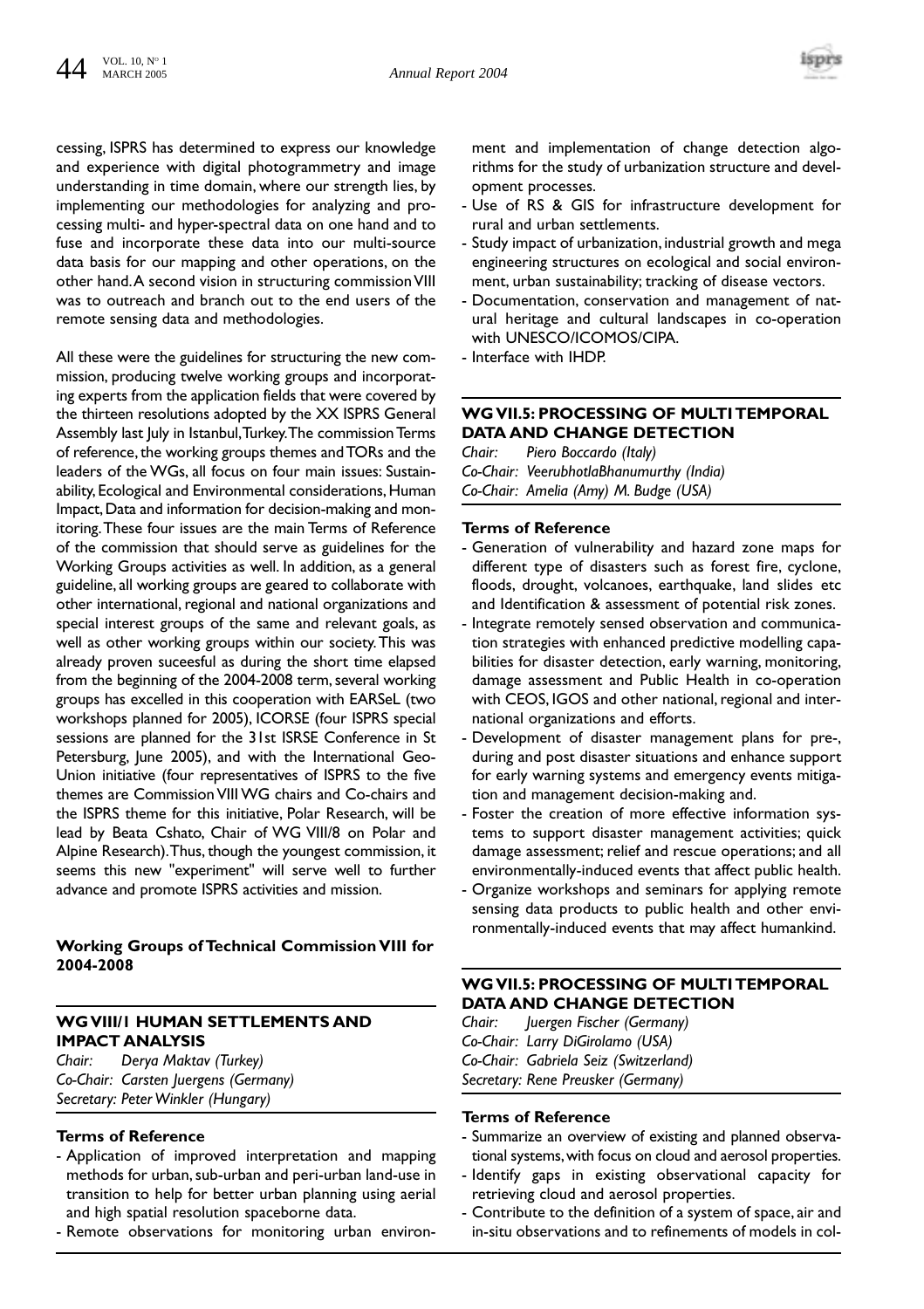cessing, ISPRS has determined to express our knowledge and experience with digital photogrammetry and image understanding in time domain, where our strength lies, by implementing our methodologies for analyzing and processing multi- and hyper-spectral data on one hand and to fuse and incorporate these data into our multi-source data basis for our mapping and other operations, on the other hand. A second vision in structuring commission VIII was to outreach and branch out to the end users of the remote sensing data and methodologies.

All these were the guidelines for structuring the new commission, producing twelve working groups and incorporating experts from the application fields that were covered by the thirteen resolutions adopted by the XX ISPRS General Assembly last July in Istanbul, Turkey. The commission Terms of reference, the working groups themes and TORs and the leaders of the WGs, all focus on four main issues: Sustainability, Ecological and Environmental considerations, Human Impact, Data and information for decision-making and monitoring. These four issues are the main Terms of Reference of the commission that should serve as guidelines for the Working Groups activities as well. In addition, as a general guideline, all working groups are geared to collaborate with other international, regional and national organizations and special interest groups of the same and relevant goals, as well as other working groups within our society. This was already proven suceesful as during the short time elapsed from the beginning of the 2004-2008 term, several working groups has excelled in this cooperation with EARSeL (two workshops planned for 2005), ICORSE (four ISPRS special sessions are planned for the 31st ISRSE Conference in St Petersburg, June 2005), and with the International Geo-Union initiative (four representatives of ISPRS to the five themes are Commission VIII WG chairs and Co-chairs and the ISPRS theme for this initiative, Polar Research, will be lead by Beata Cshato, Chair of WG VIII/8 on Polar and Alpine Research). Thus, though the youngest commission, it seems this new "experiment" will serve well to further advance and promote ISPRS activities and mission.

**Working Groups of Technical Commission VIII for 2004-2008**

## WG VIII/1 HUMAN SETTLEMENTS AND IMPACT ANALYSIS

*Chair: Derya Maktav (Turkey)*
*Co-Chair: Carsten Juergens (Germany)*
*Secretary: Peter Winkler (Hungary)*

**Terms of Reference**

- Application of improved interpretation and mapping methods for urban, sub-urban and peri-urban land-use in transition to help for better urban planning using aerial and high spatial resolution spaceborne data.
- Remote observations for monitoring urban environment and implementation of change detection algorithms for the study of urbanization structure and development processes.
- Use of RS & GIS for infrastructure development for rural and urban settlements.
- Study impact of urbanization, industrial growth and mega engineering structures on ecological and social environment, urban sustainability; tracking of disease vectors.
- Documentation, conservation and management of natural heritage and cultural landscapes in co-operation with UNESCO/ICOMOS/CIPA.
- Interface with IHDP.

## WG VII.5: PROCESSING OF MULTITEMPORAL DATA AND CHANGE DETECTION

*Chair: Piero Boccardo (Italy)*
*Co-Chair: VeerubhotlaBhanumurthy (India)*
*Co-Chair: Amelia (Amy) M. Budge (USA)*

**Terms of Reference**

- Generation of vulnerability and hazard zone maps for different type of disasters such as forest fire, cyclone, floods, drought, volcanoes, earthquake, land slides etc and Identification & assessment of potential risk zones.
- Integrate remotely sensed observation and communication strategies with enhanced predictive modelling capabilities for disaster detection, early warning, monitoring, damage assessment and Public Health in co-operation with CEOS, IGOS and other national, regional and international organizations and efforts.
- Development of disaster management plans for pre-, during and post disaster situations and enhance support for early warning systems and emergency events mitigation and management decision-making and.
- Foster the creation of more effective information systems to support disaster management activities; quick damage assessment; relief and rescue operations; and all environmentally-induced events that affect public health.
- Organize workshops and seminars for applying remote sensing data products to public health and other environmentally-induced events that may affect humankind.

## WG VII.5: PROCESSING OF MULTITEMPORAL DATA AND CHANGE DETECTION

*Chair: Juergen Fischer (Germany)*
*Co-Chair: Larry DiGirolamo (USA)*
*Co-Chair: Gabriela Seiz (Switzerland)*
*Secretary: Rene Preusker (Germany)*

**Terms of Reference**

- Summarize an overview of existing and planned observational systems, with focus on cloud and aerosol properties.
- Identify gaps in existing observational capacity for retrieving cloud and aerosol properties.
- Contribute to the definition of a system of space, air and in-situ observations and to refinements of models in col-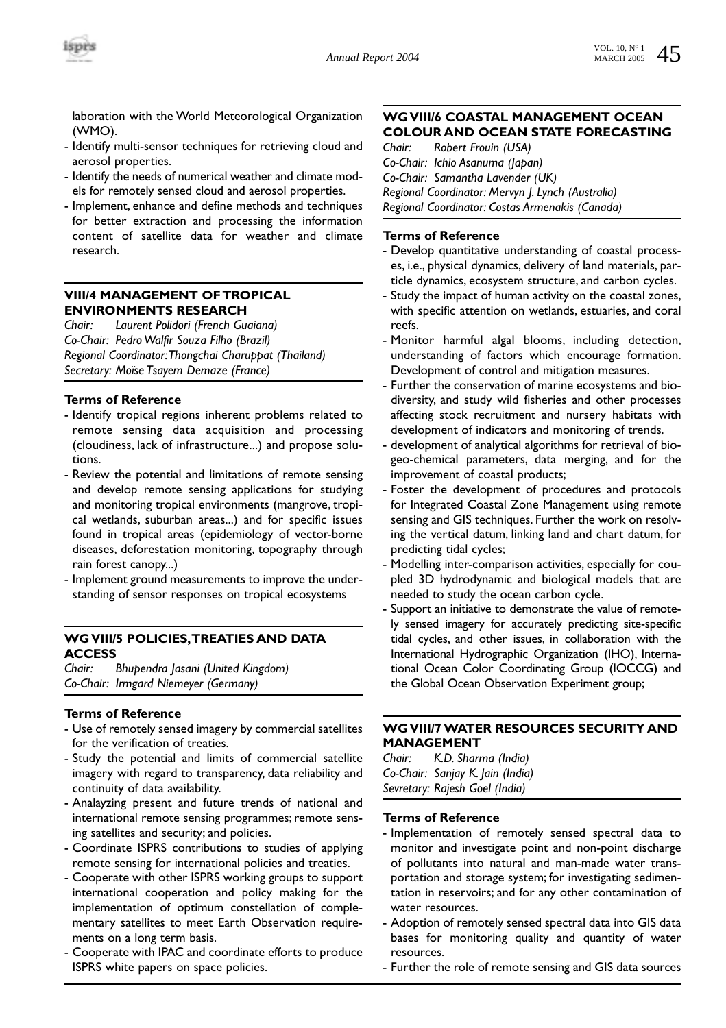laboration with the World Meteorological Organization (WMO).
- Identify multi-sensor techniques for retrieving cloud and aerosol properties.
- Identify the needs of numerical weather and climate models for remotely sensed cloud and aerosol properties.
- Implement, enhance and define methods and techniques for better extraction and processing the information content of satellite data for weather and climate research.

### VIII/4 MANAGEMENT OF TROPICAL ENVIRONMENTS RESEARCH

*Chair: Laurent Polidori (French Guaiana)*
*Co-Chair: Pedro Walfir Souza Filho (Brazil)*
*Regional Coordinator: Thongchai Charuppat (Thailand)*
*Secretary: Moïse Tsayem Demaze (France)*

**Terms of Reference**

- Identify tropical regions inherent problems related to remote sensing data acquisition and processing (cloudiness, lack of infrastructure...) and propose solutions.
- Review the potential and limitations of remote sensing and develop remote sensing applications for studying and monitoring tropical environments (mangrove, tropical wetlands, suburban areas...) and for specific issues found in tropical areas (epidemiology of vector-borne diseases, deforestation monitoring, topography through rain forest canopy...)
- Implement ground measurements to improve the understanding of sensor responses on tropical ecosystems

### WG VIII/5 POLICIES, TREATIES AND DATA ACCESS

*Chair: Bhupendra Jasani (United Kingdom)*
*Co-Chair: Irmgard Niemeyer (Germany)*

**Terms of Reference**

- Use of remotely sensed imagery by commercial satellites for the verification of treaties.
- Study the potential and limits of commercial satellite imagery with regard to transparency, data reliability and continuity of data availability.
- Analayzing present and future trends of national and international remote sensing programmes; remote sensing satellites and security; and policies.
- Coordinate ISPRS contributions to studies of applying remote sensing for international policies and treaties.
- Cooperate with other ISPRS working groups to support international cooperation and policy making for the implementation of optimum constellation of complementary satellites to meet Earth Observation requirements on a long term basis.
- Cooperate with IPAC and coordinate efforts to produce ISPRS white papers on space policies.

### WG VIII/6 COASTAL MANAGEMENT OCEAN COLOUR AND OCEAN STATE FORECASTING

*Chair: Robert Frouin (USA)*
*Co-Chair: Ichio Asanuma (Japan)*
*Co-Chair: Samantha Lavender (UK)*
*Regional Coordinator: Mervyn J. Lynch (Australia)*
*Regional Coordinator: Costas Armenakis (Canada)*

**Terms of Reference**

- Develop quantitative understanding of coastal processes, i.e., physical dynamics, delivery of land materials, particle dynamics, ecosystem structure, and carbon cycles.
- Study the impact of human activity on the coastal zones, with specific attention on wetlands, estuaries, and coral reefs.
- Monitor harmful algal blooms, including detection, understanding of factors which encourage formation. Development of control and mitigation measures.
- Further the conservation of marine ecosystems and biodiversity, and study wild fisheries and other processes affecting stock recruitment and nursery habitats with development of indicators and monitoring of trends.
- development of analytical algorithms for retrieval of biogeo-chemical parameters, data merging, and for the improvement of coastal products;
- Foster the development of procedures and protocols for Integrated Coastal Zone Management using remote sensing and GIS techniques. Further the work on resolving the vertical datum, linking land and chart datum, for predicting tidal cycles;
- Modelling inter-comparison activities, especially for coupled 3D hydrodynamic and biological models that are needed to study the ocean carbon cycle.
- Support an initiative to demonstrate the value of remotely sensed imagery for accurately predicting site-specific tidal cycles, and other issues, in collaboration with the International Hydrographic Organization (IHO), International Ocean Color Coordinating Group (IOCCG) and the Global Ocean Observation Experiment group;

### WG VIII/7 WATER RESOURCES SECURITY AND MANAGEMENT

*Chair: K.D. Sharma (India)*
*Co-Chair: Sanjay K. Jain (India)*
*Sevretary: Rajesh Goel (India)*

**Terms of Reference**

- Implementation of remotely sensed spectral data to monitor and investigate point and non-point discharge of pollutants into natural and man-made water transportation and storage system; for investigating sedimentation in reservoirs; and for any other contamination of water resources.
- Adoption of remotely sensed spectral data into GIS data bases for monitoring quality and quantity of water resources.
- Further the role of remote sensing and GIS data sources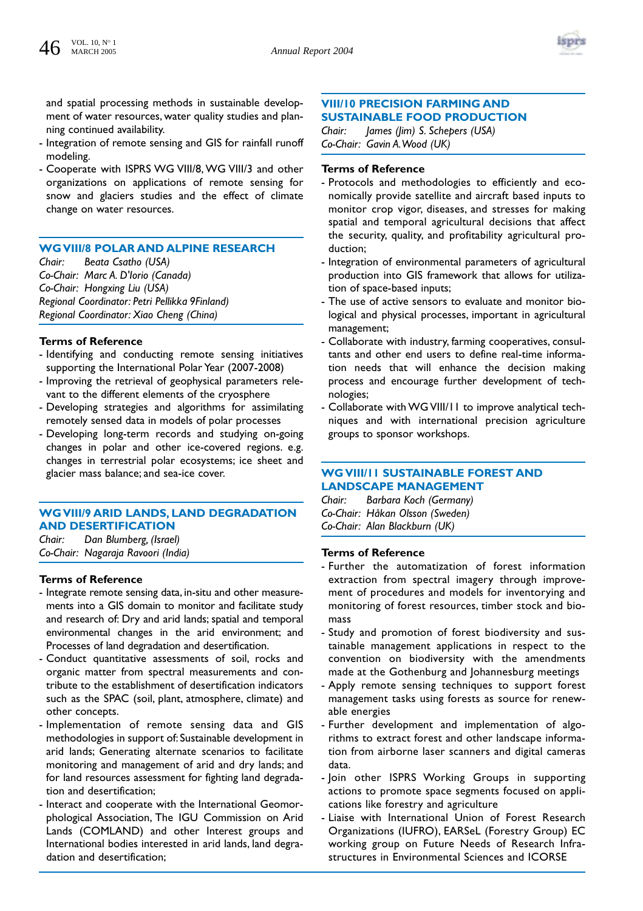and spatial processing methods in sustainable development of water resources, water quality studies and planning continued availability.
- Integration of remote sensing and GIS for rainfall runoff modeling.
- Cooperate with ISPRS WG VIII/8, WG VIII/3 and other organizations on applications of remote sensing for snow and glaciers studies and the effect of climate change on water resources.

## WG VIII/8 POLAR AND ALPINE RESEARCH

*Chair: Beata Csatho (USA)*
*Co-Chair: Marc A. D'Iorio (Canada)*
*Co-Chair: Hongxing Liu (USA)*
*Regional Coordinator: Petri Pellikka 9Finland)*
*Regional Coordinator: Xiao Cheng (China)*

### Terms of Reference

- Identifying and conducting remote sensing initiatives supporting the International Polar Year (2007-2008)
- Improving the retrieval of geophysical parameters relevant to the different elements of the cryosphere
- Developing strategies and algorithms for assimilating remotely sensed data in models of polar processes
- Developing long-term records and studying on-going changes in polar and other ice-covered regions. e.g. changes in terrestrial polar ecosystems; ice sheet and glacier mass balance; and sea-ice cover.

## WG VIII/9 ARID LANDS, LAND DEGRADATION AND DESERTIFICATION

*Chair: Dan Blumberg, (Israel)*
*Co-Chair: Nagaraja Ravoori (India)*

### Terms of Reference

- Integrate remote sensing data, in-situ and other measurements into a GIS domain to monitor and facilitate study and research of: Dry and arid lands; spatial and temporal environmental changes in the arid environment; and Processes of land degradation and desertification.
- Conduct quantitative assessments of soil, rocks and organic matter from spectral measurements and contribute to the establishment of desertification indicators such as the SPAC (soil, plant, atmosphere, climate) and other concepts.
- Implementation of remote sensing data and GIS methodologies in support of: Sustainable development in arid lands; Generating alternate scenarios to facilitate monitoring and management of arid and dry lands; and for land resources assessment for fighting land degradation and desertification;
- Interact and cooperate with the International Geomorphological Association, The IGU Commission on Arid Lands (COMLAND) and other Interest groups and International bodies interested in arid lands, land degradation and desertification;

## VIII/10 PRECISION FARMING AND SUSTAINABLE FOOD PRODUCTION

*Chair: James (Jim) S. Schepers (USA)*
*Co-Chair: Gavin A. Wood (UK)*

### Terms of Reference

- Protocols and methodologies to efficiently and economically provide satellite and aircraft based inputs to monitor crop vigor, diseases, and stresses for making spatial and temporal agricultural decisions that affect the security, quality, and profitability agricultural production;
- Integration of environmental parameters of agricultural production into GIS framework that allows for utilization of space-based inputs;
- The use of active sensors to evaluate and monitor biological and physical processes, important in agricultural management;
- Collaborate with industry, farming cooperatives, consultants and other end users to define real-time information needs that will enhance the decision making process and encourage further development of technologies;
- Collaborate with WG VIII/11 to improve analytical techniques and with international precision agriculture groups to sponsor workshops.

## WG VIII/11 SUSTAINABLE FOREST AND LANDSCAPE MANAGEMENT

*Chair: Barbara Koch (Germany)*
*Co-Chair: Håkan Olsson (Sweden)*
*Co-Chair: Alan Blackburn (UK)*

### Terms of Reference

- Further the automatization of forest information extraction from spectral imagery through improvement of procedures and models for inventorying and monitoring of forest resources, timber stock and biomass
- Study and promotion of forest biodiversity and sustainable management applications in respect to the convention on biodiversity with the amendments made at the Gothenburg and Johannesburg meetings
- Apply remote sensing techniques to support forest management tasks using forests as source for renewable energies
- Further development and implementation of algorithms to extract forest and other landscape information from airborne laser scanners and digital cameras data.
- Join other ISPRS Working Groups in supporting actions to promote space segments focused on applications like forestry and agriculture
- Liaise with International Union of Forest Research Organizations (IUFRO), EARSeL (Forestry Group) EC working group on Future Needs of Research Infrastructures in Environmental Sciences and ICORSE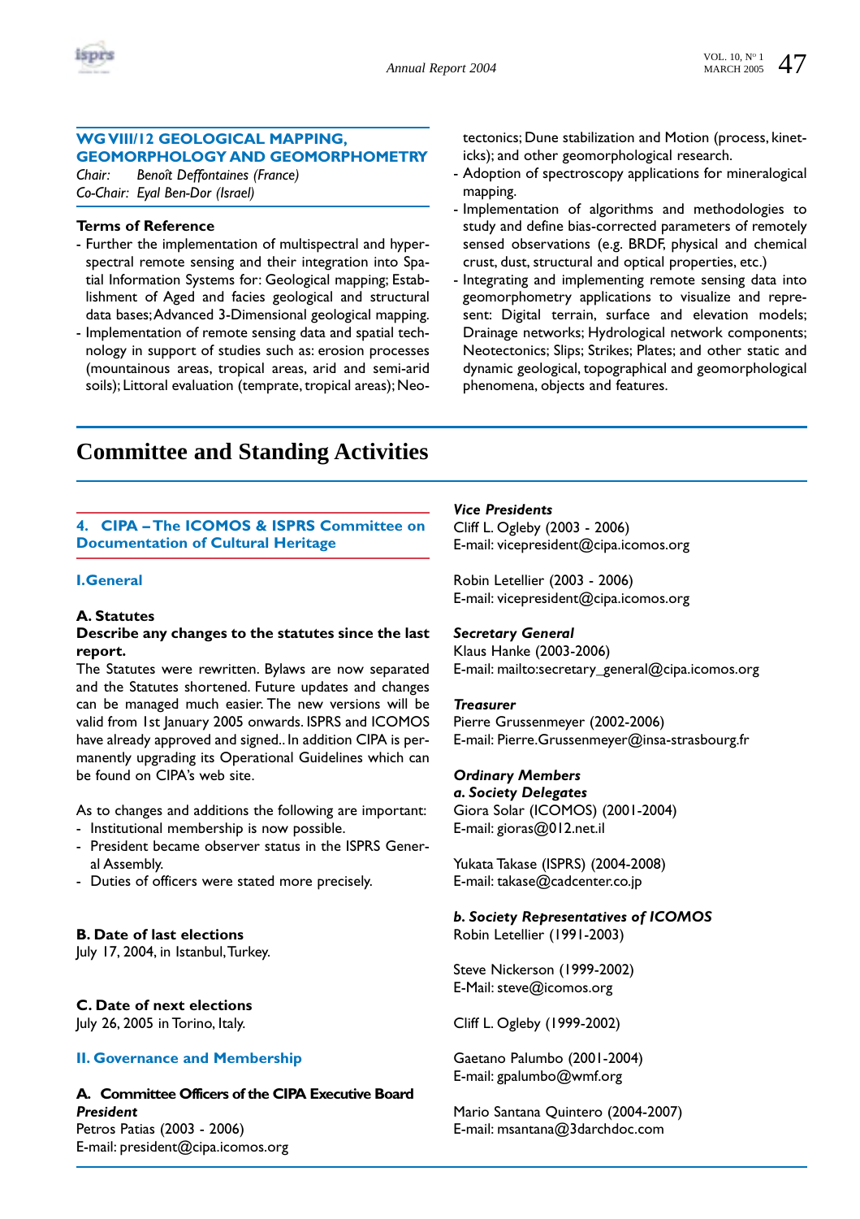### WG VIII/12 GEOLOGICAL MAPPING, GEOMORPHOLOGY AND GEOMORPHOMETRY

*Chair:* *Benoît Deffontaines (France)*
*Co-Chair:* *Eyal Ben-Dor (Israel)*

**Terms of Reference**

- Further the implementation of multispectral and hyperspectral remote sensing and their integration into Spatial Information Systems for: Geological mapping; Establishment of Aged and facies geological and structural data bases; Advanced 3-Dimensional geological mapping.
- Implementation of remote sensing data and spatial technology in support of studies such as: erosion processes (mountainous areas, tropical areas, arid and semi-arid soils); Littoral evaluation (temprate, tropical areas); Neotectonics; Dune stabilization and Motion (process, kineticks); and other geomorphological research.
- Adoption of spectroscopy applications for mineralogical mapping.
- Implementation of algorithms and methodologies to study and define bias-corrected parameters of remotely sensed observations (e.g. BRDF, physical and chemical crust, dust, structural and optical properties, etc.)
- Integrating and implementing remote sensing data into geomorphometry applications to visualize and represent: Digital terrain, surface and elevation models; Drainage networks; Hydrological network components; Neotectonics; Slips; Strikes; Plates; and other static and dynamic geological, topographical and geomorphological phenomena, objects and features.

# Committee and Standing Activities

## 4. CIPA – The ICOMOS & ISPRS Committee on Documentation of Cultural Heritage

### I. General

**A. Statutes**

**Describe any changes to the statutes since the last report.**

The Statutes were rewritten. Bylaws are now separated and the Statutes shortened. Future updates and changes can be managed much easier. The new versions will be valid from 1st January 2005 onwards. ISPRS and ICOMOS have already approved and signed.. In addition CIPA is permanently upgrading its Operational Guidelines which can be found on CIPA's web site.

As to changes and additions the following are important:

- Institutional membership is now possible.
- President became observer status in the ISPRS General Assembly.
- Duties of officers were stated more precisely.

**B. Date of last elections**

July 17, 2004, in Istanbul, Turkey.

**C. Date of next elections**

July 26, 2005 in Torino, Italy.

### II. Governance and Membership

**A. Committee Officers of the CIPA Executive Board**

***President***
Petros Patias (2003 - 2006)
E-mail: president@cipa.icomos.org

***Vice Presidents***
Cliff L. Ogleby (2003 - 2006)
E-mail: vicepresident@cipa.icomos.org

Robin Letellier (2003 - 2006)
E-mail: vicepresident@cipa.icomos.org

***Secretary General***
Klaus Hanke (2003-2006)
E-mail: mailto:secretary_general@cipa.icomos.org

***Treasurer***
Pierre Grussenmeyer (2002-2006)
E-mail: Pierre.Grussenmeyer@insa-strasbourg.fr

***Ordinary Members***

***a. Society Delegates***
Giora Solar (ICOMOS) (2001-2004)
E-mail: gioras@012.net.il

Yukata Takase (ISPRS) (2004-2008)
E-mail: takase@cadcenter.co.jp

***b. Society Representatives of ICOMOS***
Robin Letellier (1991-2003)

Steve Nickerson (1999-2002)
E-Mail: steve@icomos.org

Cliff L. Ogleby (1999-2002)

Gaetano Palumbo (2001-2004)
E-mail: gpalumbo@wmf.org

Mario Santana Quintero (2004-2007)
E-mail: msantana@3darchdoc.com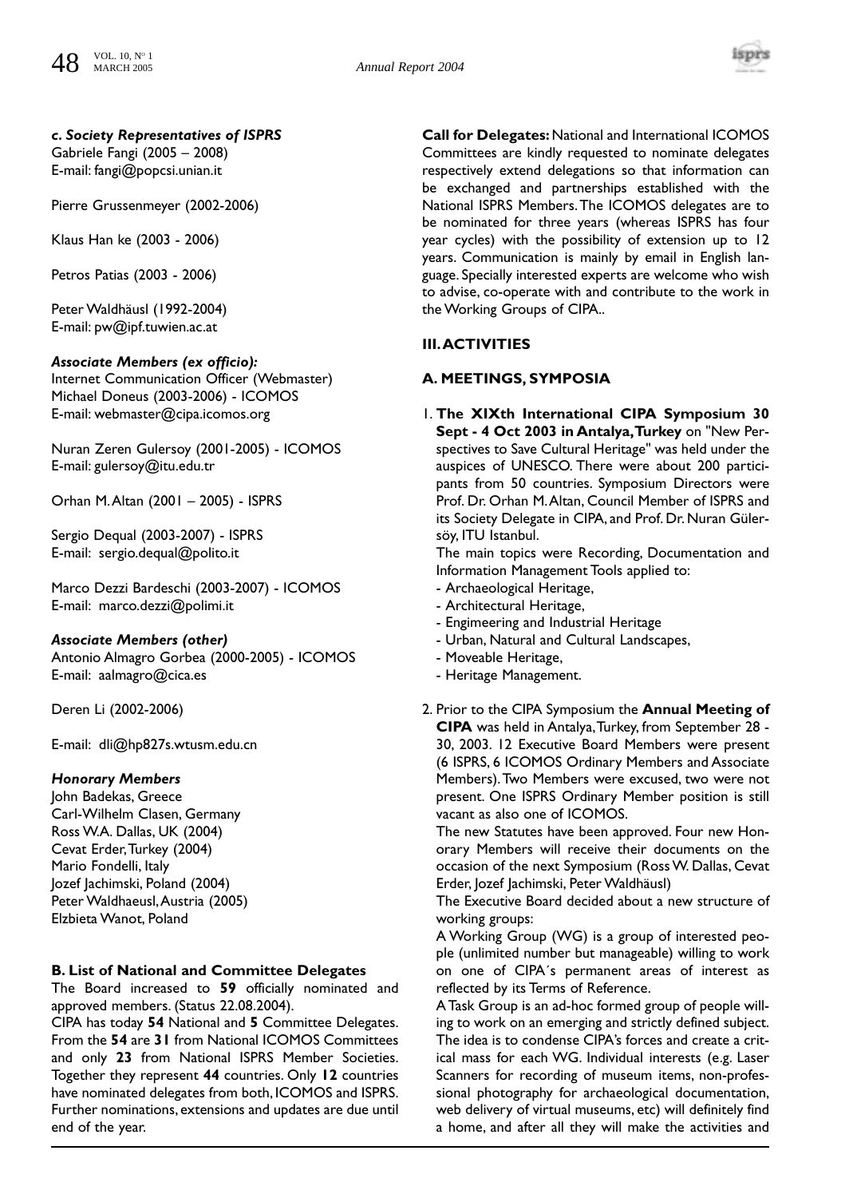### *c. Society Representatives of ISPRS*

Gabriele Fangi (2005 – 2008)
E-mail: fangi@popcsi.unian.it

Pierre Grussenmeyer (2002-2006)

Klaus Han ke (2003 - 2006)

Petros Patias (2003 - 2006)

Peter Waldhäusl (1992-2004)
E-mail: pw@ipf.tuwien.ac.at

#### *Associate Members (ex officio):*

Internet Communication Officer (Webmaster)
Michael Doneus (2003-2006) - ICOMOS
E-mail: webmaster@cipa.icomos.org

Nuran Zeren Gulersoy (2001-2005) - ICOMOS
E-mail: gulersoy@itu.edu.tr

Orhan M. Altan (2001 – 2005) - ISPRS

Sergio Dequal (2003-2007) - ISPRS
E-mail: sergio.dequal@polito.it

Marco Dezzi Bardeschi (2003-2007) - ICOMOS
E-mail: marco.dezzi@polimi.it

#### *Associate Members (other)*

Antonio Almagro Gorbea (2000-2005) - ICOMOS
E-mail: aalmagro@cica.es

Deren Li (2002-2006)

E-mail: dli@hp827s.wtusm.edu.cn

#### *Honorary Members*

John Badekas, Greece
Carl-Wilhelm Clasen, Germany
Ross W.A. Dallas, UK (2004)
Cevat Erder, Turkey (2004)
Mario Fondelli, Italy
Jozef Jachimski, Poland (2004)
Peter Waldhaeusl, Austria (2005)
Elzbieta Wanot, Poland

### B. List of National and Committee Delegates

The Board increased to **59** officially nominated and approved members. (Status 22.08.2004).

CIPA has today **54** National and **5** Committee Delegates. From the **54** are **31** from National ICOMOS Committees and only **23** from National ISPRS Member Societies. Together they represent **44** countries. Only **12** countries have nominated delegates from both, ICOMOS and ISPRS. Further nominations, extensions and updates are due until end of the year.

**Call for Delegates:** National and International ICOMOS Committees are kindly requested to nominate delegates respectively extend delegations so that information can be exchanged and partnerships established with the National ISPRS Members. The ICOMOS delegates are to be nominated for three years (whereas ISPRS has four year cycles) with the possibility of extension up to 12 years. Communication is mainly by email in English language. Specially interested experts are welcome who wish to advise, co-operate with and contribute to the work in the Working Groups of CIPA..

## III. ACTIVITIES

### A. MEETINGS, SYMPOSIA

1. **The XIXth International CIPA Symposium 30 Sept - 4 Oct 2003 in Antalya, Turkey** on "New Perspectives to Save Cultural Heritage" was held under the auspices of UNESCO. There were about 200 participants from 50 countries. Symposium Directors were Prof. Dr. Orhan M. Altan, Council Member of ISPRS and its Society Delegate in CIPA, and Prof. Dr. Nuran Gülersöy, ITU Istanbul.

   The main topics were Recording, Documentation and Information Management Tools applied to:
   - Archaeological Heritage,
   - Architectural Heritage,
   - Engimeering and Industrial Heritage
   - Urban, Natural and Cultural Landscapes,
   - Moveable Heritage,
   - Heritage Management.

2. Prior to the CIPA Symposium the **Annual Meeting of CIPA** was held in Antalya, Turkey, from September 28 - 30, 2003. 12 Executive Board Members were present (6 ISPRS, 6 ICOMOS Ordinary Members and Associate Members). Two Members were excused, two were not present. One ISPRS Ordinary Member position is still vacant as also one of ICOMOS.

   The new Statutes have been approved. Four new Honorary Members will receive their documents on the occasion of the next Symposium (Ross W. Dallas, Cevat Erder, Jozef Jachimski, Peter Waldhäusl)

   The Executive Board decided about a new structure of working groups:

   A Working Group (WG) is a group of interested people (unlimited number but manageable) willing to work on one of CIPA´s permanent areas of interest as reflected by its Terms of Reference.

   A Task Group is an ad-hoc formed group of people willing to work on an emerging and strictly defined subject. The idea is to condense CIPA's forces and create a critical mass for each WG. Individual interests (e.g. Laser Scanners for recording of museum items, non-professional photography for archaeological documentation, web delivery of virtual museums, etc) will definitely find a home, and after all they will make the activities and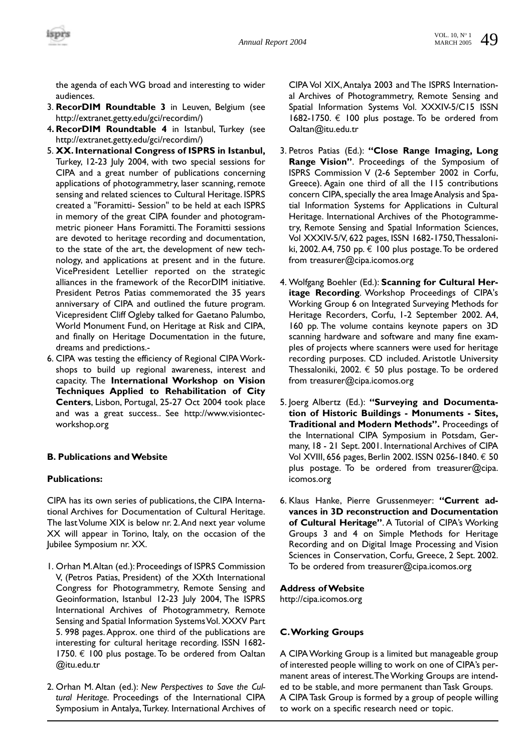the agenda of each WG broad and interesting to wider audiences.

3. **RecorDIM Roundtable 3** in Leuven, Belgium (see http://extranet.getty.edu/gci/recordim/)
4. **RecorDIM Roundtable 4** in Istanbul, Turkey (see http://extranet.getty.edu/gci/recordim/)
5. **XX. International Congress of ISPRS in Istanbul,** Turkey, 12-23 July 2004, with two special sessions for CIPA and a great number of publications concerning applications of photogrammetry, laser scanning, remote sensing and related sciences to Cultural Heritage. ISPRS created a "Foramitti- Session" to be held at each ISPRS in memory of the great CIPA founder and photogrammetric pioneer Hans Foramitti. The Foramitti sessions are devoted to heritage recording and documentation, to the state of the art, the development of new technology, and applications at present and in the future. VicePresident Letellier reported on the strategic alliances in the framework of the RecorDIM initiative. President Petros Patias commemorated the 35 years anniversary of CIPA and outlined the future program. Vicepresident Cliff Ogleby talked for Gaetano Palumbo, World Monument Fund, on Heritage at Risk and CIPA, and finally on Heritage Documentation in the future, dreams and predictions.-
6. CIPA was testing the efficiency of Regional CIPA Workshops to build up regional awareness, interest and capacity. The **International Workshop on Vision Techniques Applied to Rehabilitation of City Centers**, Lisbon, Portugal, 25-27 Oct 2004 took place and was a great success.. See http://www.visiontec-workshop.org

### B. Publications and Website

**Publications:**

CIPA has its own series of publications, the CIPA International Archives for Documentation of Cultural Heritage. The last Volume XIX is below nr. 2. And next year volume XX will appear in Torino, Italy, on the occasion of the Jubilee Symposium nr. XX.

1. Orhan M. Altan (ed.): Proceedings of ISPRS Commission V, (Petros Patias, President) of the XXth International Congress for Photogrammetry, Remote Sensing and Geoinformation, Istanbul 12-23 July 2004, The ISPRS International Archives of Photogrammetry, Remote Sensing and Spatial Information Systems Vol. XXXV Part 5. 998 pages. Approx. one third of the publications are interesting for cultural heritage recording. ISSN 1682-1750. € 100 plus postage. To be ordered from Oaltan@itu.edu.tr
2. Orhan M. Altan (ed.): *New Perspectives to Save the Cultural Heritage*. Proceedings of the International CIPA Symposium in Antalya, Turkey. International Archives of CIPA Vol XIX, Antalya 2003 and The ISPRS International Archives of Photogrammetry, Remote Sensing and Spatial Information Systems Vol. XXXIV-5/C15 ISSN 1682-1750. € 100 plus postage. To be ordered from Oaltan@itu.edu.tr
3. Petros Patias (Ed.): **"Close Range Imaging, Long Range Vision"**. Proceedings of the Symposium of ISPRS Commission V (2-6 September 2002 in Corfu, Greece). Again one third of all the 115 contributions concern CIPA, specially the area Image Analysis and Spatial Information Systems for Applications in Cultural Heritage. International Archives of the Photogrammetry, Remote Sensing and Spatial Information Sciences, Vol XXXIV-5/V, 622 pages, ISSN 1682-1750, Thessaloniki, 2002. A4, 750 pp. € 100 plus postage. To be ordered from treasurer@cipa.icomos.org
4. Wolfgang Boehler (Ed.): **Scanning for Cultural Heritage Recording**. Workshop Proceedings of CIPA's Working Group 6 on Integrated Surveying Methods for Heritage Recorders, Corfu, 1-2 September 2002. A4, 160 pp. The volume contains keynote papers on 3D scanning hardware and software and many fine examples of projects where scanners were used for heritage recording purposes. CD included. Aristotle University Thessaloniki, 2002. € 50 plus postage. To be ordered from treasurer@cipa.icomos.org
5. Joerg Albertz (Ed.): **"Surveying and Documentation of Historic Buildings - Monuments - Sites, Traditional and Modern Methods".** Proceedings of the International CIPA Symposium in Potsdam, Germany, 18 - 21 Sept. 2001. International Archives of CIPA Vol XVIII, 656 pages, Berlin 2002. ISSN 0256-1840. € 50 plus postage. To be ordered from treasurer@cipa.icomos.org
6. Klaus Hanke, Pierre Grussenmeyer: **"Current advances in 3D reconstruction and Documentation of Cultural Heritage"**. A Tutorial of CIPA's Working Groups 3 and 4 on Simple Methods for Heritage Recording and on Digital Image Processing and Vision Sciences in Conservation, Corfu, Greece, 2 Sept. 2002. To be ordered from treasurer@cipa.icomos.org

**Address of Website**
http://cipa.icomos.org

### C. Working Groups

A CIPA Working Group is a limited but manageable group of interested people willing to work on one of CIPA's permanent areas of interest. The Working Groups are intended to be stable, and more permanent than Task Groups.
A CIPA Task Group is formed by a group of people willing to work on a specific research need or topic.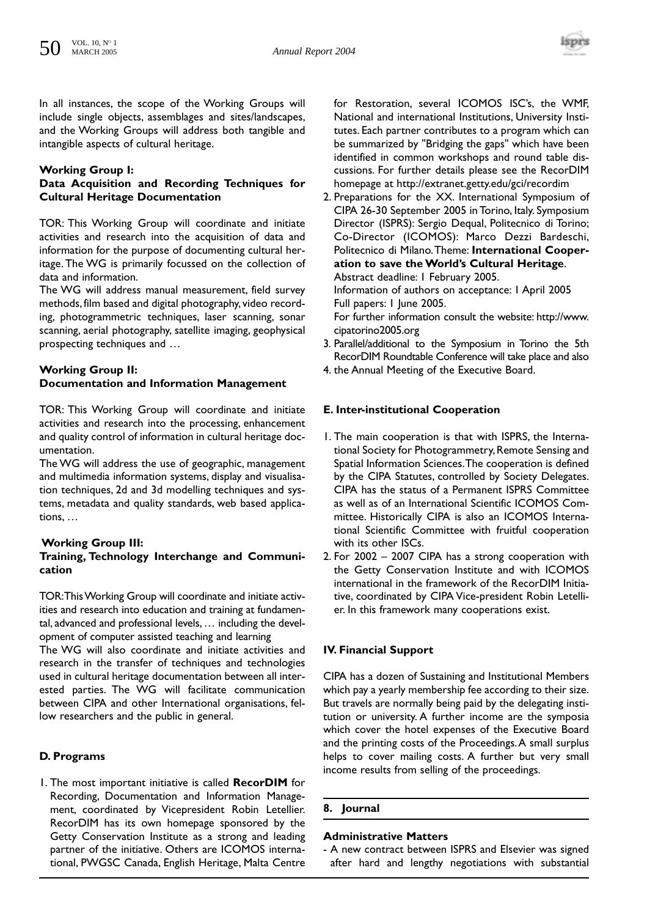In all instances, the scope of the Working Groups will include single objects, assemblages and sites/landscapes, and the Working Groups will address both tangible and intangible aspects of cultural heritage.

**Working Group I:**
**Data Acquisition and Recording Techniques for Cultural Heritage Documentation**

TOR: This Working Group will coordinate and initiate activities and research into the acquisition of data and information for the purpose of documenting cultural heritage. The WG is primarily focussed on the collection of data and information.

The WG will address manual measurement, field survey methods, film based and digital photography, video recording, photogrammetric techniques, laser scanning, sonar scanning, aerial photography, satellite imaging, geophysical prospecting techniques and …

**Working Group II:**
**Documentation and Information Management**

TOR: This Working Group will coordinate and initiate activities and research into the processing, enhancement and quality control of information in cultural heritage documentation.

The WG will address the use of geographic, management and multimedia information systems, display and visualisation techniques, 2d and 3d modelling techniques and systems, metadata and quality standards, web based applications, …

**Working Group III:**
**Training, Technology Interchange and Communication**

TOR: This Working Group will coordinate and initiate activities and research into education and training at fundamental, advanced and professional levels, … including the development of computer assisted teaching and learning

The WG will also coordinate and initiate activities and research in the transfer of techniques and technologies used in cultural heritage documentation between all interested parties. The WG will facilitate communication between CIPA and other International organisations, fellow researchers and the public in general.

**D. Programs**

1. The most important initiative is called **RecorDIM** for Recording, Documentation and Information Management, coordinated by Vicepresident Robin Letellier. RecorDIM has its own homepage sponsored by the Getty Conservation Institute as a strong and leading partner of the initiative. Others are ICOMOS international, PWGSC Canada, English Heritage, Malta Centre for Restoration, several ICOMOS ISC's, the WMF, National and international Institutions, University Institutes. Each partner contributes to a program which can be summarized by "Bridging the gaps" which have been identified in common workshops and round table discussions. For further details please see the RecorDIM homepage at http://extranet.getty.edu/gci/recordim
2. Preparations for the XX. International Symposium of CIPA 26-30 September 2005 in Torino, Italy. Symposium Director (ISPRS): Sergio Dequal, Politecnico di Torino; Co-Director (ICOMOS): Marco Dezzi Bardeschi, Politecnico di Milano. Theme: **International Cooperation to save the World's Cultural Heritage**.
   Abstract deadline: 1 February 2005.
   Information of authors on acceptance: 1 April 2005
   Full papers: 1 June 2005.
   For further information consult the website: http://www.cipatorino2005.org
3. Parallel/additional to the Symposium in Torino the 5th RecorDIM Roundtable Conference will take place and also
4. the Annual Meeting of the Executive Board.

**E. Inter-institutional Cooperation**

1. The main cooperation is that with ISPRS, the International Society for Photogrammetry, Remote Sensing and Spatial Information Sciences. The cooperation is defined by the CIPA Statutes, controlled by Society Delegates. CIPA has the status of a Permanent ISPRS Committee as well as of an International Scientific ICOMOS Committee. Historically CIPA is also an ICOMOS International Scientific Committee with fruitful cooperation with its other ISCs.
2. For 2002 – 2007 CIPA has a strong cooperation with the Getty Conservation Institute and with ICOMOS international in the framework of the RecorDIM Initiative, coordinated by CIPA Vice-president Robin Letellier. In this framework many cooperations exist.

**IV. Financial Support**

CIPA has a dozen of Sustaining and Institutional Members which pay a yearly membership fee according to their size. But travels are normally being paid by the delegating institution or university. A further income are the symposia which cover the hotel expenses of the Executive Board and the printing costs of the Proceedings. A small surplus helps to cover mailing costs. A further but very small income results from selling of the proceedings.

## 8. Journal

**Administrative Matters**

- A new contract between ISPRS and Elsevier was signed after hard and lengthy negotiations with substantial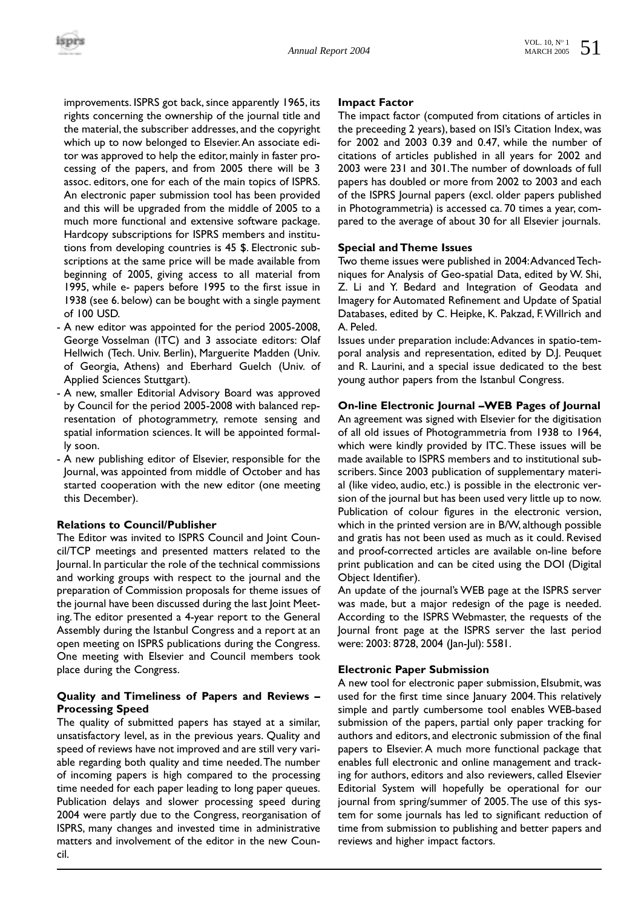improvements. ISPRS got back, since apparently 1965, its rights concerning the ownership of the journal title and the material, the subscriber addresses, and the copyright which up to now belonged to Elsevier. An associate editor was approved to help the editor, mainly in faster processing of the papers, and from 2005 there will be 3 assoc. editors, one for each of the main topics of ISPRS. An electronic paper submission tool has been provided and this will be upgraded from the middle of 2005 to a much more functional and extensive software package. Hardcopy subscriptions for ISPRS members and institutions from developing countries is 45 $. Electronic subscriptions at the same price will be made available from beginning of 2005, giving access to all material from 1995, while e- papers before 1995 to the first issue in 1938 (see 6. below) can be bought with a single payment of 100 USD.

- A new editor was appointed for the period 2005-2008, George Vosselman (ITC) and 3 associate editors: Olaf Hellwich (Tech. Univ. Berlin), Marguerite Madden (Univ. of Georgia, Athens) and Eberhard Guelch (Univ. of Applied Sciences Stuttgart).
- A new, smaller Editorial Advisory Board was approved by Council for the period 2005-2008 with balanced representation of photogrammetry, remote sensing and spatial information sciences. It will be appointed formally soon.
- A new publishing editor of Elsevier, responsible for the Journal, was appointed from middle of October and has started cooperation with the new editor (one meeting this December).

**Relations to Council/Publisher**

The Editor was invited to ISPRS Council and Joint Council/TCP meetings and presented matters related to the Journal. In particular the role of the technical commissions and working groups with respect to the journal and the preparation of Commission proposals for theme issues of the journal have been discussed during the last Joint Meeting. The editor presented a 4-year report to the General Assembly during the Istanbul Congress and a report at an open meeting on ISPRS publications during the Congress. One meeting with Elsevier and Council members took place during the Congress.

**Quality and Timeliness of Papers and Reviews – Processing Speed**

The quality of submitted papers has stayed at a similar, unsatisfactory level, as in the previous years. Quality and speed of reviews have not improved and are still very variable regarding both quality and time needed. The number of incoming papers is high compared to the processing time needed for each paper leading to long paper queues. Publication delays and slower processing speed during 2004 were partly due to the Congress, reorganisation of ISPRS, many changes and invested time in administrative matters and involvement of the editor in the new Council.

**Impact Factor**

The impact factor (computed from citations of articles in the preceeding 2 years), based on ISI's Citation Index, was for 2002 and 2003 0.39 and 0.47, while the number of citations of articles published in all years for 2002 and 2003 were 231 and 301. The number of downloads of full papers has doubled or more from 2002 to 2003 and each of the ISPRS Journal papers (excl. older papers published in Photogrammetria) is accessed ca. 70 times a year, compared to the average of about 30 for all Elsevier journals.

**Special and Theme Issues**

Two theme issues were published in 2004: Advanced Techniques for Analysis of Geo-spatial Data, edited by W. Shi, Z. Li and Y. Bedard and Integration of Geodata and Imagery for Automated Refinement and Update of Spatial Databases, edited by C. Heipke, K. Pakzad, F. Willrich and A. Peled.

Issues under preparation include: Advances in spatio-temporal analysis and representation, edited by D.J. Peuquet and R. Laurini, and a special issue dedicated to the best young author papers from the Istanbul Congress.

**On-line Electronic Journal –WEB Pages of Journal**

An agreement was signed with Elsevier for the digitisation of all old issues of Photogrammetria from 1938 to 1964, which were kindly provided by ITC. These issues will be made available to ISPRS members and to institutional subscribers. Since 2003 publication of supplementary material (like video, audio, etc.) is possible in the electronic version of the journal but has been used very little up to now. Publication of colour figures in the electronic version, which in the printed version are in B/W, although possible and gratis has not been used as much as it could. Revised and proof-corrected articles are available on-line before print publication and can be cited using the DOI (Digital Object Identifier).

An update of the journal's WEB page at the ISPRS server was made, but a major redesign of the page is needed. According to the ISPRS Webmaster, the requests of the Journal front page at the ISPRS server the last period were: 2003: 8728, 2004 (Jan-Jul): 5581.

**Electronic Paper Submission**

A new tool for electronic paper submission, Elsubmit, was used for the first time since January 2004. This relatively simple and partly cumbersome tool enables WEB-based submission of the papers, partial only paper tracking for authors and editors, and electronic submission of the final papers to Elsevier. A much more functional package that enables full electronic and online management and tracking for authors, editors and also reviewers, called Elsevier Editorial System will hopefully be operational for our journal from spring/summer of 2005. The use of this system for some journals has led to significant reduction of time from submission to publishing and better papers and reviews and higher impact factors.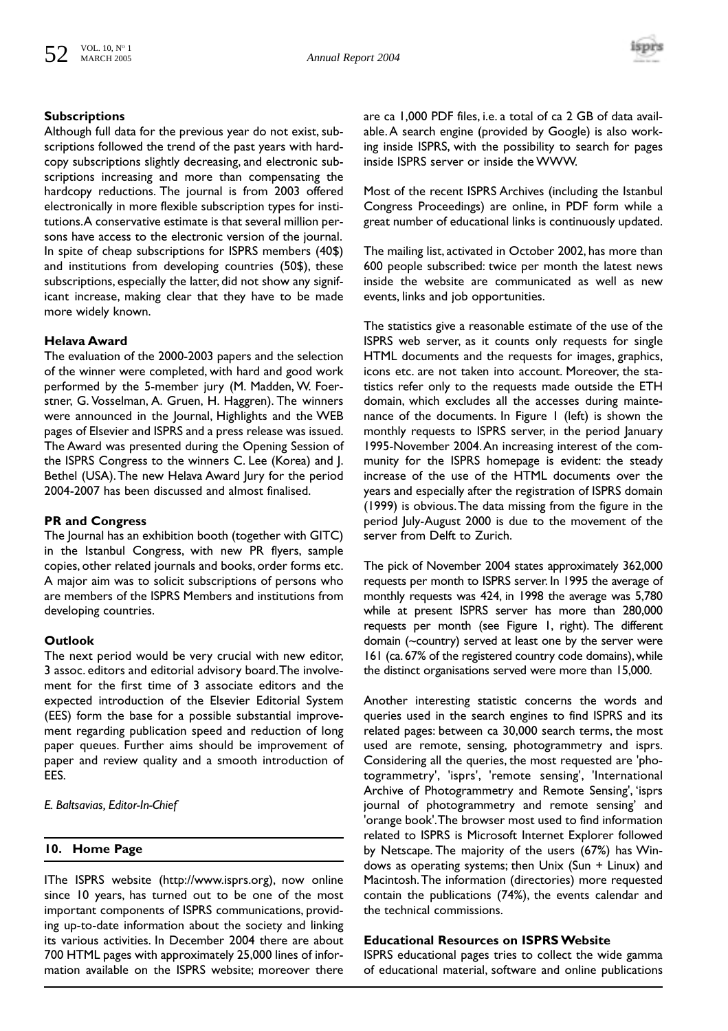### Subscriptions

Although full data for the previous year do not exist, subscriptions followed the trend of the past years with hardcopy subscriptions slightly decreasing, and electronic subscriptions increasing and more than compensating the hardcopy reductions. The journal is from 2003 offered electronically in more flexible subscription types for institutions. A conservative estimate is that several million persons have access to the electronic version of the journal. In spite of cheap subscriptions for ISPRS members (40$) and institutions from developing countries (50$), these subscriptions, especially the latter, did not show any significant increase, making clear that they have to be made more widely known.

### Helava Award

The evaluation of the 2000-2003 papers and the selection of the winner were completed, with hard and good work performed by the 5-member jury (M. Madden, W. Foerstner, G. Vosselman, A. Gruen, H. Haggren). The winners were announced in the Journal, Highlights and the WEB pages of Elsevier and ISPRS and a press release was issued. The Award was presented during the Opening Session of the ISPRS Congress to the winners C. Lee (Korea) and J. Bethel (USA). The new Helava Award Jury for the period 2004-2007 has been discussed and almost finalised.

### PR and Congress

The Journal has an exhibition booth (together with GITC) in the Istanbul Congress, with new PR flyers, sample copies, other related journals and books, order forms etc. A major aim was to solicit subscriptions of persons who are members of the ISPRS Members and institutions from developing countries.

### Outlook

The next period would be very crucial with new editor, 3 assoc. editors and editorial advisory board. The involvement for the first time of 3 associate editors and the expected introduction of the Elsevier Editorial System (EES) form the base for a possible substantial improvement regarding publication speed and reduction of long paper queues. Further aims should be improvement of paper and review quality and a smooth introduction of EES.

*E. Baltsavias, Editor-In-Chief*

## 10. Home Page

IThe ISPRS website (http://www.isprs.org), now online since 10 years, has turned out to be one of the most important components of ISPRS communications, providing up-to-date information about the society and linking its various activities. In December 2004 there are about 700 HTML pages with approximately 25,000 lines of information available on the ISPRS website; moreover there are ca 1,000 PDF files, i.e. a total of ca 2 GB of data available. A search engine (provided by Google) is also working inside ISPRS, with the possibility to search for pages inside ISPRS server or inside the WWW.

Most of the recent ISPRS Archives (including the Istanbul Congress Proceedings) are online, in PDF form while a great number of educational links is continuously updated.

The mailing list, activated in October 2002, has more than 600 people subscribed: twice per month the latest news inside the website are communicated as well as new events, links and job opportunities.

The statistics give a reasonable estimate of the use of the ISPRS web server, as it counts only requests for single HTML documents and the requests for images, graphics, icons etc. are not taken into account. Moreover, the statistics refer only to the requests made outside the ETH domain, which excludes all the accesses during maintenance of the documents. In Figure 1 (left) is shown the monthly requests to ISPRS server, in the period January 1995-November 2004. An increasing interest of the community for the ISPRS homepage is evident: the steady increase of the use of the HTML documents over the years and especially after the registration of ISPRS domain (1999) is obvious. The data missing from the figure in the period July-August 2000 is due to the movement of the server from Delft to Zurich.

The pick of November 2004 states approximately 362,000 requests per month to ISPRS server. In 1995 the average of monthly requests was 424, in 1998 the average was 5,780 while at present ISPRS server has more than 280,000 requests per month (see Figure 1, right). The different domain (~country) served at least one by the server were 161 (ca. 67% of the registered country code domains), while the distinct organisations served were more than 15,000.

Another interesting statistic concerns the words and queries used in the search engines to find ISPRS and its related pages: between ca 30,000 search terms, the most used are remote, sensing, photogrammetry and isprs. Considering all the queries, the most requested are 'photogrammetry', 'isprs', 'remote sensing', 'International Archive of Photogrammetry and Remote Sensing', 'isprs journal of photogrammetry and remote sensing' and 'orange book'. The browser most used to find information related to ISPRS is Microsoft Internet Explorer followed by Netscape. The majority of the users (67%) has Windows as operating systems; then Unix (Sun + Linux) and Macintosh. The information (directories) more requested contain the publications (74%), the events calendar and the technical commissions.

### Educational Resources on ISPRS Website

ISPRS educational pages tries to collect the wide gamma of educational material, software and online publications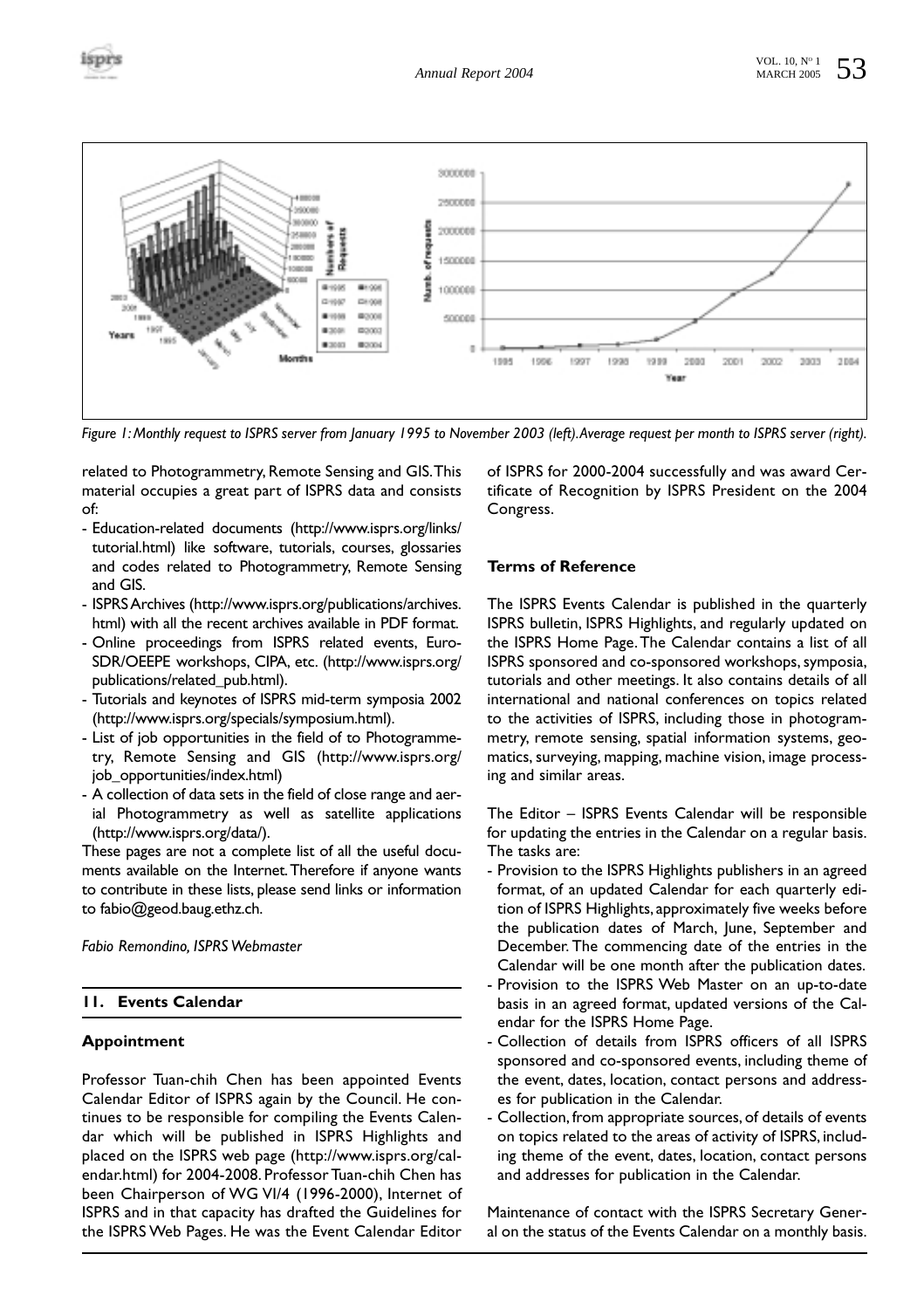Figure 1: Monthly request to ISPRS server from January 1995 to November 2003 (left). Average request per month to ISPRS server (right).

related to Photogrammetry, Remote Sensing and GIS. This material occupies a great part of ISPRS data and consists of:

- Education-related documents (http://www.isprs.org/links/tutorial.html) like software, tutorials, courses, glossaries and codes related to Photogrammetry, Remote Sensing and GIS.
- ISPRS Archives (http://www.isprs.org/publications/archives.html) with all the recent archives available in PDF format.
- Online proceedings from ISPRS related events, Euro-SDR/OEEPE workshops, CIPA, etc. (http://www.isprs.org/publications/related_pub.html).
- Tutorials and keynotes of ISPRS mid-term symposia 2002 (http://www.isprs.org/specials/symposium.html).
- List of job opportunities in the field of to Photogrammetry, Remote Sensing and GIS (http://www.isprs.org/job_opportunities/index.html)
- A collection of data sets in the field of close range and aerial Photogrammetry as well as satellite applications (http://www.isprs.org/data/).

These pages are not a complete list of all the useful documents available on the Internet. Therefore if anyone wants to contribute in these lists, please send links or information to fabio@geod.baug.ethz.ch.

*Fabio Remondino, ISPRS Webmaster*

## 11. Events Calendar

### Appointment

Professor Tuan-chih Chen has been appointed Events Calendar Editor of ISPRS again by the Council. He continues to be responsible for compiling the Events Calendar which will be published in ISPRS Highlights and placed on the ISPRS web page (http://www.isprs.org/calendar.html) for 2004-2008. Professor Tuan-chih Chen has been Chairperson of WG VI/4 (1996-2000), Internet of ISPRS and in that capacity has drafted the Guidelines for the ISPRS Web Pages. He was the Event Calendar Editor of ISPRS for 2000-2004 successfully and was award Certificate of Recognition by ISPRS President on the 2004 Congress.

### Terms of Reference

The ISPRS Events Calendar is published in the quarterly ISPRS bulletin, ISPRS Highlights, and regularly updated on the ISPRS Home Page. The Calendar contains a list of all ISPRS sponsored and co-sponsored workshops, symposia, tutorials and other meetings. It also contains details of all international and national conferences on topics related to the activities of ISPRS, including those in photogrammetry, remote sensing, spatial information systems, geomatics, surveying, mapping, machine vision, image processing and similar areas.

The Editor – ISPRS Events Calendar will be responsible for updating the entries in the Calendar on a regular basis. The tasks are:

- Provision to the ISPRS Highlights publishers in an agreed format, of an updated Calendar for each quarterly edition of ISPRS Highlights, approximately five weeks before the publication dates of March, June, September and December. The commencing date of the entries in the Calendar will be one month after the publication dates.
- Provision to the ISPRS Web Master on an up-to-date basis in an agreed format, updated versions of the Calendar for the ISPRS Home Page.
- Collection of details from ISPRS officers of all ISPRS sponsored and co-sponsored events, including theme of the event, dates, location, contact persons and addresses for publication in the Calendar.
- Collection, from appropriate sources, of details of events on topics related to the areas of activity of ISPRS, including theme of the event, dates, location, contact persons and addresses for publication in the Calendar.

Maintenance of contact with the ISPRS Secretary General on the status of the Events Calendar on a monthly basis.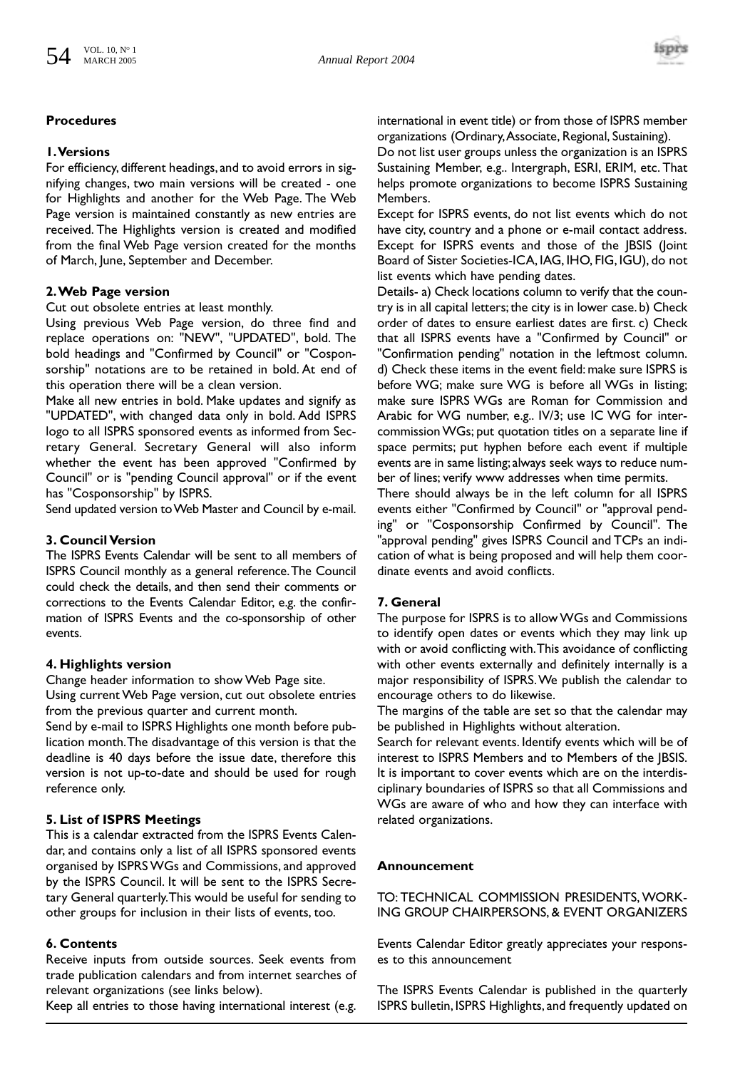## Procedures

### 1. Versions

For efficiency, different headings, and to avoid errors in signifying changes, two main versions will be created - one for Highlights and another for the Web Page. The Web Page version is maintained constantly as new entries are received. The Highlights version is created and modified from the final Web Page version created for the months of March, June, September and December.

### 2. Web Page version

Cut out obsolete entries at least monthly.

Using previous Web Page version, do three find and replace operations on: "NEW", "UPDATED", bold. The bold headings and "Confirmed by Council" or "Cosponsorship" notations are to be retained in bold. At end of this operation there will be a clean version.

Make all new entries in bold. Make updates and signify as "UPDATED", with changed data only in bold. Add ISPRS logo to all ISPRS sponsored events as informed from Secretary General. Secretary General will also inform whether the event has been approved "Confirmed by Council" or is "pending Council approval" or if the event has "Cosponsorship" by ISPRS.

Send updated version to Web Master and Council by e-mail.

### 3. Council Version

The ISPRS Events Calendar will be sent to all members of ISPRS Council monthly as a general reference. The Council could check the details, and then send their comments or corrections to the Events Calendar Editor, e.g. the confirmation of ISPRS Events and the co-sponsorship of other events.

### 4. Highlights version

Change header information to show Web Page site.

Using current Web Page version, cut out obsolete entries from the previous quarter and current month.

Send by e-mail to ISPRS Highlights one month before publication month. The disadvantage of this version is that the deadline is 40 days before the issue date, therefore this version is not up-to-date and should be used for rough reference only.

### 5. List of ISPRS Meetings

This is a calendar extracted from the ISPRS Events Calendar, and contains only a list of all ISPRS sponsored events organised by ISPRS WGs and Commissions, and approved by the ISPRS Council. It will be sent to the ISPRS Secretary General quarterly. This would be useful for sending to other groups for inclusion in their lists of events, too.

### 6. Contents

Receive inputs from outside sources. Seek events from trade publication calendars and from internet searches of relevant organizations (see links below).

Keep all entries to those having international interest (e.g. international in event title) or from those of ISPRS member organizations (Ordinary, Associate, Regional, Sustaining).

Do not list user groups unless the organization is an ISPRS Sustaining Member, e.g.. Intergraph, ESRI, ERIM, etc. That helps promote organizations to become ISPRS Sustaining Members.

Except for ISPRS events, do not list events which do not have city, country and a phone or e-mail contact address. Except for ISPRS events and those of the JBSIS (Joint Board of Sister Societies-ICA, IAG, IHO, FIG, IGU), do not list events which have pending dates.

Details- a) Check locations column to verify that the country is in all capital letters; the city is in lower case. b) Check order of dates to ensure earliest dates are first. c) Check that all ISPRS events have a "Confirmed by Council" or "Confirmation pending" notation in the leftmost column. d) Check these items in the event field: make sure ISPRS is before WG; make sure WG is before all WGs in listing; make sure ISPRS WGs are Roman for Commission and Arabic for WG number, e.g.. IV/3; use IC WG for intercommission WGs; put quotation titles on a separate line if space permits; put hyphen before each event if multiple events are in same listing; always seek ways to reduce number of lines; verify www addresses when time permits.

There should always be in the left column for all ISPRS events either "Confirmed by Council" or "approval pending" or "Cosponsorship Confirmed by Council". The "approval pending" gives ISPRS Council and TCPs an indication of what is being proposed and will help them coordinate events and avoid conflicts.

### 7. General

The purpose for ISPRS is to allow WGs and Commissions to identify open dates or events which they may link up with or avoid conflicting with. This avoidance of conflicting with other events externally and definitely internally is a major responsibility of ISPRS. We publish the calendar to encourage others to do likewise.

The margins of the table are set so that the calendar may be published in Highlights without alteration.

Search for relevant events. Identify events which will be of interest to ISPRS Members and to Members of the JBSIS. It is important to cover events which are on the interdisciplinary boundaries of ISPRS so that all Commissions and WGs are aware of who and how they can interface with related organizations.

## Announcement

TO: TECHNICAL COMMISSION PRESIDENTS, WORKING GROUP CHAIRPERSONS, & EVENT ORGANIZERS

Events Calendar Editor greatly appreciates your responses to this announcement

The ISPRS Events Calendar is published in the quarterly ISPRS bulletin, ISPRS Highlights, and frequently updated on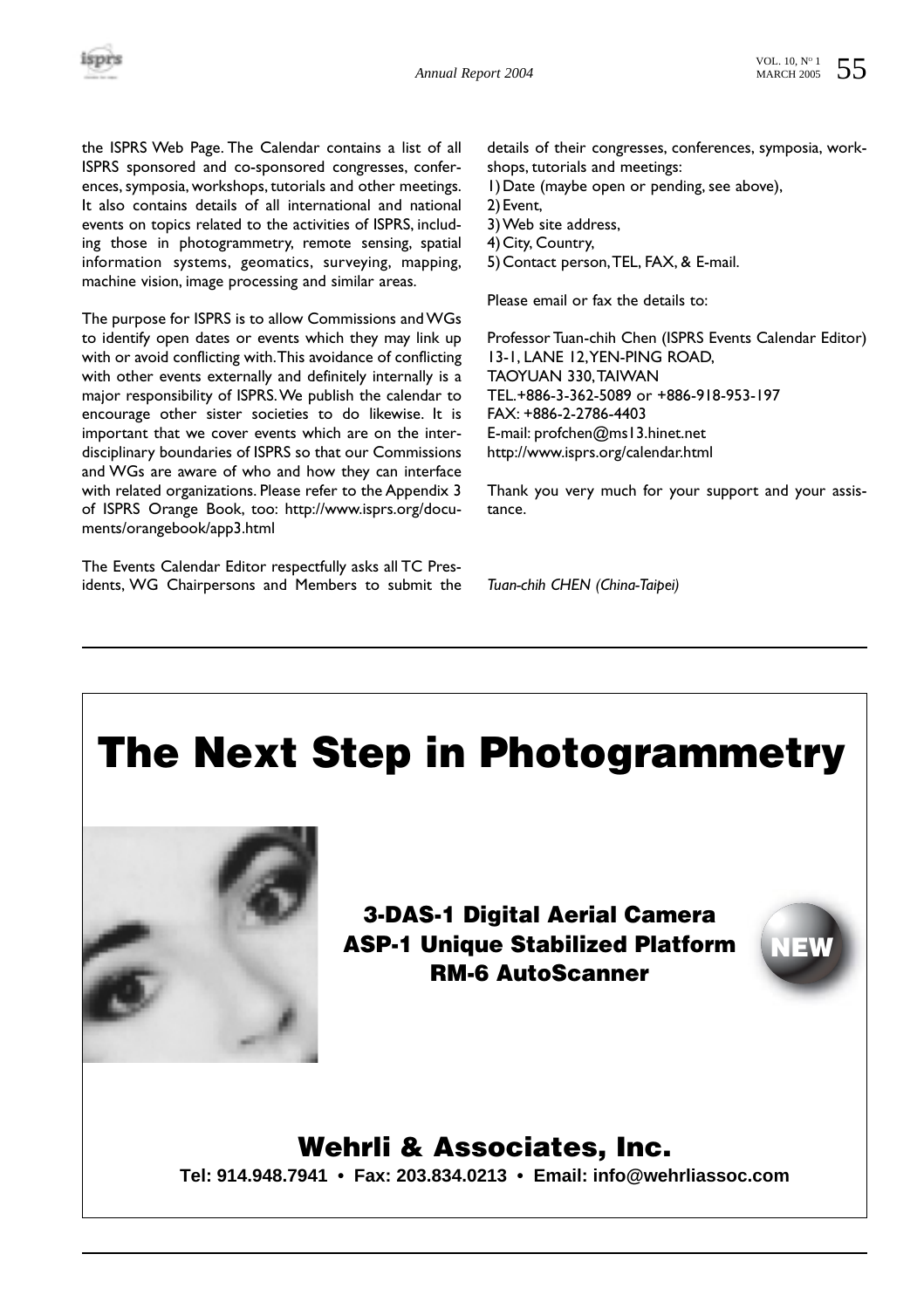the ISPRS Web Page. The Calendar contains a list of all ISPRS sponsored and co-sponsored congresses, conferences, symposia, workshops, tutorials and other meetings. It also contains details of all international and national events on topics related to the activities of ISPRS, including those in photogrammetry, remote sensing, spatial information systems, geomatics, surveying, mapping, machine vision, image processing and similar areas.

The purpose for ISPRS is to allow Commissions and WGs to identify open dates or events which they may link up with or avoid conflicting with. This avoidance of conflicting with other events externally and definitely internally is a major responsibility of ISPRS. We publish the calendar to encourage other sister societies to do likewise. It is important that we cover events which are on the interdisciplinary boundaries of ISPRS so that our Commissions and WGs are aware of who and how they can interface with related organizations. Please refer to the Appendix 3 of ISPRS Orange Book, too: http://www.isprs.org/documents/orangebook/app3.html

The Events Calendar Editor respectfully asks all TC Presidents, WG Chairpersons and Members to submit the details of their congresses, conferences, symposia, workshops, tutorials and meetings:

1) Date (maybe open or pending, see above),
2) Event,
3) Web site address,
4) City, Country,
5) Contact person, TEL, FAX, & E-mail.

Please email or fax the details to:

Professor Tuan-chih Chen (ISPRS Events Calendar Editor)
13-1, LANE 12, YEN-PING ROAD,
TAOYUAN 330, TAIWAN
TEL.+886-3-362-5089 or +886-918-953-197
FAX: +886-2-2786-4403
E-mail: profchen@ms13.hinet.net
http://www.isprs.org/calendar.html

Thank you very much for your support and your assistance.

*Tuan-chih CHEN (China-Taipei)*

# The Next Step in Photogrammetry

**3-DAS-1 Digital Aerial Camera**
**ASP-1 Unique Stabilized Platform**
**RM-6 AutoScanner**

NEW

## Wehrli & Associates, Inc.

**Tel: 914.948.7941 • Fax: 203.834.0213 • Email: info@wehrliassoc.com**